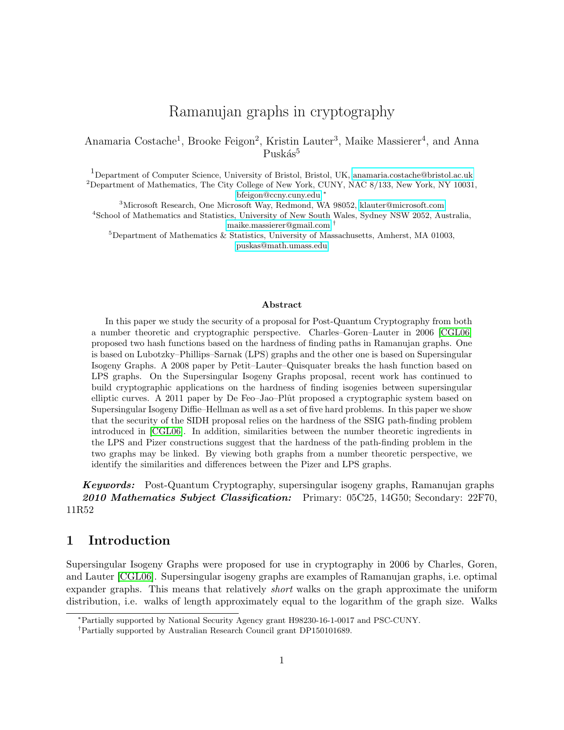# Ramanujan graphs in cryptography

Anamaria Costache[1], Brooke Feigon[2], Kristin Lauter[3], Maike Massierer[4], and Anna Puskás[5]

[1]Department of Computer Science, University of Bristol, Bristol, UK, anamaria.costache@bristol.ac.uk

[2]Department of Mathematics, The City College of New York, CUNY, NAC 8/133, New York, NY 10031, bfeigon@ccny.cuny.edu [*]

[3]Microsoft Research, One Microsoft Way, Redmond, WA 98052, klauter@microsoft.com

[4]School of Mathematics and Statistics, University of New South Wales, Sydney NSW 2052, Australia, maike.massierer@gmail.com [†]

[5]Department of Mathematics & Statistics, University of Massachusetts, Amherst, MA 01003, puskas@math.umass.edu

### Abstract

In this paper we study the security of a proposal for Post-Quantum Cryptography from both a number theoretic and cryptographic perspective. Charles–Goren–Lauter in 2006 [CGL06] proposed two hash functions based on the hardness of finding paths in Ramanujan graphs. One is based on Lubotzky–Phillips–Sarnak (LPS) graphs and the other one is based on Supersingular Isogeny Graphs. A 2008 paper by Petit–Lauter–Quisquater breaks the hash function based on LPS graphs. On the Supersingular Isogeny Graphs proposal, recent work has continued to build cryptographic applications on the hardness of finding isogenies between supersingular elliptic curves. A 2011 paper by De Feo–Jao–Plût proposed a cryptographic system based on Supersingular Isogeny Diffie–Hellman as well as a set of five hard problems. In this paper we show that the security of the SIDH proposal relies on the hardness of the SSIG path-finding problem introduced in [CGL06]. In addition, similarities between the number theoretic ingredients in the LPS and Pizer constructions suggest that the hardness of the path-finding problem in the two graphs may be linked. By viewing both graphs from a number theoretic perspective, we identify the similarities and differences between the Pizer and LPS graphs.

***Keywords:*** Post-Quantum Cryptography, supersingular isogeny graphs, Ramanujan graphs
***2010 Mathematics Subject Classification:*** Primary: 05C25, 14G50; Secondary: 22F70, 11R52

## 1 Introduction

Supersingular Isogeny Graphs were proposed for use in cryptography in 2006 by Charles, Goren, and Lauter [CGL06]. Supersingular isogeny graphs are examples of Ramanujan graphs, i.e. optimal expander graphs. This means that relatively *short* walks on the graph approximate the uniform distribution, i.e. walks of length approximately equal to the logarithm of the graph size. Walks

[*]Partially supported by National Security Agency grant H98230-16-1-0017 and PSC-CUNY.

[†]Partially supported by Australian Research Council grant DP150101689.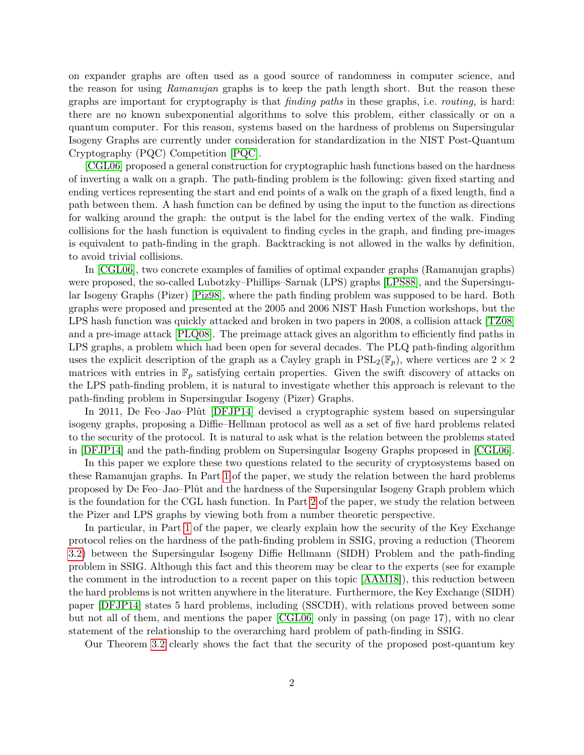on expander graphs are often used as a good source of randomness in computer science, and the reason for using *Ramanujan* graphs is to keep the path length short. But the reason these graphs are important for cryptography is that *finding paths* in these graphs, i.e. *routing,* is hard: there are no known subexponential algorithms to solve this problem, either classically or on a quantum computer. For this reason, systems based on the hardness of problems on Supersingular Isogeny Graphs are currently under consideration for standardization in the NIST Post-Quantum Cryptography (PQC) Competition [PQC].

[CGL06] proposed a general construction for cryptographic hash functions based on the hardness of inverting a walk on a graph. The path-finding problem is the following: given fixed starting and ending vertices representing the start and end points of a walk on the graph of a fixed length, find a path between them. A hash function can be defined by using the input to the function as directions for walking around the graph: the output is the label for the ending vertex of the walk. Finding collisions for the hash function is equivalent to finding cycles in the graph, and finding pre-images is equivalent to path-finding in the graph. Backtracking is not allowed in the walks by definition, to avoid trivial collisions.

In [CGL06], two concrete examples of families of optimal expander graphs (Ramanujan graphs) were proposed, the so-called Lubotzky–Phillips–Sarnak (LPS) graphs [LPS88], and the Supersingular Isogeny Graphs (Pizer) [Piz98], where the path finding problem was supposed to be hard. Both graphs were proposed and presented at the 2005 and 2006 NIST Hash Function workshops, but the LPS hash function was quickly attacked and broken in two papers in 2008, a collision attack [TZ08] and a pre-image attack [PLQ08]. The preimage attack gives an algorithm to efficiently find paths in LPS graphs, a problem which had been open for several decades. The PLQ path-finding algorithm uses the explicit description of the graph as a Cayley graph in $\mathrm{PSL}_2(\mathbb{F}_p)$, where vertices are $2 \times 2$ matrices with entries in $\mathbb{F}_p$ satisfying certain properties. Given the swift discovery of attacks on the LPS path-finding problem, it is natural to investigate whether this approach is relevant to the path-finding problem in Supersingular Isogeny (Pizer) Graphs.

In 2011, De Feo–Jao–Plût [DFJP14] devised a cryptographic system based on supersingular isogeny graphs, proposing a Diffie–Hellman protocol as well as a set of five hard problems related to the security of the protocol. It is natural to ask what is the relation between the problems stated in [DFJP14] and the path-finding problem on Supersingular Isogeny Graphs proposed in [CGL06].

In this paper we explore these two questions related to the security of cryptosystems based on these Ramanujan graphs. In Part 1 of the paper, we study the relation between the hard problems proposed by De Feo–Jao–Plût and the hardness of the Supersingular Isogeny Graph problem which is the foundation for the CGL hash function. In Part 2 of the paper, we study the relation between the Pizer and LPS graphs by viewing both from a number theoretic perspective.

In particular, in Part 1 of the paper, we clearly explain how the security of the Key Exchange protocol relies on the hardness of the path-finding problem in SSIG, proving a reduction (Theorem 3.2) between the Supersingular Isogeny Diffie Hellmann (SIDH) Problem and the path-finding problem in SSIG. Although this fact and this theorem may be clear to the experts (see for example the comment in the introduction to a recent paper on this topic [AAM18]), this reduction between the hard problems is not written anywhere in the literature. Furthermore, the Key Exchange (SIDH) paper [DFJP14] states 5 hard problems, including (SSCDH), with relations proved between some but not all of them, and mentions the paper [CGL06] only in passing (on page 17), with no clear statement of the relationship to the overarching hard problem of path-finding in SSIG.

Our Theorem 3.2 clearly shows the fact that the security of the proposed post-quantum key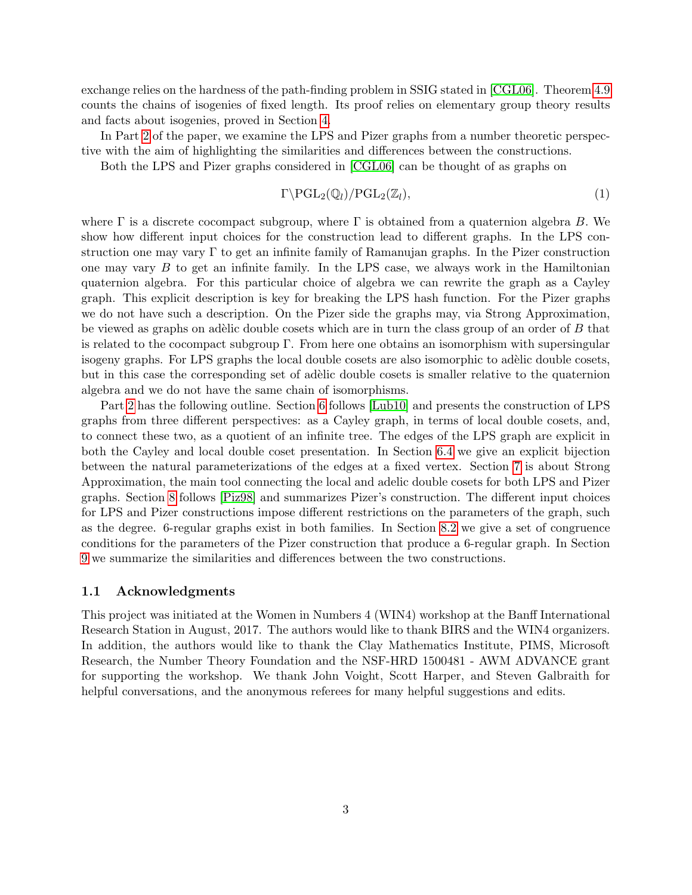exchange relies on the hardness of the path-finding problem in SSIG stated in [CGL06]. Theorem 4.9 counts the chains of isogenies of fixed length. Its proof relies on elementary group theory results and facts about isogenies, proved in Section 4.

In Part 2 of the paper, we examine the LPS and Pizer graphs from a number theoretic perspective with the aim of highlighting the similarities and differences between the constructions.

Both the LPS and Pizer graphs considered in [CGL06] can be thought of as graphs on

$$\Gamma\backslash \mathrm{PGL}_2(\mathbb{Q}_l)/\mathrm{PGL}_2(\mathbb{Z}_l), \tag{1}$$

where $\Gamma$ is a discrete cocompact subgroup, where $\Gamma$ is obtained from a quaternion algebra $B$. We show how different input choices for the construction lead to different graphs. In the LPS construction one may vary $\Gamma$ to get an infinite family of Ramanujan graphs. In the Pizer construction one may vary $B$ to get an infinite family. In the LPS case, we always work in the Hamiltonian quaternion algebra. For this particular choice of algebra we can rewrite the graph as a Cayley graph. This explicit description is key for breaking the LPS hash function. For the Pizer graphs we do not have such a description. On the Pizer side the graphs may, via Strong Approximation, be viewed as graphs on adèlic double cosets which are in turn the class group of an order of $B$ that is related to the cocompact subgroup $\Gamma$. From here one obtains an isomorphism with supersingular isogeny graphs. For LPS graphs the local double cosets are also isomorphic to adèlic double cosets, but in this case the corresponding set of adèlic double cosets is smaller relative to the quaternion algebra and we do not have the same chain of isomorphisms.

Part 2 has the following outline. Section 6 follows [Lub10] and presents the construction of LPS graphs from three different perspectives: as a Cayley graph, in terms of local double cosets, and, to connect these two, as a quotient of an infinite tree. The edges of the LPS graph are explicit in both the Cayley and local double coset presentation. In Section 6.4 we give an explicit bijection between the natural parameterizations of the edges at a fixed vertex. Section 7 is about Strong Approximation, the main tool connecting the local and adelic double cosets for both LPS and Pizer graphs. Section 8 follows [Piz98] and summarizes Pizer's construction. The different input choices for LPS and Pizer constructions impose different restrictions on the parameters of the graph, such as the degree. 6-regular graphs exist in both families. In Section 8.2 we give a set of congruence conditions for the parameters of the Pizer construction that produce a 6-regular graph. In Section 9 we summarize the similarities and differences between the two constructions.

### 1.1 Acknowledgments

This project was initiated at the Women in Numbers 4 (WIN4) workshop at the Banff International Research Station in August, 2017. The authors would like to thank BIRS and the WIN4 organizers. In addition, the authors would like to thank the Clay Mathematics Institute, PIMS, Microsoft Research, the Number Theory Foundation and the NSF-HRD 1500481 - AWM ADVANCE grant for supporting the workshop. We thank John Voight, Scott Harper, and Steven Galbraith for helpful conversations, and the anonymous referees for many helpful suggestions and edits.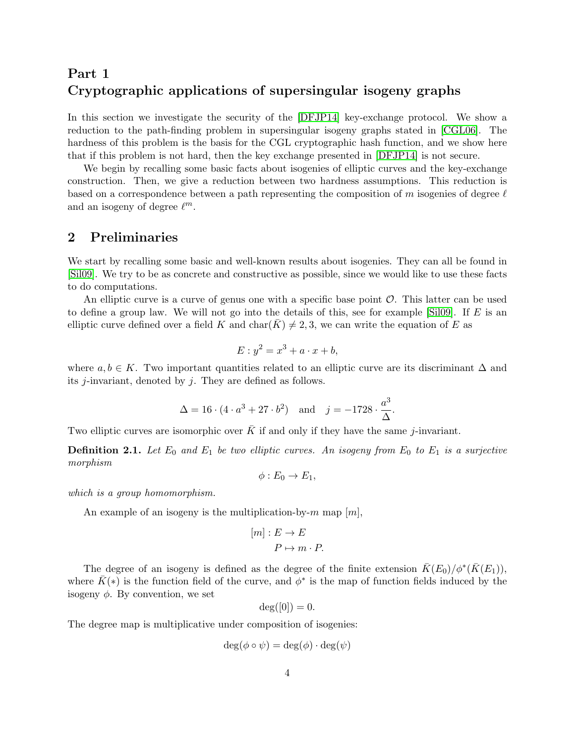# Part 1
# Cryptographic applications of supersingular isogeny graphs

In this section we investigate the security of the [DFJP14] key-exchange protocol. We show a reduction to the path-finding problem in supersingular isogeny graphs stated in [CGL06]. The hardness of this problem is the basis for the CGL cryptographic hash function, and we show here that if this problem is not hard, then the key exchange presented in [DFJP14] is not secure.

We begin by recalling some basic facts about isogenies of elliptic curves and the key-exchange construction. Then, we give a reduction between two hardness assumptions. This reduction is based on a correspondence between a path representing the composition of $m$ isogenies of degree $\ell$ and an isogeny of degree $\ell^m$.

## 2 Preliminaries

We start by recalling some basic and well-known results about isogenies. They can all be found in [Sil09]. We try to be as concrete and constructive as possible, since we would like to use these facts to do computations.

An elliptic curve is a curve of genus one with a specific base point $\mathcal{O}$. This latter can be used to define a group law. We will not go into the details of this, see for example [Sil09]. If $E$ is an elliptic curve defined over a field $K$ and $\mathrm{char}(\bar{K}) \neq 2, 3$, we can write the equation of $E$ as

$$E : y^2 = x^3 + a \cdot x + b,$$

where $a, b \in K$. Two important quantities related to an elliptic curve are its discriminant $\Delta$ and its $j$-invariant, denoted by $j$. They are defined as follows.

$$\Delta = 16 \cdot (4 \cdot a^3 + 27 \cdot b^2) \quad \text{and} \quad j = -1728 \cdot \frac{a^3}{\Delta}.$$

Two elliptic curves are isomorphic over $\bar{K}$ if and only if they have the same $j$-invariant.

**Definition 2.1.** *Let $E_0$ and $E_1$ be two elliptic curves. An isogeny from $E_0$ to $E_1$ is a surjective morphism*

$$\phi : E_0 \to E_1,$$

*which is a group homomorphism.*

An example of an isogeny is the multiplication-by-$m$ map $[m]$,

$$\begin{aligned} [m] : E &\to E \\ P &\mapsto m \cdot P. \end{aligned}$$

The degree of an isogeny is defined as the degree of the finite extension $\bar{K}(E_0)/\phi^*(\bar{K}(E_1))$, where $\bar{K}(*)$ is the function field of the curve, and $\phi^*$ is the map of function fields induced by the isogeny $\phi$. By convention, we set

$$\deg([0]) = 0.$$

The degree map is multiplicative under composition of isogenies:

$$\deg(\phi \circ \psi) = \deg(\phi) \cdot \deg(\psi)$$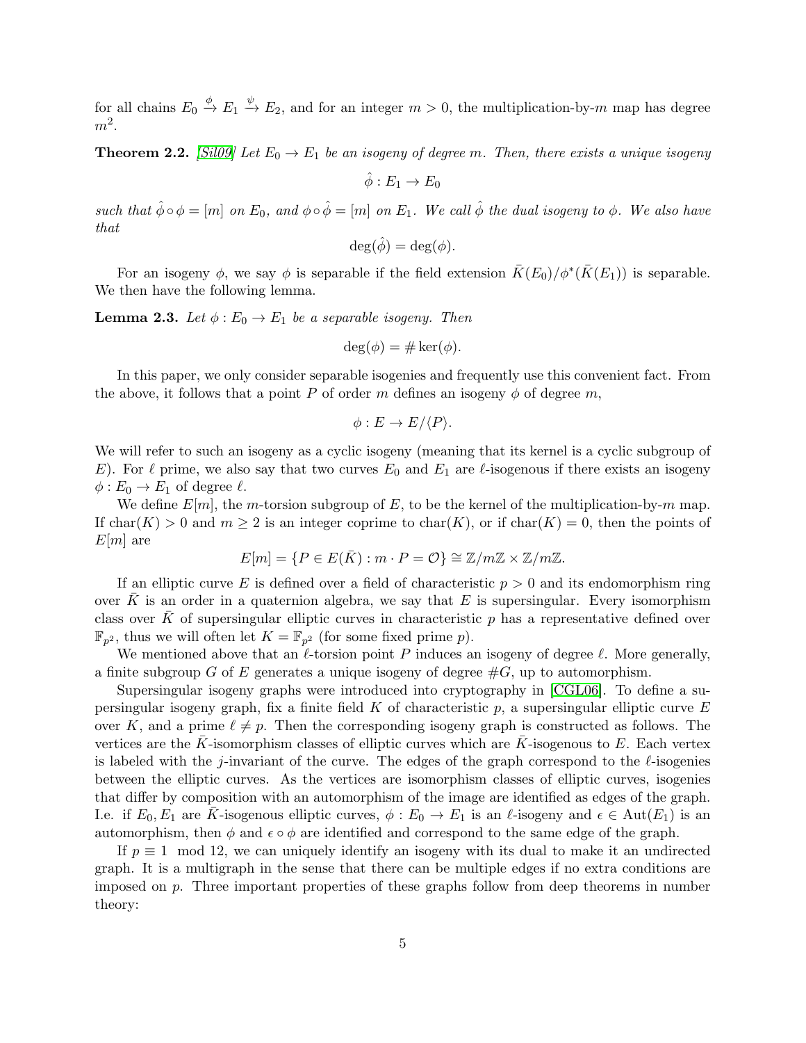for all chains $E_0 \xrightarrow{\phi} E_1 \xrightarrow{\psi} E_2$, and for an integer $m > 0$, the multiplication-by-$m$ map has degree $m^2$.

**Theorem 2.2.** *[Sil09] Let $E_0 \to E_1$ be an isogeny of degree $m$. Then, there exists a unique isogeny*

$$\hat{\phi} : E_1 \to E_0$$

*such that $\hat{\phi} \circ \phi = [m]$ on $E_0$, and $\phi \circ \hat{\phi} = [m]$ on $E_1$. We call $\hat{\phi}$ the dual isogeny to $\phi$. We also have that*

$$\deg(\hat{\phi}) = \deg(\phi).$$

For an isogeny $\phi$, we say $\phi$ is separable if the field extension $\bar{K}(E_0)/\phi^*(\bar{K}(E_1))$ is separable. We then have the following lemma.

**Lemma 2.3.** *Let $\phi : E_0 \to E_1$ be a separable isogeny. Then*

$$\deg(\phi) = \# \ker(\phi).$$

In this paper, we only consider separable isogenies and frequently use this convenient fact. From the above, it follows that a point $P$ of order $m$ defines an isogeny $\phi$ of degree $m$,

$$\phi : E \to E/\langle P \rangle.$$

We will refer to such an isogeny as a cyclic isogeny (meaning that its kernel is a cyclic subgroup of $E$). For $\ell$ prime, we also say that two curves $E_0$ and $E_1$ are $\ell$-isogenous if there exists an isogeny $\phi : E_0 \to E_1$ of degree $\ell$.

We define $E[m]$, the $m$-torsion subgroup of $E$, to be the kernel of the multiplication-by-$m$ map. If $\mathrm{char}(K) > 0$ and $m \geq 2$ is an integer coprime to $\mathrm{char}(K)$, or if $\mathrm{char}(K) = 0$, then the points of $E[m]$ are

$$E[m] = \{P \in E(\bar{K}) : m \cdot P = \mathcal{O}\} \cong \mathbb{Z}/m\mathbb{Z} \times \mathbb{Z}/m\mathbb{Z}.$$

If an elliptic curve $E$ is defined over a field of characteristic $p > 0$ and its endomorphism ring over $\bar{K}$ is an order in a quaternion algebra, we say that $E$ is supersingular. Every isomorphism class over $\bar{K}$ of supersingular elliptic curves in characteristic $p$ has a representative defined over $\mathbb{F}_{p^2}$, thus we will often let $K = \mathbb{F}_{p^2}$ (for some fixed prime $p$).

We mentioned above that an $\ell$-torsion point $P$ induces an isogeny of degree $\ell$. More generally, a finite subgroup $G$ of $E$ generates a unique isogeny of degree $\#G$, up to automorphism.

Supersingular isogeny graphs were introduced into cryptography in [CGL06]. To define a supersingular isogeny graph, fix a finite field $K$ of characteristic $p$, a supersingular elliptic curve $E$ over $K$, and a prime $\ell \neq p$. Then the corresponding isogeny graph is constructed as follows. The vertices are the $\bar{K}$-isomorphism classes of elliptic curves which are $\bar{K}$-isogenous to $E$. Each vertex is labeled with the $j$-invariant of the curve. The edges of the graph correspond to the $\ell$-isogenies between the elliptic curves. As the vertices are isomorphism classes of elliptic curves, isogenies that differ by composition with an automorphism of the image are identified as edges of the graph. I.e. if $E_0, E_1$ are $\bar{K}$-isogenous elliptic curves, $\phi : E_0 \to E_1$ is an $\ell$-isogeny and $\epsilon \in \mathrm{Aut}(E_1)$ is an automorphism, then $\phi$ and $\epsilon \circ \phi$ are identified and correspond to the same edge of the graph.

If $p \equiv 1 \mod 12$, we can uniquely identify an isogeny with its dual to make it an undirected graph. It is a multigraph in the sense that there can be multiple edges if no extra conditions are imposed on $p$. Three important properties of these graphs follow from deep theorems in number theory: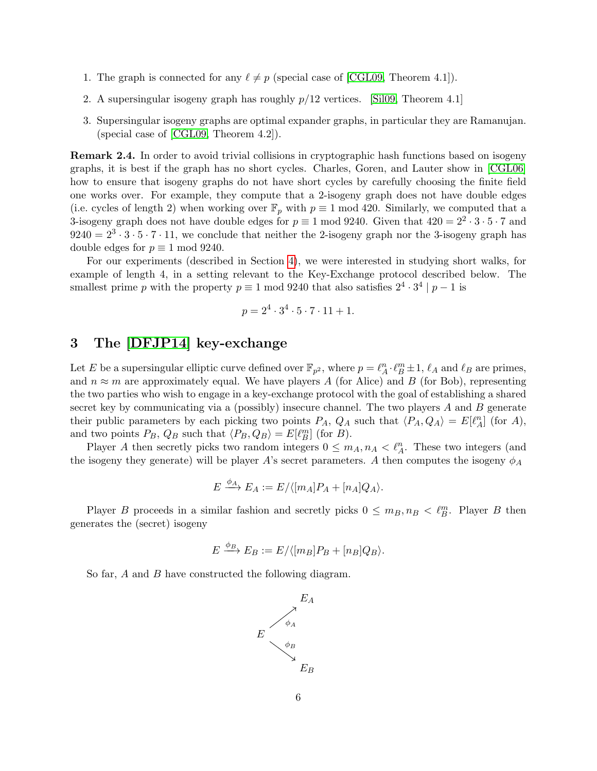1. The graph is connected for any $\ell \neq p$ (special case of [CGL09, Theorem 4.1]).
2. A supersingular isogeny graph has roughly $p/12$ vertices. [Sil09, Theorem 4.1]
3. Supersingular isogeny graphs are optimal expander graphs, in particular they are Ramanujan. (special case of [CGL09, Theorem 4.2]).

**Remark 2.4.** In order to avoid trivial collisions in cryptographic hash functions based on isogeny graphs, it is best if the graph has no short cycles. Charles, Goren, and Lauter show in [CGL06] how to ensure that isogeny graphs do not have short cycles by carefully choosing the finite field one works over. For example, they compute that a 2-isogeny graph does not have double edges (i.e. cycles of length 2) when working over $\mathbb{F}_p$ with $p \equiv 1 \bmod 420$. Similarly, we computed that a 3-isogeny graph does not have double edges for $p \equiv 1 \bmod 9240$. Given that $420 = 2^2 \cdot 3 \cdot 5 \cdot 7$ and $9240 = 2^3 \cdot 3 \cdot 5 \cdot 7 \cdot 11$, we conclude that neither the 2-isogeny graph nor the 3-isogeny graph has double edges for $p \equiv 1 \bmod 9240$.

For our experiments (described in Section 4), we were interested in studying short walks, for example of length 4, in a setting relevant to the Key-Exchange protocol described below. The smallest prime $p$ with the property $p \equiv 1 \bmod 9240$ that also satisfies $2^4 \cdot 3^4 \mid p - 1$ is

$$p = 2^4 \cdot 3^4 \cdot 5 \cdot 7 \cdot 11 + 1.$$

# 3 The [DFJP14] key-exchange

Let $E$ be a supersingular elliptic curve defined over $\mathbb{F}_{p^2}$, where $p = \ell_A^n \cdot \ell_B^m \pm 1$, $\ell_A$ and $\ell_B$ are primes, and $n \approx m$ are approximately equal. We have players $A$ (for Alice) and $B$ (for Bob), representing the two parties who wish to engage in a key-exchange protocol with the goal of establishing a shared secret key by communicating via a (possibly) insecure channel. The two players $A$ and $B$ generate their public parameters by each picking two points $P_A$, $Q_A$ such that $\langle P_A, Q_A \rangle = E[\ell_A^n]$ (for $A$), and two points $P_B$, $Q_B$ such that $\langle P_B, Q_B \rangle = E[\ell_B^m]$ (for $B$).

Player $A$ then secretly picks two random integers $0 \leq m_A, n_A < \ell_A^n$. These two integers (and the isogeny they generate) will be player $A$'s secret parameters. $A$ then computes the isogeny $\phi_A$

$$E \xrightarrow{\phi_A} E_A := E/\langle [m_A]P_A + [n_A]Q_A \rangle.$$

Player $B$ proceeds in a similar fashion and secretly picks $0 \leq m_B, n_B < \ell_B^m$. Player $B$ then generates the (secret) isogeny

$$E \xrightarrow{\phi_B} E_B := E/\langle [m_B]P_B + [n_B]Q_B \rangle.$$

So far, $A$ and $B$ have constructed the following diagram.

$$E_A \xleftarrow{\phi_A} E \xrightarrow{\phi_B} E_B$$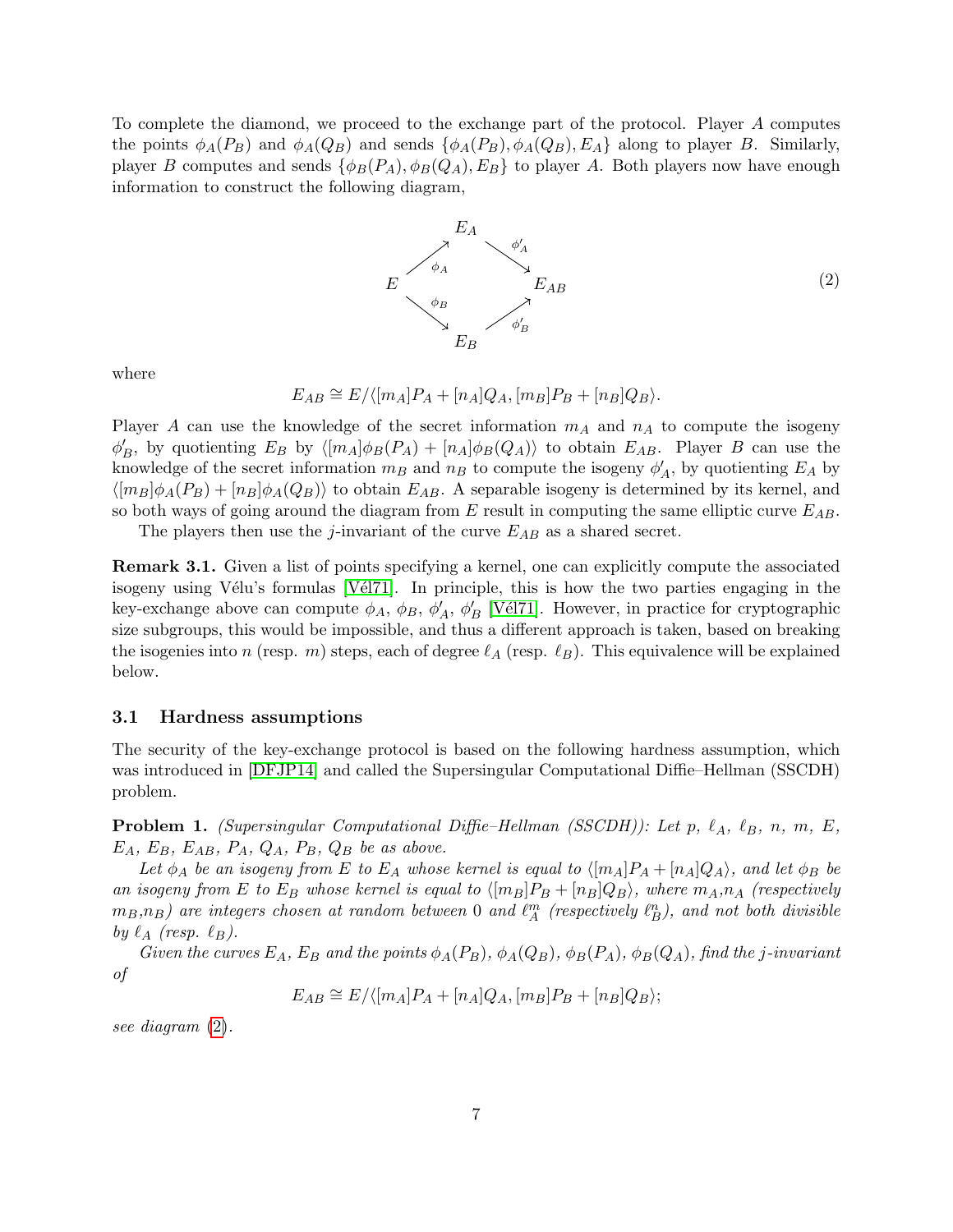To complete the diamond, we proceed to the exchange part of the protocol. Player $A$ computes the points $\phi_A(P_B)$ and $\phi_A(Q_B)$ and sends $\{\phi_A(P_B), \phi_A(Q_B), E_A\}$ along to player $B$. Similarly, player $B$ computes and sends $\{\phi_B(P_A), \phi_B(Q_A), E_B\}$ to player $A$. Both players now have enough information to construct the following diagram,

$$
\begin{array}{ccccc}
 & & E_A & & \\
 & \nearrow^{\phi_A} & & \searrow^{\phi'_A} & \\
E & & & & E_{AB} \\
 & \searrow_{\phi_B} & & \nearrow_{\phi'_B} & \\
 & & E_B & &
\end{array}
\tag{2}
$$

where

$$E_{AB} \cong E/\langle [m_A]P_A + [n_A]Q_A, [m_B]P_B + [n_B]Q_B \rangle.$$

Player $A$ can use the knowledge of the secret information $m_A$ and $n_A$ to compute the isogeny $\phi'_B$, by quotienting $E_B$ by $\langle [m_A]\phi_B(P_A) + [n_A]\phi_B(Q_A) \rangle$ to obtain $E_{AB}$. Player $B$ can use the knowledge of the secret information $m_B$ and $n_B$ to compute the isogeny $\phi'_A$, by quotienting $E_A$ by $\langle [m_B]\phi_A(P_B) + [n_B]\phi_A(Q_B) \rangle$ to obtain $E_{AB}$. A separable isogeny is determined by its kernel, and so both ways of going around the diagram from $E$ result in computing the same elliptic curve $E_{AB}$.

The players then use the $j$-invariant of the curve $E_{AB}$ as a shared secret.

**Remark 3.1.** Given a list of points specifying a kernel, one can explicitly compute the associated isogeny using Vélu's formulas [Vél71]. In principle, this is how the two parties engaging in the key-exchange above can compute $\phi_A$, $\phi_B$, $\phi'_A$, $\phi'_B$ [Vél71]. However, in practice for cryptographic size subgroups, this would be impossible, and thus a different approach is taken, based on breaking the isogenies into $n$ (resp. $m$) steps, each of degree $\ell_A$ (resp. $\ell_B$). This equivalence will be explained below.

### 3.1 Hardness assumptions

The security of the key-exchange protocol is based on the following hardness assumption, which was introduced in [DFJP14] and called the Supersingular Computational Diffie–Hellman (SSCDH) problem.

**Problem 1.** *(Supersingular Computational Diffie–Hellman (SSCDH)): Let $p$, $\ell_A$, $\ell_B$, $n$, $m$, $E$, $E_A$, $E_B$, $E_{AB}$, $P_A$, $Q_A$, $P_B$, $Q_B$ be as above.*

*Let $\phi_A$ be an isogeny from $E$ to $E_A$ whose kernel is equal to $\langle [m_A]P_A + [n_A]Q_A \rangle$, and let $\phi_B$ be an isogeny from $E$ to $E_B$ whose kernel is equal to $\langle [m_B]P_B + [n_B]Q_B \rangle$, where $m_A$,$n_A$ (respectively $m_B$,$n_B$) are integers chosen at random between $0$ and $\ell_A^m$ (respectively $\ell_B^n$), and not both divisible by $\ell_A$ (resp. $\ell_B$).*

*Given the curves $E_A$, $E_B$ and the points $\phi_A(P_B)$, $\phi_A(Q_B)$, $\phi_B(P_A)$, $\phi_B(Q_A)$, find the $j$-invariant of*

$$E_{AB} \cong E/\langle [m_A]P_A + [n_A]Q_A, [m_B]P_B + [n_B]Q_B \rangle;$$

*see diagram (2).*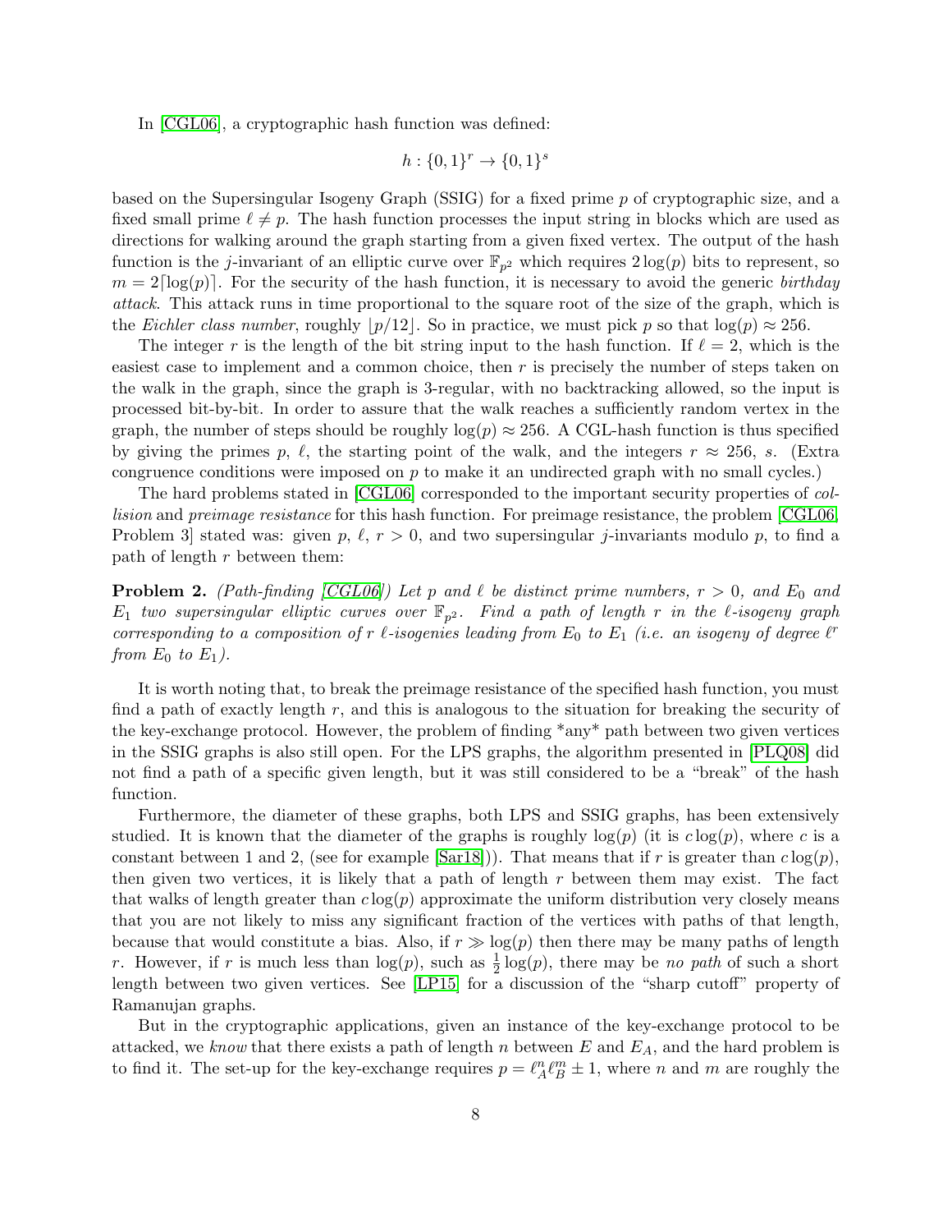In [CGL06], a cryptographic hash function was defined:

$$h : \{0,1\}^r \to \{0,1\}^s$$

based on the Supersingular Isogeny Graph (SSIG) for a fixed prime $p$ of cryptographic size, and a fixed small prime $\ell \neq p$. The hash function processes the input string in blocks which are used as directions for walking around the graph starting from a given fixed vertex. The output of the hash function is the $j$-invariant of an elliptic curve over $\mathbb{F}_{p^2}$ which requires $2\log(p)$ bits to represent, so $m = 2\lceil \log(p) \rceil$. For the security of the hash function, it is necessary to avoid the generic *birthday attack*. This attack runs in time proportional to the square root of the size of the graph, which is the *Eichler class number*, roughly $\lfloor p/12 \rfloor$. So in practice, we must pick $p$ so that $\log(p) \approx 256$.

The integer $r$ is the length of the bit string input to the hash function. If $\ell = 2$, which is the easiest case to implement and a common choice, then $r$ is precisely the number of steps taken on the walk in the graph, since the graph is 3-regular, with no backtracking allowed, so the input is processed bit-by-bit. In order to assure that the walk reaches a sufficiently random vertex in the graph, the number of steps should be roughly $\log(p) \approx 256$. A CGL-hash function is thus specified by giving the primes $p$, $\ell$, the starting point of the walk, and the integers $r \approx 256$, $s$. (Extra congruence conditions were imposed on $p$ to make it an undirected graph with no small cycles.)

The hard problems stated in [CGL06] corresponded to the important security properties of *collision* and *preimage resistance* for this hash function. For preimage resistance, the problem [CGL06, Problem 3] stated was: given $p$, $\ell$, $r > 0$, and two supersingular $j$-invariants modulo $p$, to find a path of length $r$ between them:

**Problem 2.** *(Path-finding [CGL06]) Let $p$ and $\ell$ be distinct prime numbers, $r > 0$, and $E_0$ and $E_1$ two supersingular elliptic curves over $\mathbb{F}_{p^2}$. Find a path of length $r$ in the $\ell$-isogeny graph corresponding to a composition of $r$ $\ell$-isogenies leading from $E_0$ to $E_1$ (i.e. an isogeny of degree $\ell^r$ from $E_0$ to $E_1$).*

It is worth noting that, to break the preimage resistance of the specified hash function, you must find a path of exactly length $r$, and this is analogous to the situation for breaking the security of the key-exchange protocol. However, the problem of finding *any* path between two given vertices in the SSIG graphs is also still open. For the LPS graphs, the algorithm presented in [PLQ08] did not find a path of a specific given length, but it was still considered to be a "break" of the hash function.

Furthermore, the diameter of these graphs, both LPS and SSIG graphs, has been extensively studied. It is known that the diameter of the graphs is roughly $\log(p)$ (it is $c\log(p)$, where $c$ is a constant between 1 and 2, (see for example [Sar18])). That means that if $r$ is greater than $c\log(p)$, then given two vertices, it is likely that a path of length $r$ between them may exist. The fact that walks of length greater than $c\log(p)$ approximate the uniform distribution very closely means that you are not likely to miss any significant fraction of the vertices with paths of that length, because that would constitute a bias. Also, if $r \gg \log(p)$ then there may be many paths of length $r$. However, if $r$ is much less than $\log(p)$, such as $\frac{1}{2}\log(p)$, there may be *no path* of such a short length between two given vertices. See [LP15] for a discussion of the "sharp cutoff" property of Ramanujan graphs.

But in the cryptographic applications, given an instance of the key-exchange protocol to be attacked, we *know* that there exists a path of length $n$ between $E$ and $E_A$, and the hard problem is to find it. The set-up for the key-exchange requires $p = \ell_A^n \ell_B^m \pm 1$, where $n$ and $m$ are roughly the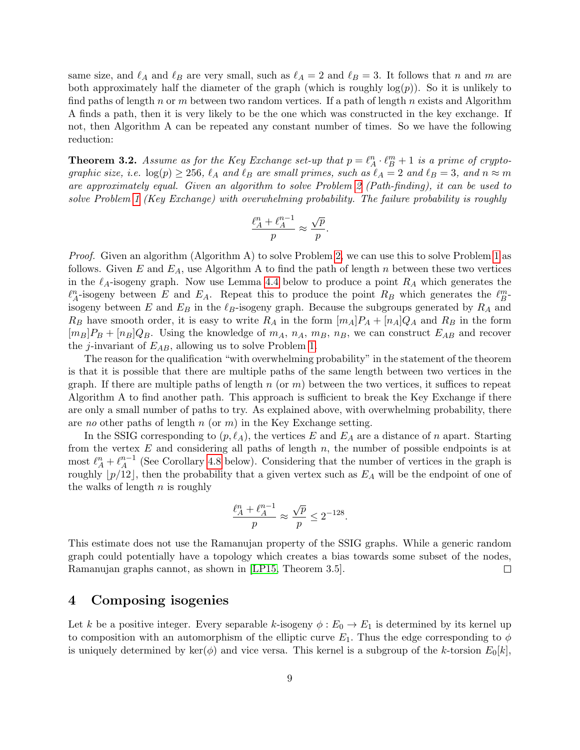same size, and $\ell_A$ and $\ell_B$ are very small, such as $\ell_A = 2$ and $\ell_B = 3$. It follows that $n$ and $m$ are both approximately half the diameter of the graph (which is roughly $\log(p)$). So it is unlikely to find paths of length $n$ or $m$ between two random vertices. If a path of length $n$ exists and Algorithm A finds a path, then it is very likely to be the one which was constructed in the key exchange. If not, then Algorithm A can be repeated any constant number of times. So we have the following reduction:

**Theorem 3.2.** *Assume as for the Key Exchange set-up that $p = \ell_A^n \cdot \ell_B^m + 1$ is a prime of cryptographic size, i.e. $\log(p) \geq 256$, $\ell_A$ and $\ell_B$ are small primes, such as $\ell_A = 2$ and $\ell_B = 3$, and $n \approx m$ are approximately equal. Given an algorithm to solve Problem 2 (Path-finding), it can be used to solve Problem 1 (Key Exchange) with overwhelming probability. The failure probability is roughly*

$$\frac{\ell_A^n + \ell_A^{n-1}}{p} \approx \frac{\sqrt{p}}{p}.$$

*Proof.* Given an algorithm (Algorithm A) to solve Problem 2, we can use this to solve Problem 1 as follows. Given $E$ and $E_A$, use Algorithm A to find the path of length $n$ between these two vertices in the $\ell_A$-isogeny graph. Now use Lemma 4.4 below to produce a point $R_A$ which generates the $\ell_A^n$-isogeny between $E$ and $E_A$. Repeat this to produce the point $R_B$ which generates the $\ell_B^m$-isogeny between $E$ and $E_B$ in the $\ell_B$-isogeny graph. Because the subgroups generated by $R_A$ and $R_B$ have smooth order, it is easy to write $R_A$ in the form $[m_A]P_A + [n_A]Q_A$ and $R_B$ in the form $[m_B]P_B + [n_B]Q_B$. Using the knowledge of $m_A$, $n_A$, $m_B$, $n_B$, we can construct $E_{AB}$ and recover the $j$-invariant of $E_{AB}$, allowing us to solve Problem 1.

The reason for the qualification "with overwhelming probability" in the statement of the theorem is that it is possible that there are multiple paths of the same length between two vertices in the graph. If there are multiple paths of length $n$ (or $m$) between the two vertices, it suffices to repeat Algorithm A to find another path. This approach is sufficient to break the Key Exchange if there are only a small number of paths to try. As explained above, with overwhelming probability, there are *no* other paths of length $n$ (or $m$) in the Key Exchange setting.

In the SSIG corresponding to $(p, \ell_A)$, the vertices $E$ and $E_A$ are a distance of $n$ apart. Starting from the vertex $E$ and considering all paths of length $n$, the number of possible endpoints is at most $\ell_A^n + \ell_A^{n-1}$ (See Corollary 4.8 below). Considering that the number of vertices in the graph is roughly $\lfloor p/12 \rfloor$, then the probability that a given vertex such as $E_A$ will be the endpoint of one of the walks of length $n$ is roughly

$$\frac{\ell_A^n + \ell_A^{n-1}}{p} \approx \frac{\sqrt{p}}{p} \leq 2^{-128}.$$

This estimate does not use the Ramanujan property of the SSIG graphs. While a generic random graph could potentially have a topology which creates a bias towards some subset of the nodes, Ramanujan graphs cannot, as shown in [LP15, Theorem 3.5]. □

# 4 Composing isogenies

Let $k$ be a positive integer. Every separable $k$-isogeny $\phi : E_0 \to E_1$ is determined by its kernel up to composition with an automorphism of the elliptic curve $E_1$. Thus the edge corresponding to $\phi$ is uniquely determined by $\ker(\phi)$ and vice versa. This kernel is a subgroup of the $k$-torsion $E_0[k]$,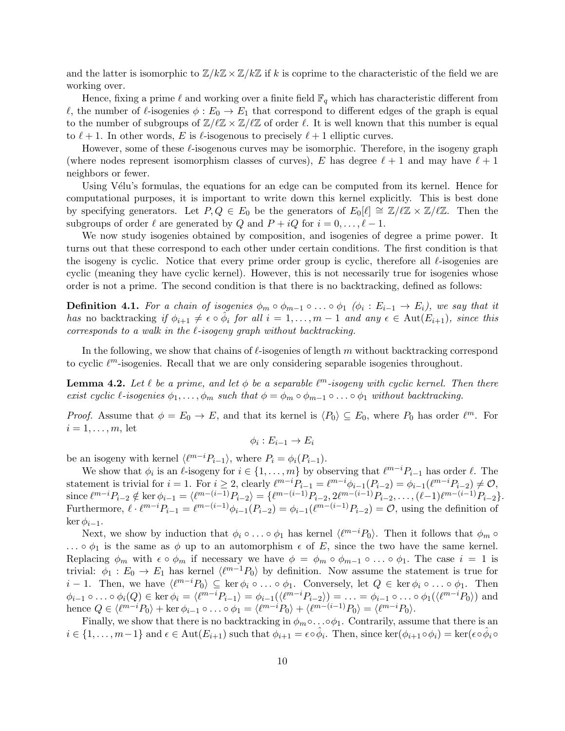and the latter is isomorphic to $\mathbb{Z}/k\mathbb{Z} \times \mathbb{Z}/k\mathbb{Z}$ if $k$ is coprime to the characteristic of the field we are working over.

Hence, fixing a prime $\ell$ and working over a finite field $\mathbb{F}_q$ which has characteristic different from $\ell$, the number of $\ell$-isogenies $\phi : E_0 \to E_1$ that correspond to different edges of the graph is equal to the number of subgroups of $\mathbb{Z}/\ell\mathbb{Z} \times \mathbb{Z}/\ell\mathbb{Z}$ of order $\ell$. It is well known that this number is equal to $\ell + 1$. In other words, $E$ is $\ell$-isogenous to precisely $\ell + 1$ elliptic curves.

However, some of these $\ell$-isogenous curves may be isomorphic. Therefore, in the isogeny graph (where nodes represent isomorphism classes of curves), $E$ has degree $\ell + 1$ and may have $\ell + 1$ neighbors or fewer.

Using Vélu's formulas, the equations for an edge can be computed from its kernel. Hence for computational purposes, it is important to write down this kernel explicitly. This is best done by specifying generators. Let $P, Q \in E_0$ be the generators of $E_0[\ell] \cong \mathbb{Z}/\ell\mathbb{Z} \times \mathbb{Z}/\ell\mathbb{Z}$. Then the subgroups of order $\ell$ are generated by $Q$ and $P + iQ$ for $i = 0, \dots, \ell - 1$.

We now study isogenies obtained by composition, and isogenies of degree a prime power. It turns out that these correspond to each other under certain conditions. The first condition is that the isogeny is cyclic. Notice that every prime order group is cyclic, therefore all $\ell$-isogenies are cyclic (meaning they have cyclic kernel). However, this is not necessarily true for isogenies whose order is not a prime. The second condition is that there is no backtracking, defined as follows:

**Definition 4.1.** *For a chain of isogenies $\phi_m \circ \phi_{m-1} \circ \dots \circ \phi_1$ ($\phi_i : E_{i-1} \to E_i$), we say that it has* no backtracking *if $\phi_{i+1} \neq \epsilon \circ \hat{\phi}_i$ for all $i = 1, \dots, m-1$ and any $\epsilon \in \mathrm{Aut}(E_{i+1})$, since this corresponds to a walk in the $\ell$-isogeny graph without backtracking.*

In the following, we show that chains of $\ell$-isogenies of length $m$ without backtracking correspond to cyclic $\ell^m$-isogenies. Recall that we are only considering separable isogenies throughout.

**Lemma 4.2.** *Let $\ell$ be a prime, and let $\phi$ be a separable $\ell^m$-isogeny with cyclic kernel. Then there exist cyclic $\ell$-isogenies $\phi_1, \dots, \phi_m$ such that $\phi = \phi_m \circ \phi_{m-1} \circ \dots \circ \phi_1$ without backtracking.*

*Proof.* Assume that $\phi = E_0 \to E$, and that its kernel is $\langle P_0 \rangle \subseteq E_0$, where $P_0$ has order $\ell^m$. For $i = 1, \dots, m$, let

$$\phi_i : E_{i-1} \to E_i$$

be an isogeny with kernel $\langle \ell^{m-i} P_{i-1} \rangle$, where $P_i = \phi_i(P_{i-1})$.

We show that $\phi_i$ is an $\ell$-isogeny for $i \in \{1, \dots, m\}$ by observing that $\ell^{m-i} P_{i-1}$ has order $\ell$. The statement is trivial for $i = 1$. For $i \geq 2$, clearly $\ell^{m-i} P_{i-1} = \ell^{m-i} \phi_{i-1}(P_{i-2}) = \phi_{i-1}(\ell^{m-i} P_{i-2}) \neq \mathcal{O}$, since $\ell^{m-i} P_{i-2} \notin \ker \phi_{i-1} = \langle \ell^{m-(i-1)} P_{i-2} \rangle = \{\ell^{m-(i-1)} P_{i-2}, 2\ell^{m-(i-1)} P_{i-2}, \dots, (\ell-1)\ell^{m-(i-1)} P_{i-2}\}$. Furthermore, $\ell \cdot \ell^{m-i} P_{i-1} = \ell^{m-(i-1)} \phi_{i-1}(P_{i-2}) = \phi_{i-1}(\ell^{m-(i-1)} P_{i-2}) = \mathcal{O}$, using the definition of $\ker \phi_{i-1}$.

Next, we show by induction that $\phi_i \circ \dots \circ \phi_1$ has kernel $\langle \ell^{m-i} P_0 \rangle$. Then it follows that $\phi_m \circ \dots \circ \phi_1$ is the same as $\phi$ up to an automorphism $\epsilon$ of $E$, since the two have the same kernel. Replacing $\phi_m$ with $\epsilon \circ \phi_m$ if necessary we have $\phi = \phi_m \circ \phi_{m-1} \circ \dots \circ \phi_1$. The case $i = 1$ is trivial: $\phi_1 : E_0 \to E_1$ has kernel $\langle \ell^{m-1} P_0 \rangle$ by definition. Now assume the statement is true for $i - 1$. Then, we have $\langle \ell^{m-i} P_0 \rangle \subseteq \ker \phi_i \circ \dots \circ \phi_1$. Conversely, let $Q \in \ker \phi_i \circ \dots \circ \phi_1$. Then $\phi_{i-1} \circ \dots \circ \phi_i(Q) \in \ker \phi_i = \langle \ell^{m-i} P_{i-1} \rangle = \phi_{i-1}(\langle \ell^{m-i} P_{i-2} \rangle) = \dots = \phi_{i-1} \circ \dots \circ \phi_1(\langle \ell^{m-i} P_0 \rangle)$ and hence $Q \in \langle \ell^{m-i} P_0 \rangle + \ker \phi_{i-1} \circ \dots \circ \phi_1 = \langle \ell^{m-i} P_0 \rangle + \langle \ell^{m-(i-1)} P_0 \rangle = \langle \ell^{m-i} P_0 \rangle$.

Finally, we show that there is no backtracking in $\phi_m \circ \dots \circ \phi_1$. Contrarily, assume that there is an $i \in \{1, \dots, m-1\}$ and $\epsilon \in \mathrm{Aut}(E_{i+1})$ such that $\phi_{i+1} = \epsilon \circ \hat{\phi}_i$. Then, since $\ker(\phi_{i+1} \circ \phi_i) = \ker(\epsilon \circ \hat{\phi}_i \circ$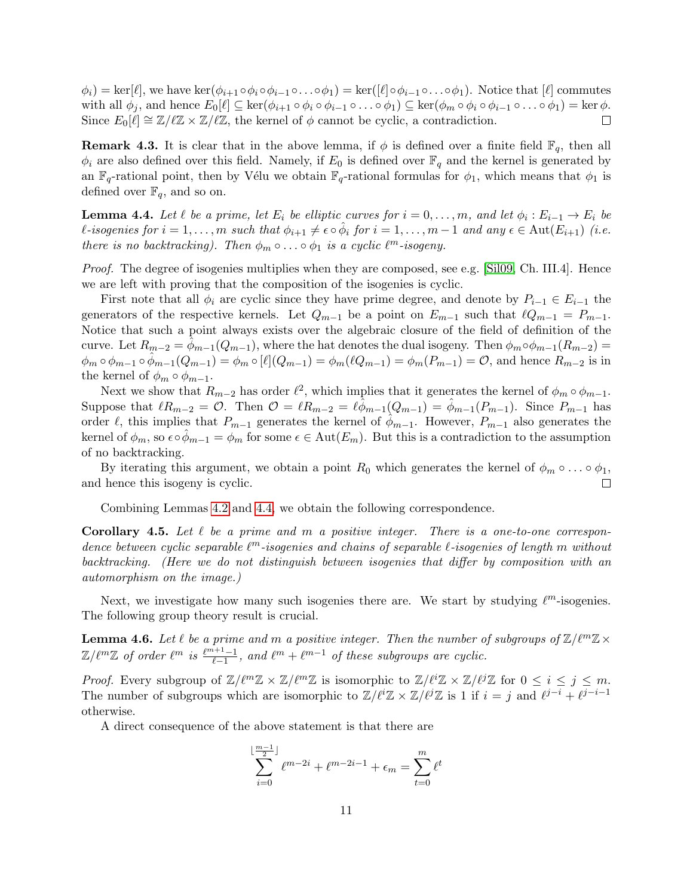$\phi_i) = \ker[\ell]$, we have $\ker(\phi_{i+1} \circ \phi_i \circ \phi_{i-1} \circ \ldots \circ \phi_1) = \ker([\ell] \circ \phi_{i-1} \circ \ldots \circ \phi_1)$. Notice that $[\ell]$ commutes with all $\phi_j$, and hence $E_0[\ell] \subseteq \ker(\phi_{i+1} \circ \phi_i \circ \phi_{i-1} \circ \ldots \circ \phi_1) \subseteq \ker(\phi_m \circ \phi_i \circ \phi_{i-1} \circ \ldots \circ \phi_1) = \ker \phi$. Since $E_0[\ell] \cong \mathbb{Z}/\ell\mathbb{Z} \times \mathbb{Z}/\ell\mathbb{Z}$, the kernel of $\phi$ cannot be cyclic, a contradiction. □

**Remark 4.3.** It is clear that in the above lemma, if $\phi$ is defined over a finite field $\mathbb{F}_q$, then all $\phi_i$ are also defined over this field. Namely, if $E_0$ is defined over $\mathbb{F}_q$ and the kernel is generated by an $\mathbb{F}_q$-rational point, then by Vélu we obtain $\mathbb{F}_q$-rational formulas for $\phi_1$, which means that $\phi_1$ is defined over $\mathbb{F}_q$, and so on.

**Lemma 4.4.** *Let $\ell$ be a prime, let $E_i$ be elliptic curves for $i = 0, \ldots, m$, and let $\phi_i : E_{i-1} \to E_i$ be $\ell$-isogenies for $i = 1, \ldots, m$ such that $\phi_{i+1} \neq \epsilon \circ \hat{\phi}_i$ for $i = 1, \ldots, m-1$ and any $\epsilon \in \operatorname{Aut}(E_{i+1})$ (i.e. there is no backtracking). Then $\phi_m \circ \ldots \circ \phi_1$ is a cyclic $\ell^m$-isogeny.*

*Proof.* The degree of isogenies multiplies when they are composed, see e.g. [Sil09, Ch. III.4]. Hence we are left with proving that the composition of the isogenies is cyclic.

First note that all $\phi_i$ are cyclic since they have prime degree, and denote by $P_{i-1} \in E_{i-1}$ the generators of the respective kernels. Let $Q_{m-1}$ be a point on $E_{m-1}$ such that $\ell Q_{m-1} = P_{m-1}$. Notice that such a point always exists over the algebraic closure of the field of definition of the curve. Let $R_{m-2} = \hat{\phi}_{m-1}(Q_{m-1})$, where the hat denotes the dual isogeny. Then $\phi_m \circ \phi_{m-1}(R_{m-2}) = \phi_m \circ \phi_{m-1} \circ \hat{\phi}_{m-1}(Q_{m-1}) = \phi_m \circ [\ell](Q_{m-1}) = \phi_m(\ell Q_{m-1}) = \phi_m(P_{m-1}) = \mathcal{O}$, and hence $R_{m-2}$ is in the kernel of $\phi_m \circ \phi_{m-1}$.

Next we show that $R_{m-2}$ has order $\ell^2$, which implies that it generates the kernel of $\phi_m \circ \phi_{m-1}$. Suppose that $\ell R_{m-2} = \mathcal{O}$. Then $\mathcal{O} = \ell R_{m-2} = \ell \hat{\phi}_{m-1}(Q_{m-1}) = \hat{\phi}_{m-1}(P_{m-1})$. Since $P_{m-1}$ has order $\ell$, this implies that $P_{m-1}$ generates the kernel of $\hat{\phi}_{m-1}$. However, $P_{m-1}$ also generates the kernel of $\phi_m$, so $\epsilon \circ \hat{\phi}_{m-1} = \phi_m$ for some $\epsilon \in \operatorname{Aut}(E_m)$. But this is a contradiction to the assumption of no backtracking.

By iterating this argument, we obtain a point $R_0$ which generates the kernel of $\phi_m \circ \ldots \circ \phi_1$, and hence this isogeny is cyclic. □

Combining Lemmas 4.2 and 4.4, we obtain the following correspondence.

**Corollary 4.5.** *Let $\ell$ be a prime and $m$ a positive integer. There is a one-to-one correspondence between cyclic separable $\ell^m$-isogenies and chains of separable $\ell$-isogenies of length $m$ without backtracking. (Here we do not distinguish between isogenies that differ by composition with an automorphism on the image.)*

Next, we investigate how many such isogenies there are. We start by studying $\ell^m$-isogenies. The following group theory result is crucial.

**Lemma 4.6.** *Let $\ell$ be a prime and $m$ a positive integer. Then the number of subgroups of $\mathbb{Z}/\ell^m\mathbb{Z} \times \mathbb{Z}/\ell^m\mathbb{Z}$ of order $\ell^m$ is $\frac{\ell^{m+1}-1}{\ell-1}$, and $\ell^m + \ell^{m-1}$ of these subgroups are cyclic.*

*Proof.* Every subgroup of $\mathbb{Z}/\ell^m\mathbb{Z} \times \mathbb{Z}/\ell^m\mathbb{Z}$ is isomorphic to $\mathbb{Z}/\ell^i\mathbb{Z} \times \mathbb{Z}/\ell^j\mathbb{Z}$ for $0 \leq i \leq j \leq m$. The number of subgroups which are isomorphic to $\mathbb{Z}/\ell^i\mathbb{Z} \times \mathbb{Z}/\ell^j\mathbb{Z}$ is 1 if $i = j$ and $\ell^{j-i} + \ell^{j-i-1}$ otherwise.

A direct consequence of the above statement is that there are

$$\sum_{i=0}^{\lfloor \frac{m-1}{2} \rfloor} \ell^{m-2i} + \ell^{m-2i-1} + \epsilon_m = \sum_{t=0}^{m} \ell^t$$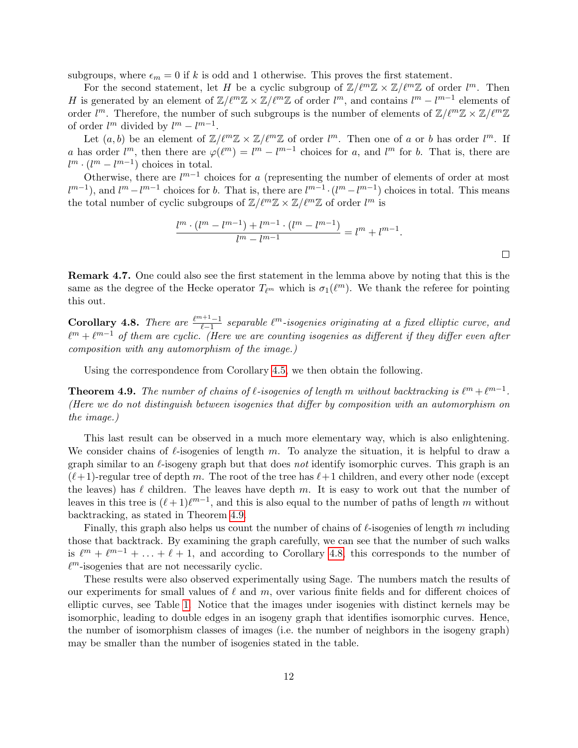subgroups, where $\epsilon_m = 0$ if $k$ is odd and 1 otherwise. This proves the first statement.

For the second statement, let $H$ be a cyclic subgroup of $\mathbb{Z}/\ell^m\mathbb{Z} \times \mathbb{Z}/\ell^m\mathbb{Z}$ of order $l^m$. Then $H$ is generated by an element of $\mathbb{Z}/\ell^m\mathbb{Z} \times \mathbb{Z}/\ell^m\mathbb{Z}$ of order $l^m$, and contains $l^m - l^{m-1}$ elements of order $l^m$. Therefore, the number of such subgroups is the number of elements of $\mathbb{Z}/\ell^m\mathbb{Z} \times \mathbb{Z}/\ell^m\mathbb{Z}$ of order $l^m$ divided by $l^m - l^{m-1}$.

Let $(a, b)$ be an element of $\mathbb{Z}/\ell^m\mathbb{Z} \times \mathbb{Z}/\ell^m\mathbb{Z}$ of order $l^m$. Then one of $a$ or $b$ has order $l^m$. If $a$ has order $l^m$, then there are $\varphi(\ell^m) = l^m - l^{m-1}$ choices for $a$, and $l^m$ for $b$. That is, there are $l^m \cdot (l^m - l^{m-1})$ choices in total.

Otherwise, there are $l^{m-1}$ choices for $a$ (representing the number of elements of order at most $l^{m-1}$), and $l^m - l^{m-1}$ choices for $b$. That is, there are $l^{m-1} \cdot (l^m - l^{m-1})$ choices in total. This means the total number of cyclic subgroups of $\mathbb{Z}/\ell^m\mathbb{Z} \times \mathbb{Z}/\ell^m\mathbb{Z}$ of order $l^m$ is

$$\frac{l^m \cdot (l^m - l^{m-1}) + l^{m-1} \cdot (l^m - l^{m-1})}{l^m - l^{m-1}} = l^m + l^{m-1}.$$

□

**Remark 4.7.** One could also see the first statement in the lemma above by noting that this is the same as the degree of the Hecke operator $T_{\ell^m}$ which is $\sigma_1(\ell^m)$. We thank the referee for pointing this out.

**Corollary 4.8.** *There are $\frac{\ell^{m+1}-1}{\ell-1}$ separable $\ell^m$-isogenies originating at a fixed elliptic curve, and $\ell^m + \ell^{m-1}$ of them are cyclic. (Here we are counting isogenies as different if they differ even after composition with any automorphism of the image.)*

Using the correspondence from Corollary 4.5, we then obtain the following.

**Theorem 4.9.** *The number of chains of $\ell$-isogenies of length $m$ without backtracking is $\ell^m + \ell^{m-1}$. (Here we do not distinguish between isogenies that differ by composition with an automorphism on the image.)*

This last result can be observed in a much more elementary way, which is also enlightening. We consider chains of $\ell$-isogenies of length $m$. To analyze the situation, it is helpful to draw a graph similar to an $\ell$-isogeny graph but that does *not* identify isomorphic curves. This graph is an $(\ell+1)$-regular tree of depth $m$. The root of the tree has $\ell+1$ children, and every other node (except the leaves) has $\ell$ children. The leaves have depth $m$. It is easy to work out that the number of leaves in this tree is $(\ell+1)\ell^{m-1}$, and this is also equal to the number of paths of length $m$ without backtracking, as stated in Theorem 4.9.

Finally, this graph also helps us count the number of chains of $\ell$-isogenies of length $m$ including those that backtrack. By examining the graph carefully, we can see that the number of such walks is $\ell^m + \ell^{m-1} + \ldots + \ell + 1$, and according to Corollary 4.8, this corresponds to the number of $\ell^m$-isogenies that are not necessarily cyclic.

These results were also observed experimentally using Sage. The numbers match the results of our experiments for small values of $\ell$ and $m$, over various finite fields and for different choices of elliptic curves, see Table 1. Notice that the images under isogenies with distinct kernels may be isomorphic, leading to double edges in an isogeny graph that identifies isomorphic curves. Hence, the number of isomorphism classes of images (i.e. the number of neighbors in the isogeny graph) may be smaller than the number of isogenies stated in the table.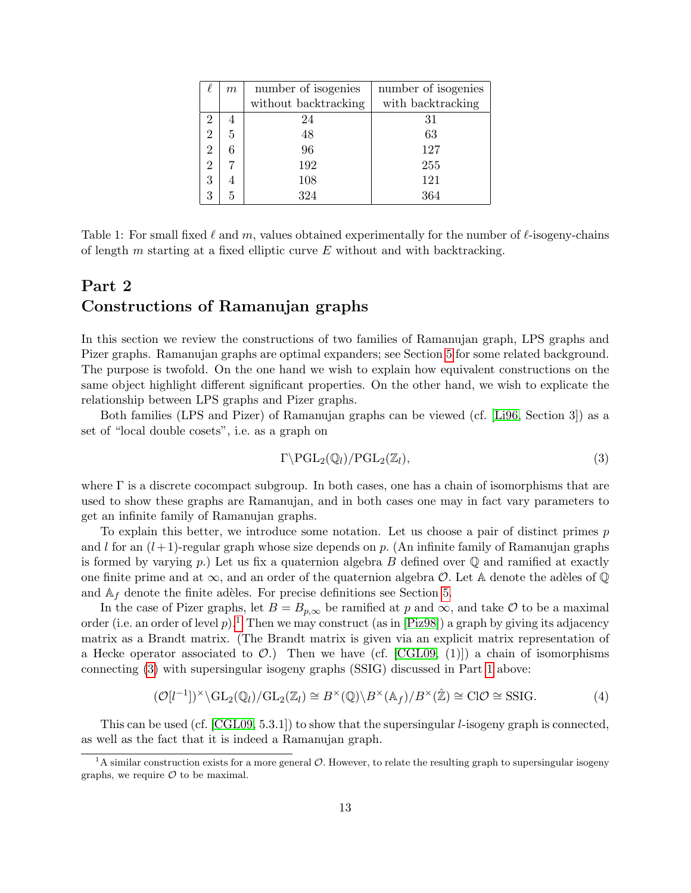| $\ell$ | $m$ | number of isogenies without backtracking | number of isogenies with backtracking |
|---|---|---|---|
| 2 | 4 | 24 | 31 |
| 2 | 5 | 48 | 63 |
| 2 | 6 | 96 | 127 |
| 2 | 7 | 192 | 255 |
| 3 | 4 | 108 | 121 |
| 3 | 5 | 324 | 364 |

Table 1: For small fixed $\ell$ and $m$, values obtained experimentally for the number of $\ell$-isogeny-chains of length $m$ starting at a fixed elliptic curve $E$ without and with backtracking.

# Part 2
# Constructions of Ramanujan graphs

In this section we review the constructions of two families of Ramanujan graph, LPS graphs and Pizer graphs. Ramanujan graphs are optimal expanders; see Section 5 for some related background. The purpose is twofold. On the one hand we wish to explain how equivalent constructions on the same object highlight different significant properties. On the other hand, we wish to explicate the relationship between LPS graphs and Pizer graphs.

Both families (LPS and Pizer) of Ramanujan graphs can be viewed (cf. [Li96, Section 3]) as a set of "local double cosets", i.e. as a graph on

$$\Gamma\backslash \mathrm{PGL}_2(\mathbb{Q}_l)/\mathrm{PGL}_2(\mathbb{Z}_l), \tag{3}$$

where $\Gamma$ is a discrete cocompact subgroup. In both cases, one has a chain of isomorphisms that are used to show these graphs are Ramanujan, and in both cases one may in fact vary parameters to get an infinite family of Ramanujan graphs.

To explain this better, we introduce some notation. Let us choose a pair of distinct primes $p$ and $l$ for an $(l+1)$-regular graph whose size depends on $p$. (An infinite family of Ramanujan graphs is formed by varying $p$.) Let us fix a quaternion algebra $B$ defined over $\mathbb{Q}$ and ramified at exactly one finite prime and at $\infty$, and an order of the quaternion algebra $\mathcal{O}$. Let $\mathbb{A}$ denote the adèles of $\mathbb{Q}$ and $\mathbb{A}_f$ denote the finite adèles. For precise definitions see Section 5.

In the case of Pizer graphs, let $B = B_{p,\infty}$ be ramified at $p$ and $\infty$, and take $\mathcal{O}$ to be a maximal order (i.e. an order of level $p$).[1] Then we may construct (as in [Piz98]) a graph by giving its adjacency matrix as a Brandt matrix. (The Brandt matrix is given via an explicit matrix representation of a Hecke operator associated to $\mathcal{O}$.) Then we have (cf. [CGL09, (1)]) a chain of isomorphisms connecting (3) with supersingular isogeny graphs (SSIG) discussed in Part 1 above:

$$(\mathcal{O}[l^{-1}])^\times\backslash \mathrm{GL}_2(\mathbb{Q}_l)/\mathrm{GL}_2(\mathbb{Z}_l) \cong B^\times(\mathbb{Q})\backslash B^\times(\mathbb{A}_f)/B^\times(\hat{\mathbb{Z}}) \cong \mathrm{Cl}\mathcal{O} \cong \mathrm{SSIG}. \tag{4}$$

This can be used (cf. [CGL09, 5.3.1]) to show that the supersingular $l$-isogeny graph is connected, as well as the fact that it is indeed a Ramanujan graph.

[1] A similar construction exists for a more general $\mathcal{O}$. However, to relate the resulting graph to supersingular isogeny graphs, we require $\mathcal{O}$ to be maximal.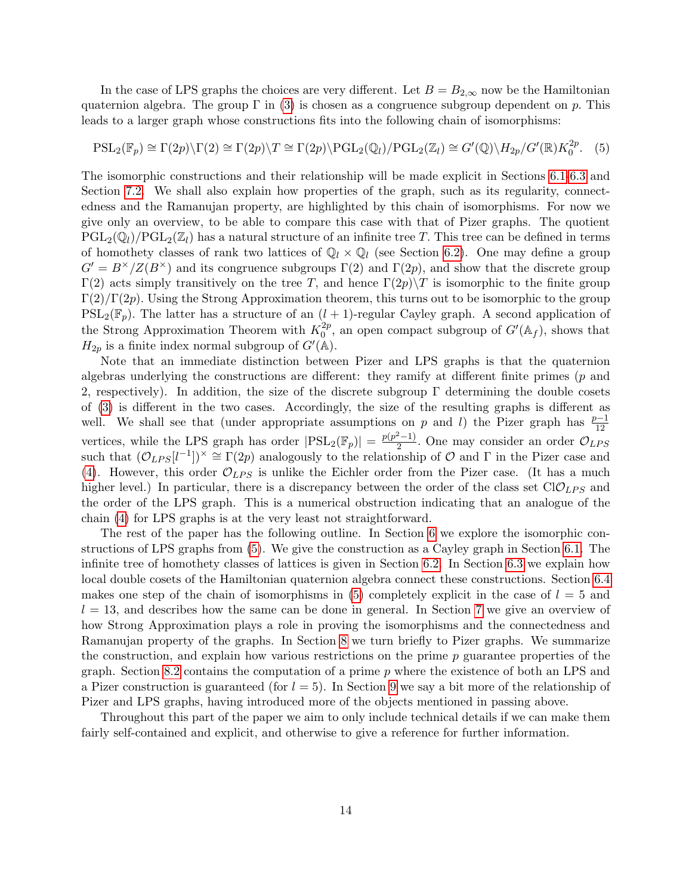In the case of LPS graphs the choices are very different. Let $B = B_{2,\infty}$ now be the Hamiltonian quaternion algebra. The group $\Gamma$ in (3) is chosen as a congruence subgroup dependent on $p$. This leads to a larger graph whose constructions fits into the following chain of isomorphisms:

$$\mathrm{PSL}_2(\mathbb{F}_p) \cong \Gamma(2p)\backslash\Gamma(2) \cong \Gamma(2p)\backslash T \cong \Gamma(2p)\backslash \mathrm{PGL}_2(\mathbb{Q}_l)/\mathrm{PGL}_2(\mathbb{Z}_l) \cong G'(\mathbb{Q})\backslash H_{2p}/G'(\mathbb{R})K_0^{2p}. \quad (5)$$

The isomorphic constructions and their relationship will be made explicit in Sections 6.1-6.3 and Section 7.2. We shall also explain how properties of the graph, such as its regularity, connectedness and the Ramanujan property, are highlighted by this chain of isomorphisms. For now we give only an overview, to be able to compare this case with that of Pizer graphs. The quotient $\mathrm{PGL}_2(\mathbb{Q}_l)/\mathrm{PGL}_2(\mathbb{Z}_l)$ has a natural structure of an infinite tree $T$. This tree can be defined in terms of homothety classes of rank two lattices of $\mathbb{Q}_l \times \mathbb{Q}_l$ (see Section 6.2). One may define a group $G' = B^\times/Z(B^\times)$ and its congruence subgroups $\Gamma(2)$ and $\Gamma(2p)$, and show that the discrete group $\Gamma(2)$ acts simply transitively on the tree $T$, and hence $\Gamma(2p)\backslash T$ is isomorphic to the finite group $\Gamma(2)/\Gamma(2p)$. Using the Strong Approximation theorem, this turns out to be isomorphic to the group $\mathrm{PSL}_2(\mathbb{F}_p)$. The latter has a structure of an $(l+1)$-regular Cayley graph. A second application of the Strong Approximation Theorem with $K_0^{2p}$, an open compact subgroup of $G'(\mathbb{A}_f)$, shows that $H_{2p}$ is a finite index normal subgroup of $G'(\mathbb{A})$.

Note that an immediate distinction between Pizer and LPS graphs is that the quaternion algebras underlying the constructions are different: they ramify at different finite primes ($p$ and 2, respectively). In addition, the size of the discrete subgroup $\Gamma$ determining the double cosets of (3) is different in the two cases. Accordingly, the size of the resulting graphs is different as well. We shall see that (under appropriate assumptions on $p$ and $l$) the Pizer graph has $\frac{p-1}{12}$ vertices, while the LPS graph has order $|\mathrm{PSL}_2(\mathbb{F}_p)| = \frac{p(p^2-1)}{2}$. One may consider an order $\mathcal{O}_{LPS}$ such that $(\mathcal{O}_{LPS}[l^{-1}])^\times \cong \Gamma(2p)$ analogously to the relationship of $\mathcal{O}$ and $\Gamma$ in the Pizer case and (4). However, this order $\mathcal{O}_{LPS}$ is unlike the Eichler order from the Pizer case. (It has a much higher level.) In particular, there is a discrepancy between the order of the class set $\mathrm{Cl}\mathcal{O}_{LPS}$ and the order of the LPS graph. This is a numerical obstruction indicating that an analogue of the chain (4) for LPS graphs is at the very least not straightforward.

The rest of the paper has the following outline. In Section 6 we explore the isomorphic constructions of LPS graphs from (5). We give the construction as a Cayley graph in Section 6.1. The infinite tree of homothety classes of lattices is given in Section 6.2. In Section 6.3 we explain how local double cosets of the Hamiltonian quaternion algebra connect these constructions. Section 6.4 makes one step of the chain of isomorphisms in (5) completely explicit in the case of $l = 5$ and $l = 13$, and describes how the same can be done in general. In Section 7 we give an overview of how Strong Approximation plays a role in proving the isomorphisms and the connectedness and Ramanujan property of the graphs. In Section 8 we turn briefly to Pizer graphs. We summarize the construction, and explain how various restrictions on the prime $p$ guarantee properties of the graph. Section 8.2 contains the computation of a prime $p$ where the existence of both an LPS and a Pizer construction is guaranteed (for $l = 5$). In Section 9 we say a bit more of the relationship of Pizer and LPS graphs, having introduced more of the objects mentioned in passing above.

Throughout this part of the paper we aim to only include technical details if we can make them fairly self-contained and explicit, and otherwise to give a reference for further information.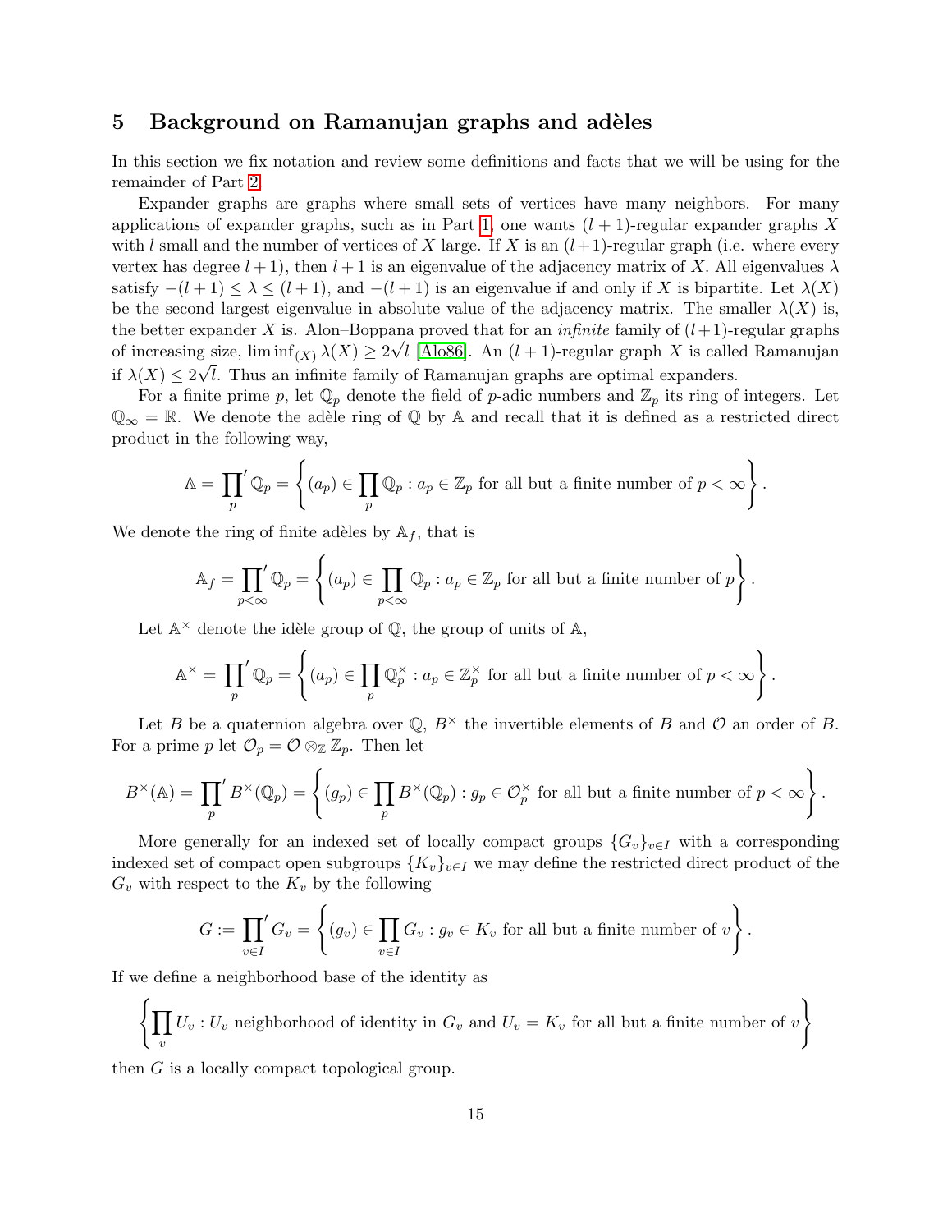## 5 Background on Ramanujan graphs and adèles

In this section we fix notation and review some definitions and facts that we will be using for the remainder of Part 2.

Expander graphs are graphs where small sets of vertices have many neighbors. For many applications of expander graphs, such as in Part 1, one wants $(l+1)$-regular expander graphs $X$ with $l$ small and the number of vertices of $X$ large. If $X$ is an $(l+1)$-regular graph (i.e. where every vertex has degree $l+1$), then $l+1$ is an eigenvalue of the adjacency matrix of $X$. All eigenvalues $\lambda$ satisfy $-(l+1) \leq \lambda \leq (l+1)$, and $-(l+1)$ is an eigenvalue if and only if $X$ is bipartite. Let $\lambda(X)$ be the second largest eigenvalue in absolute value of the adjacency matrix. The smaller $\lambda(X)$ is, the better expander $X$ is. Alon–Boppana proved that for an *infinite* family of $(l+1)$-regular graphs of increasing size, $\liminf_{(X)} \lambda(X) \geq 2\sqrt{l}$ [Alo86]. An $(l+1)$-regular graph $X$ is called Ramanujan if $\lambda(X) \leq 2\sqrt{l}$. Thus an infinite family of Ramanujan graphs are optimal expanders.

For a finite prime $p$, let $\mathbb{Q}_p$ denote the field of $p$-adic numbers and $\mathbb{Z}_p$ its ring of integers. Let $\mathbb{Q}_\infty = \mathbb{R}$. We denote the adèle ring of $\mathbb{Q}$ by $\mathbb{A}$ and recall that it is defined as a restricted direct product in the following way,

$$\mathbb{A} = \prod_p{}' \mathbb{Q}_p = \left\{ (a_p) \in \prod_p \mathbb{Q}_p : a_p \in \mathbb{Z}_p \text{ for all but a finite number of } p < \infty \right\}.$$

We denote the ring of finite adèles by $\mathbb{A}_f$, that is

$$\mathbb{A}_f = \prod_{p<\infty}{}' \mathbb{Q}_p = \left\{ (a_p) \in \prod_{p<\infty} \mathbb{Q}_p : a_p \in \mathbb{Z}_p \text{ for all but a finite number of } p \right\}.$$

Let $\mathbb{A}^\times$ denote the idèle group of $\mathbb{Q}$, the group of units of $\mathbb{A}$,

$$\mathbb{A}^\times = \prod_p{}' \mathbb{Q}_p = \left\{ (a_p) \in \prod_p \mathbb{Q}_p^\times : a_p \in \mathbb{Z}_p^\times \text{ for all but a finite number of } p < \infty \right\}.$$

Let $B$ be a quaternion algebra over $\mathbb{Q}$, $B^\times$ the invertible elements of $B$ and $\mathcal{O}$ an order of $B$. For a prime $p$ let $\mathcal{O}_p = \mathcal{O} \otimes_\mathbb{Z} \mathbb{Z}_p$. Then let

$$B^\times(\mathbb{A}) = \prod_p{}' B^\times(\mathbb{Q}_p) = \left\{ (g_p) \in \prod_p B^\times(\mathbb{Q}_p) : g_p \in \mathcal{O}_p^\times \text{ for all but a finite number of } p < \infty \right\}.$$

More generally for an indexed set of locally compact groups $\{G_v\}_{v \in I}$ with a corresponding indexed set of compact open subgroups $\{K_v\}_{v\in I}$ we may define the restricted direct product of the $G_v$ with respect to the $K_v$ by the following

$$G := \prod_{v\in I}{}' G_v = \left\{ (g_v) \in \prod_{v \in I} G_v : g_v \in K_v \text{ for all but a finite number of } v \right\}.$$

If we define a neighborhood base of the identity as

$$\left\{ \prod_v U_v : U_v \text{ neighborhood of identity in } G_v \text{ and } U_v = K_v \text{ for all but a finite number of } v \right\}$$

then $G$ is a locally compact topological group.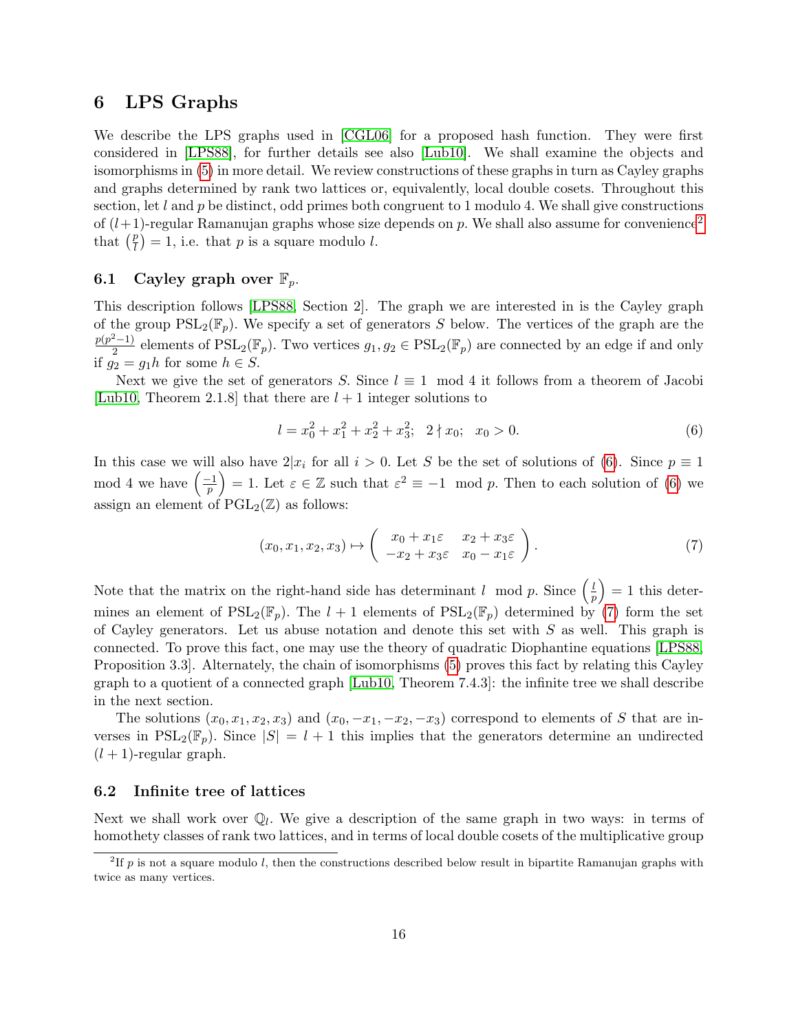## 6 LPS Graphs

We describe the LPS graphs used in [CGL06] for a proposed hash function. They were first considered in [LPS88], for further details see also [Lub10]. We shall examine the objects and isomorphisms in (5) in more detail. We review constructions of these graphs in turn as Cayley graphs and graphs determined by rank two lattices or, equivalently, local double cosets. Throughout this section, let $l$ and $p$ be distinct, odd primes both congruent to 1 modulo 4. We shall give constructions of $(l+1)$-regular Ramanujan graphs whose size depends on $p$. We shall also assume for convenience[2] that $\left(\frac{p}{l}\right) = 1$, i.e. that $p$ is a square modulo $l$.

### 6.1 Cayley graph over $\mathbb{F}_p$.

This description follows [LPS88, Section 2]. The graph we are interested in is the Cayley graph of the group $\mathrm{PSL}_2(\mathbb{F}_p)$. We specify a set of generators $S$ below. The vertices of the graph are the $\frac{p(p^2-1)}{2}$ elements of $\mathrm{PSL}_2(\mathbb{F}_p)$. Two vertices $g_1, g_2 \in \mathrm{PSL}_2(\mathbb{F}_p)$ are connected by an edge if and only if $g_2 = g_1 h$ for some $h \in S$.

Next we give the set of generators $S$. Since $l \equiv 1 \mod 4$ it follows from a theorem of Jacobi [Lub10, Theorem 2.1.8] that there are $l+1$ integer solutions to

$$l = x_0^2 + x_1^2 + x_2^2 + x_3^2; \quad 2 \nmid x_0; \quad x_0 > 0. \tag{6}$$

In this case we will also have $2|x_i$ for all $i > 0$. Let $S$ be the set of solutions of (6). Since $p \equiv 1 \mod 4$ we have $\left(\frac{-1}{p}\right) = 1$. Let $\varepsilon \in \mathbb{Z}$ such that $\varepsilon^2 \equiv -1 \mod p$. Then to each solution of (6) we assign an element of $\mathrm{PGL}_2(\mathbb{Z})$ as follows:

$$(x_0, x_1, x_2, x_3) \mapsto \begin{pmatrix} x_0 + x_1\varepsilon & x_2 + x_3\varepsilon \\ -x_2 + x_3\varepsilon & x_0 - x_1\varepsilon \end{pmatrix}. \tag{7}$$

Note that the matrix on the right-hand side has determinant $l \mod p$. Since $\left(\frac{l}{p}\right) = 1$ this determines an element of $\mathrm{PSL}_2(\mathbb{F}_p)$. The $l+1$ elements of $\mathrm{PSL}_2(\mathbb{F}_p)$ determined by (7) form the set of Cayley generators. Let us abuse notation and denote this set with $S$ as well. This graph is connected. To prove this fact, one may use the theory of quadratic Diophantine equations [LPS88, Proposition 3.3]. Alternately, the chain of isomorphisms (5) proves this fact by relating this Cayley graph to a quotient of a connected graph [Lub10, Theorem 7.4.3]: the infinite tree we shall describe in the next section.

The solutions $(x_0, x_1, x_2, x_3)$ and $(x_0, -x_1, -x_2, -x_3)$ correspond to elements of $S$ that are inverses in $\mathrm{PSL}_2(\mathbb{F}_p)$. Since $|S| = l+1$ this implies that the generators determine an undirected $(l+1)$-regular graph.

### 6.2 Infinite tree of lattices

Next we shall work over $\mathbb{Q}_l$. We give a description of the same graph in two ways: in terms of homothety classes of rank two lattices, and in terms of local double cosets of the multiplicative group

[2] If $p$ is not a square modulo $l$, then the constructions described below result in bipartite Ramanujan graphs with twice as many vertices.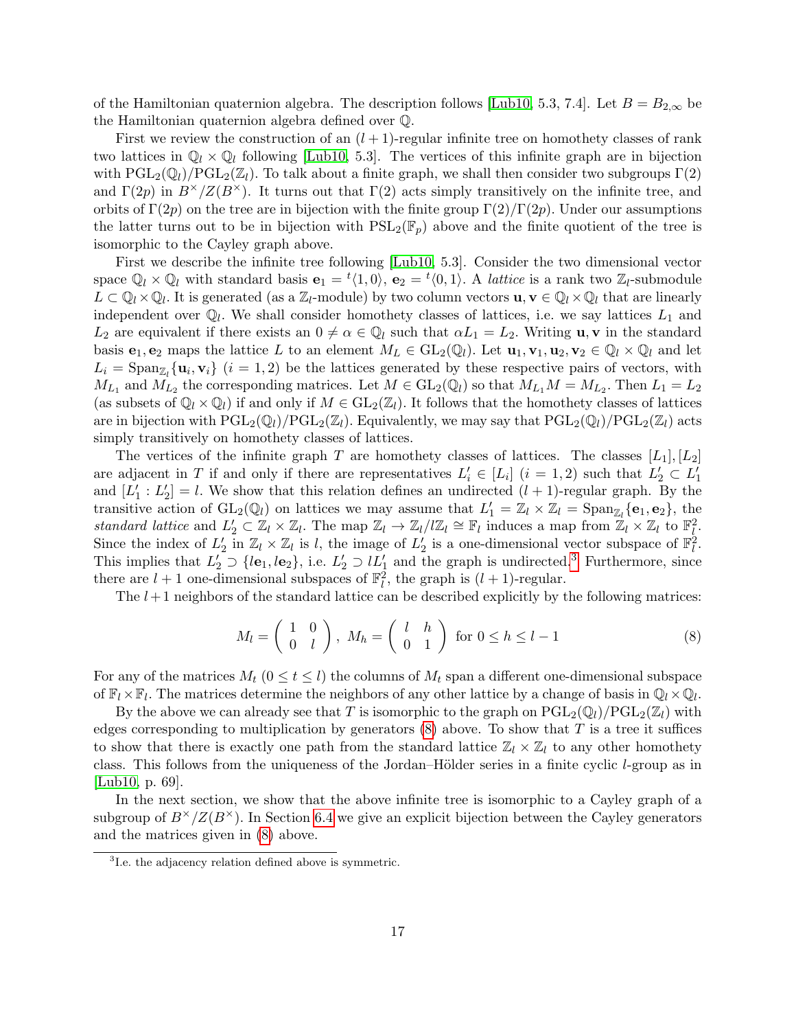of the Hamiltonian quaternion algebra. The description follows [Lub10, 5.3, 7.4]. Let $B = B_{2,\infty}$ be the Hamiltonian quaternion algebra defined over $\mathbb{Q}$.

First we review the construction of an $(l+1)$-regular infinite tree on homothety classes of rank two lattices in $\mathbb{Q}_l \times \mathbb{Q}_l$ following [Lub10, 5.3]. The vertices of this infinite graph are in bijection with $\mathrm{PGL}_2(\mathbb{Q}_l)/\mathrm{PGL}_2(\mathbb{Z}_l)$. To talk about a finite graph, we shall then consider two subgroups $\Gamma(2)$ and $\Gamma(2p)$ in $B^\times/Z(B^\times)$. It turns out that $\Gamma(2)$ acts simply transitively on the infinite tree, and orbits of $\Gamma(2p)$ on the tree are in bijection with the finite group $\Gamma(2)/\Gamma(2p)$. Under our assumptions the latter turns out to be in bijection with $\mathrm{PSL}_2(\mathbb{F}_p)$ above and the finite quotient of the tree is isomorphic to the Cayley graph above.

First we describe the infinite tree following [Lub10, 5.3]. Consider the two dimensional vector space $\mathbb{Q}_l \times \mathbb{Q}_l$ with standard basis $\mathbf{e}_1 = {}^t\langle 1, 0\rangle$, $\mathbf{e}_2 = {}^t\langle 0, 1\rangle$. A *lattice* is a rank two $\mathbb{Z}_l$-submodule $L \subset \mathbb{Q}_l \times \mathbb{Q}_l$. It is generated (as a $\mathbb{Z}_l$-module) by two column vectors $\mathbf{u}, \mathbf{v} \in \mathbb{Q}_l \times \mathbb{Q}_l$ that are linearly independent over $\mathbb{Q}_l$. We shall consider homothety classes of lattices, i.e. we say lattices $L_1$ and $L_2$ are equivalent if there exists an $0 \neq \alpha \in \mathbb{Q}_l$ such that $\alpha L_1 = L_2$. Writing $\mathbf{u}, \mathbf{v}$ in the standard basis $\mathbf{e}_1, \mathbf{e}_2$ maps the lattice $L$ to an element $M_L \in \mathrm{GL}_2(\mathbb{Q}_l)$. Let $\mathbf{u}_1, \mathbf{v}_1, \mathbf{u}_2, \mathbf{v}_2 \in \mathbb{Q}_l \times \mathbb{Q}_l$ and let $L_i = \mathrm{Span}_{\mathbb{Z}_l}\{\mathbf{u}_i, \mathbf{v}_i\}$ $(i = 1, 2)$ be the lattices generated by these respective pairs of vectors, with $M_{L_1}$ and $M_{L_2}$ the corresponding matrices. Let $M \in \mathrm{GL}_2(\mathbb{Q}_l)$ so that $M_{L_1}M = M_{L_2}$. Then $L_1 = L_2$ (as subsets of $\mathbb{Q}_l \times \mathbb{Q}_l$) if and only if $M \in \mathrm{GL}_2(\mathbb{Z}_l)$. It follows that the homothety classes of lattices are in bijection with $\mathrm{PGL}_2(\mathbb{Q}_l)/\mathrm{PGL}_2(\mathbb{Z}_l)$. Equivalently, we may say that $\mathrm{PGL}_2(\mathbb{Q}_l)/\mathrm{PGL}_2(\mathbb{Z}_l)$ acts simply transitively on homothety classes of lattices.

The vertices of the infinite graph $T$ are homothety classes of lattices. The classes $[L_1], [L_2]$ are adjacent in $T$ if and only if there are representatives $L_i' \in [L_i]$ $(i = 1, 2)$ such that $L_2' \subset L_1'$ and $[L_1' : L_2'] = l$. We show that this relation defines an undirected $(l+1)$-regular graph. By the transitive action of $\mathrm{GL}_2(\mathbb{Q}_l)$ on lattices we may assume that $L_1' = \mathbb{Z}_l \times \mathbb{Z}_l = \mathrm{Span}_{\mathbb{Z}_l}\{\mathbf{e}_1, \mathbf{e}_2\}$, the *standard lattice* and $L_2' \subset \mathbb{Z}_l \times \mathbb{Z}_l$. The map $\mathbb{Z}_l \to \mathbb{Z}_l/l\mathbb{Z}_l \cong \mathbb{F}_l$ induces a map from $\mathbb{Z}_l \times \mathbb{Z}_l$ to $\mathbb{F}_l^2$. Since the index of $L_2'$ in $\mathbb{Z}_l \times \mathbb{Z}_l$ is $l$, the image of $L_2'$ is a one-dimensional vector subspace of $\mathbb{F}_l^2$. This implies that $L_2' \supset \{l\mathbf{e}_1, l\mathbf{e}_2\}$, i.e. $L_2' \supset lL_1'$ and the graph is undirected.[3] Furthermore, since there are $l+1$ one-dimensional subspaces of $\mathbb{F}_l^2$, the graph is $(l+1)$-regular.

The $l+1$ neighbors of the standard lattice can be described explicitly by the following matrices:

$$M_l = \begin{pmatrix} 1 & 0 \\ 0 & l \end{pmatrix},\ M_h = \begin{pmatrix} l & h \\ 0 & 1 \end{pmatrix} \text{ for } 0 \leq h \leq l-1 \tag{8}$$

For any of the matrices $M_t$ $(0 \leq t \leq l)$ the columns of $M_t$ span a different one-dimensional subspace of $\mathbb{F}_l \times \mathbb{F}_l$. The matrices determine the neighbors of any other lattice by a change of basis in $\mathbb{Q}_l \times \mathbb{Q}_l$.

By the above we can already see that $T$ is isomorphic to the graph on $\mathrm{PGL}_2(\mathbb{Q}_l)/\mathrm{PGL}_2(\mathbb{Z}_l)$ with edges corresponding to multiplication by generators (8) above. To show that $T$ is a tree it suffices to show that there is exactly one path from the standard lattice $\mathbb{Z}_l \times \mathbb{Z}_l$ to any other homothety class. This follows from the uniqueness of the Jordan–Hölder series in a finite cyclic $l$-group as in [Lub10, p. 69].

In the next section, we show that the above infinite tree is isomorphic to a Cayley graph of a subgroup of $B^\times/Z(B^\times)$. In Section 6.4 we give an explicit bijection between the Cayley generators and the matrices given in (8) above.

[3] I.e. the adjacency relation defined above is symmetric.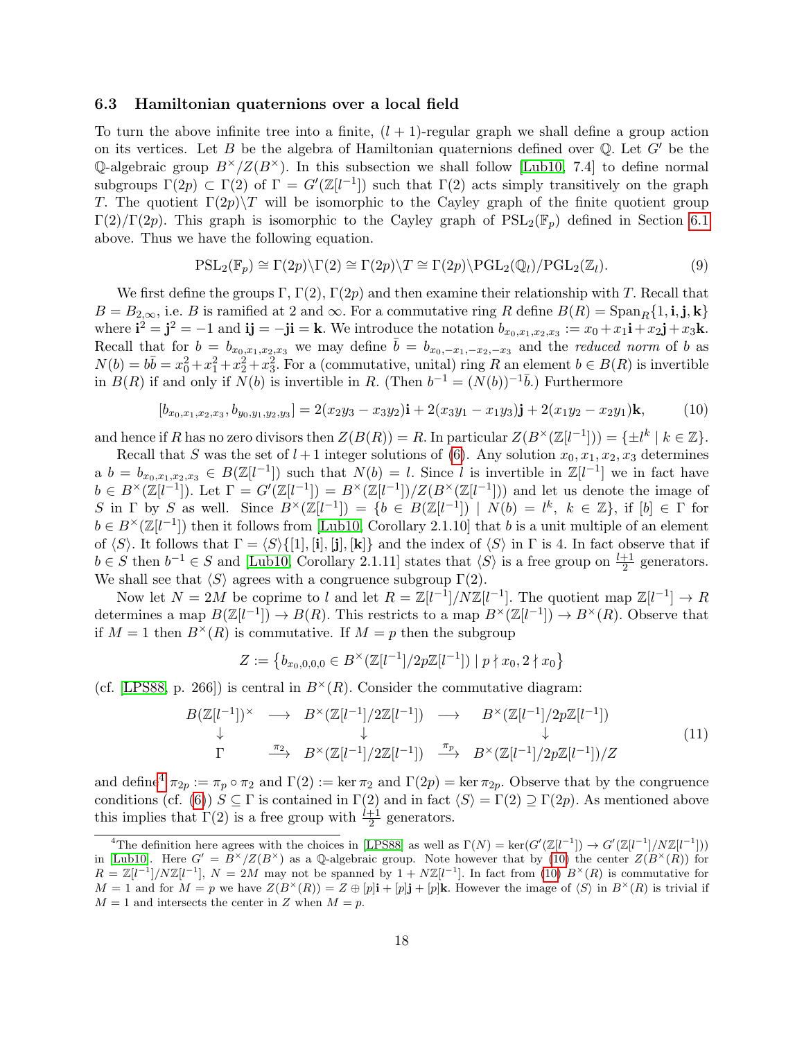### 6.3 Hamiltonian quaternions over a local field

To turn the above infinite tree into a finite, $(l+1)$-regular graph we shall define a group action on its vertices. Let $B$ be the algebra of Hamiltonian quaternions defined over $\mathbb{Q}$. Let $G'$ be the $\mathbb{Q}$-algebraic group $B^\times/Z(B^\times)$. In this subsection we shall follow [Lub10, 7.4] to define normal subgroups $\Gamma(2p) \subset \Gamma(2)$ of $\Gamma = G'(\mathbb{Z}[l^{-1}])$ such that $\Gamma(2)$ acts simply transitively on the graph $T$. The quotient $\Gamma(2p)\backslash T$ will be isomorphic to the Cayley graph of the finite quotient group $\Gamma(2)/\Gamma(2p)$. This graph is isomorphic to the Cayley graph of $\mathrm{PSL}_2(\mathbb{F}_p)$ defined in Section 6.1 above. Thus we have the following equation.

$$\mathrm{PSL}_2(\mathbb{F}_p) \cong \Gamma(2p)\backslash\Gamma(2) \cong \Gamma(2p)\backslash T \cong \Gamma(2p)\backslash \mathrm{PGL}_2(\mathbb{Q}_l)/\mathrm{PGL}_2(\mathbb{Z}_l). \tag{9}$$

We first define the groups $\Gamma, \Gamma(2), \Gamma(2p)$ and then examine their relationship with $T$. Recall that $B = B_{2,\infty}$, i.e. $B$ is ramified at 2 and $\infty$. For a commutative ring $R$ define $B(R) = \mathrm{Span}_R\{1, \mathbf{i}, \mathbf{j}, \mathbf{k}\}$ where $\mathbf{i}^2 = \mathbf{j}^2 = -1$ and $\mathbf{ij} = -\mathbf{ji} = \mathbf{k}$. We introduce the notation $b_{x_0,x_1,x_2,x_3} := x_0 + x_1\mathbf{i} + x_2\mathbf{j} + x_3\mathbf{k}$. Recall that for $b = b_{x_0,x_1,x_2,x_3}$ we may define $\bar{b} = b_{x_0,-x_1,-x_2,-x_3}$ and the *reduced norm* of $b$ as $N(b) = b\bar{b} = x_0^2 + x_1^2 + x_2^2 + x_3^2$. For a (commutative, unital) ring $R$ an element $b \in B(R)$ is invertible in $B(R)$ if and only if $N(b)$ is invertible in $R$. (Then $b^{-1} = (N(b))^{-1}\bar{b}$.) Furthermore

$$[b_{x_0,x_1,x_2,x_3}, b_{y_0,y_1,y_2,y_3}] = 2(x_2y_3 - x_3y_2)\mathbf{i} + 2(x_3y_1 - x_1y_3)\mathbf{j} + 2(x_1y_2 - x_2y_1)\mathbf{k}, \tag{10}$$

and hence if $R$ has no zero divisors then $Z(B(R)) = R$. In particular $Z(B^\times(\mathbb{Z}[l^{-1}])) = \{\pm l^k \mid k \in \mathbb{Z}\}$.

Recall that $S$ was the set of $l+1$ integer solutions of (6). Any solution $x_0, x_1, x_2, x_3$ determines a $b = b_{x_0,x_1,x_2,x_3} \in B(\mathbb{Z}[l^{-1}])$ such that $N(b) = l$. Since $l$ is invertible in $\mathbb{Z}[l^{-1}]$ we in fact have $b \in B^\times(\mathbb{Z}[l^{-1}])$. Let $\Gamma = G'(\mathbb{Z}[l^{-1}]) = B^\times(\mathbb{Z}[l^{-1}])/Z(B^\times(\mathbb{Z}[l^{-1}]))$ and let us denote the image of $S$ in $\Gamma$ by $S$ as well. Since $B^\times(\mathbb{Z}[l^{-1}]) = \{b \in B(\mathbb{Z}[l^{-1}]) \mid N(b) = l^k,\ k \in \mathbb{Z}\}$, if $[b] \in \Gamma$ for $b \in B^\times(\mathbb{Z}[l^{-1}])$ then it follows from [Lub10, Corollary 2.1.10] that $b$ is a unit multiple of an element of $\langle S \rangle$. It follows that $\Gamma = \langle S \rangle\{[1], [\mathbf{i}], [\mathbf{j}], [\mathbf{k}]\}$ and the index of $\langle S \rangle$ in $\Gamma$ is 4. In fact observe that if $b \in S$ then $b^{-1} \in S$ and [Lub10, Corollary 2.1.11] states that $\langle S \rangle$ is a free group on $\frac{l+1}{2}$ generators. We shall see that $\langle S \rangle$ agrees with a congruence subgroup $\Gamma(2)$.

Now let $N = 2M$ be coprime to $l$ and let $R = \mathbb{Z}[l^{-1}]/N\mathbb{Z}[l^{-1}]$. The quotient map $\mathbb{Z}[l^{-1}] \to R$ determines a map $B(\mathbb{Z}[l^{-1}]) \to B(R)$. This restricts to a map $B^\times(\mathbb{Z}[l^{-1}]) \to B^\times(R)$. Observe that if $M = 1$ then $B^\times(R)$ is commutative. If $M = p$ then the subgroup

$$Z := \left\{ b_{x_0,0,0,0} \in B^\times(\mathbb{Z}[l^{-1}]/2p\mathbb{Z}[l^{-1}]) \mid p \nmid x_0, 2 \nmid x_0 \right\}$$

(cf. [LPS88, p. 266]) is central in $B^\times(R)$. Consider the commutative diagram:

$$\begin{array}{ccccc}
B(\mathbb{Z}[l^{-1}])^\times & \longrightarrow & B^\times(\mathbb{Z}[l^{-1}]/2\mathbb{Z}[l^{-1}]) & \longrightarrow & B^\times(\mathbb{Z}[l^{-1}]/2p\mathbb{Z}[l^{-1}]) \\
\downarrow & & \downarrow & & \downarrow \\
\Gamma & \xrightarrow{\pi_2} & B^\times(\mathbb{Z}[l^{-1}]/2\mathbb{Z}[l^{-1}]) & \xrightarrow{\pi_p} & B^\times(\mathbb{Z}[l^{-1}]/2p\mathbb{Z}[l^{-1}])/Z
\end{array} \tag{11}$$

and define[4] $\pi_{2p} := \pi_p \circ \pi_2$ and $\Gamma(2) := \ker \pi_2$ and $\Gamma(2p) = \ker \pi_{2p}$. Observe that by the congruence conditions (cf. (6)) $S \subseteq \Gamma$ is contained in $\Gamma(2)$ and in fact $\langle S \rangle = \Gamma(2) \supseteq \Gamma(2p)$. As mentioned above this implies that $\Gamma(2)$ is a free group with $\frac{l+1}{2}$ generators.

---

[4] The definition here agrees with the choices in [LPS88] as well as $\Gamma(N) = \ker(G'(\mathbb{Z}[l^{-1}]) \to G'(\mathbb{Z}[l^{-1}]/N\mathbb{Z}[l^{-1}]))$ in [Lub10]. Here $G' = B^\times/Z(B^\times)$ as a $\mathbb{Q}$-algebraic group. Note however that by (10) the center $Z(B^\times(R))$ for $R = \mathbb{Z}[l^{-1}]/N\mathbb{Z}[l^{-1}]$, $N = 2M$ may not be spanned by $1 + N\mathbb{Z}[l^{-1}]$. In fact from (10) $B^\times(R)$ is commutative for $M = 1$ and for $M = p$ we have $Z(B^\times(R)) = Z \oplus [p]\mathbf{i} + [p]\mathbf{j} + [p]\mathbf{k}$. However the image of $\langle S \rangle$ in $B^\times(R)$ is trivial if $M = 1$ and intersects the center in $Z$ when $M = p$.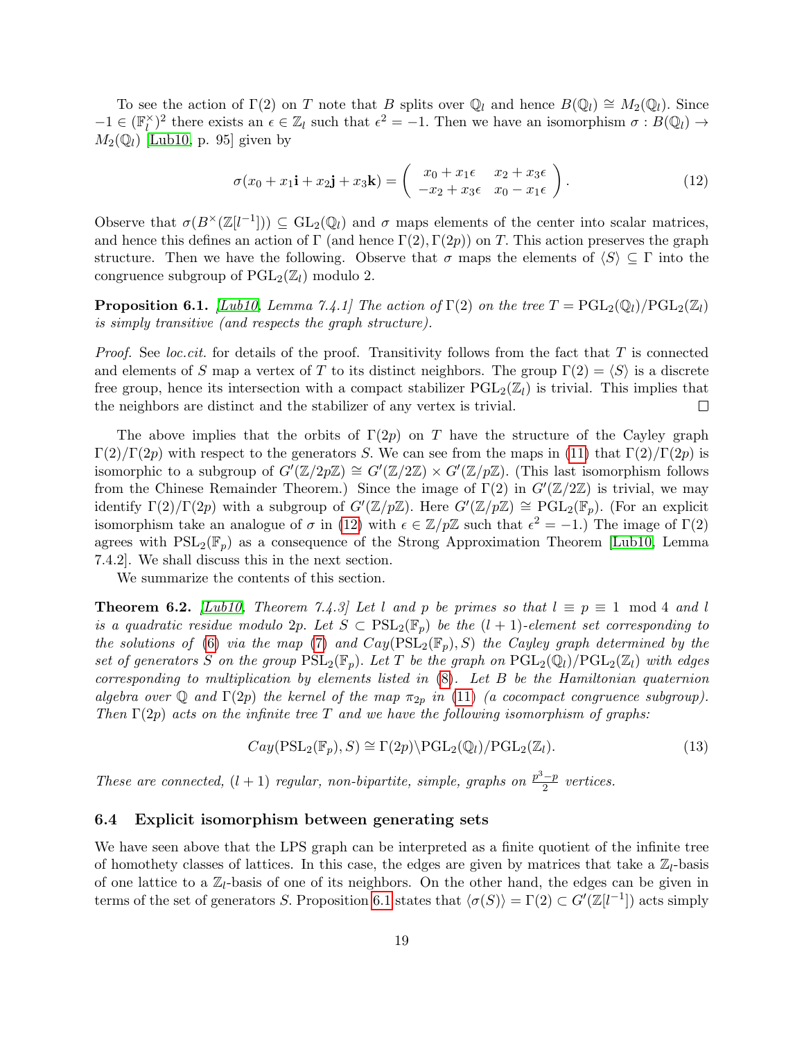To see the action of $\Gamma(2)$ on $T$ note that $B$ splits over $\mathbb{Q}_l$ and hence $B(\mathbb{Q}_l) \cong M_2(\mathbb{Q}_l)$. Since $-1 \in (\mathbb{F}_l^\times)^2$ there exists an $\epsilon \in \mathbb{Z}_l$ such that $\epsilon^2 = -1$. Then we have an isomorphism $\sigma : B(\mathbb{Q}_l) \to M_2(\mathbb{Q}_l)$ [Lub10, p. 95] given by

$$\sigma(x_0 + x_1\mathbf{i} + x_2\mathbf{j} + x_3\mathbf{k}) = \begin{pmatrix} x_0 + x_1\epsilon & x_2 + x_3\epsilon \\ -x_2 + x_3\epsilon & x_0 - x_1\epsilon \end{pmatrix}. \tag{12}$$

Observe that $\sigma(B^\times(\mathbb{Z}[l^{-1}])) \subseteq \mathrm{GL}_2(\mathbb{Q}_l)$ and $\sigma$ maps elements of the center into scalar matrices, and hence this defines an action of $\Gamma$ (and hence $\Gamma(2), \Gamma(2p)$) on $T$. This action preserves the graph structure. Then we have the following. Observe that $\sigma$ maps the elements of $\langle S\rangle \subseteq \Gamma$ into the congruence subgroup of $\mathrm{PGL}_2(\mathbb{Z}_l)$ modulo 2.

**Proposition 6.1.** *[Lub10, Lemma 7.4.1] The action of $\Gamma(2)$ on the tree $T = \mathrm{PGL}_2(\mathbb{Q}_l)/\mathrm{PGL}_2(\mathbb{Z}_l)$ is simply transitive (and respects the graph structure).*

*Proof.* See *loc.cit.* for details of the proof. Transitivity follows from the fact that $T$ is connected and elements of $S$ map a vertex of $T$ to its distinct neighbors. The group $\Gamma(2) = \langle S\rangle$ is a discrete free group, hence its intersection with a compact stabilizer $\mathrm{PGL}_2(\mathbb{Z}_l)$ is trivial. This implies that the neighbors are distinct and the stabilizer of any vertex is trivial. □

The above implies that the orbits of $\Gamma(2p)$ on $T$ have the structure of the Cayley graph $\Gamma(2)/\Gamma(2p)$ with respect to the generators $S$. We can see from the maps in (11) that $\Gamma(2)/\Gamma(2p)$ is isomorphic to a subgroup of $G'(\mathbb{Z}/2p\mathbb{Z}) \cong G'(\mathbb{Z}/2\mathbb{Z}) \times G'(\mathbb{Z}/p\mathbb{Z})$. (This last isomorphism follows from the Chinese Remainder Theorem.) Since the image of $\Gamma(2)$ in $G'(\mathbb{Z}/2\mathbb{Z})$ is trivial, we may identify $\Gamma(2)/\Gamma(2p)$ with a subgroup of $G'(\mathbb{Z}/p\mathbb{Z})$. Here $G'(\mathbb{Z}/p\mathbb{Z}) \cong \mathrm{PGL}_2(\mathbb{F}_p)$. (For an explicit isomorphism take an analogue of $\sigma$ in (12) with $\epsilon \in \mathbb{Z}/p\mathbb{Z}$ such that $\epsilon^2 = -1$.) The image of $\Gamma(2)$ agrees with $\mathrm{PSL}_2(\mathbb{F}_p)$ as a consequence of the Strong Approximation Theorem [Lub10, Lemma 7.4.2]. We shall discuss this in the next section.

We summarize the contents of this section.

**Theorem 6.2.** *[Lub10, Theorem 7.4.3] Let $l$ and $p$ be primes so that $l \equiv p \equiv 1 \mod 4$ and $l$ is a quadratic residue modulo $2p$. Let $S \subset \mathrm{PSL}_2(\mathbb{F}_p)$ be the $(l+1)$-element set corresponding to the solutions of (6) via the map (7) and $Cay(\mathrm{PSL}_2(\mathbb{F}_p), S)$ the Cayley graph determined by the set of generators $S$ on the group $\mathrm{PSL}_2(\mathbb{F}_p)$. Let $T$ be the graph on $\mathrm{PGL}_2(\mathbb{Q}_l)/\mathrm{PGL}_2(\mathbb{Z}_l)$ with edges corresponding to multiplication by elements listed in (8). Let $B$ be the Hamiltonian quaternion algebra over $\mathbb{Q}$ and $\Gamma(2p)$ the kernel of the map $\pi_{2p}$ in (11) (a cocompact congruence subgroup). Then $\Gamma(2p)$ acts on the infinite tree $T$ and we have the following isomorphism of graphs:*

$$Cay(\mathrm{PSL}_2(\mathbb{F}_p), S) \cong \Gamma(2p)\backslash \mathrm{PGL}_2(\mathbb{Q}_l)/\mathrm{PGL}_2(\mathbb{Z}_l). \tag{13}$$

*These are connected, $(l+1)$ regular, non-bipartite, simple, graphs on $\frac{p^3-p}{2}$ vertices.*

### 6.4 Explicit isomorphism between generating sets

We have seen above that the LPS graph can be interpreted as a finite quotient of the infinite tree of homothety classes of lattices. In this case, the edges are given by matrices that take a $\mathbb{Z}_l$-basis of one lattice to a $\mathbb{Z}_l$-basis of one of its neighbors. On the other hand, the edges can be given in terms of the set of generators $S$. Proposition 6.1 states that $\langle\sigma(S)\rangle = \Gamma(2) \subset G'(\mathbb{Z}[l^{-1}])$ acts simply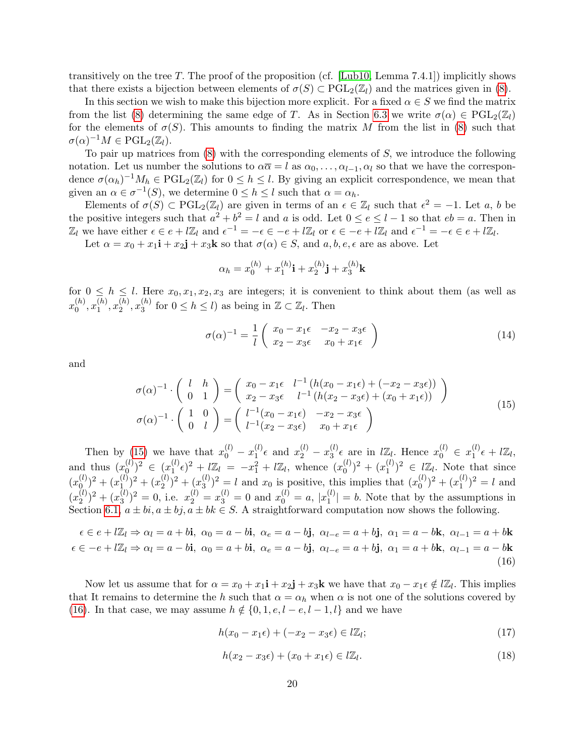transitively on the tree $T$. The proof of the proposition (cf. [Lub10, Lemma 7.4.1]) implicitly shows that there exists a bijection between elements of $\sigma(S) \subset \mathrm{PGL}_2(\mathbb{Z}_l)$ and the matrices given in (8).

In this section we wish to make this bijection more explicit. For a fixed $\alpha \in S$ we find the matrix from the list (8) determining the same edge of $T$. As in Section 6.3 we write $\sigma(\alpha) \in \mathrm{PGL}_2(\mathbb{Z}_l)$ for the elements of $\sigma(S)$. This amounts to finding the matrix $M$ from the list in (8) such that $\sigma(\alpha)^{-1}M \in \mathrm{PGL}_2(\mathbb{Z}_l)$.

To pair up matrices from (8) with the corresponding elements of $S$, we introduce the following notation. Let us number the solutions to $\alpha\overline{\alpha} = l$ as $\alpha_0, \ldots, \alpha_{l-1}, \alpha_l$ so that we have the correspondence $\sigma(\alpha_h)^{-1}M_h \in \mathrm{PGL}_2(\mathbb{Z}_l)$ for $0 \le h \le l$. By giving an explicit correspondence, we mean that given an $\alpha \in \sigma^{-1}(S)$, we determine $0 \le h \le l$ such that $\alpha = \alpha_h$.

Elements of $\sigma(S) \subset \mathrm{PGL}_2(\mathbb{Z}_l)$ are given in terms of an $\epsilon \in \mathbb{Z}_l$ such that $\epsilon^2 = -1$. Let $a$, $b$ be the positive integers such that $a^2 + b^2 = l$ and $a$ is odd. Let $0 \le e \le l-1$ so that $eb = a$. Then in $\mathbb{Z}_l$ we have either $\epsilon \in e + l\mathbb{Z}_l$ and $\epsilon^{-1} = -\epsilon \in -e + l\mathbb{Z}_l$ or $\epsilon \in -e + l\mathbb{Z}_l$ and $\epsilon^{-1} = -\epsilon \in e + l\mathbb{Z}_l$.

Let $\alpha = x_0 + x_1\mathbf{i} + x_2\mathbf{j} + x_3\mathbf{k}$ so that $\sigma(\alpha) \in S$, and $a, b, e, \epsilon$ are as above. Let

$$\alpha_h = x_0^{(h)} + x_1^{(h)}\mathbf{i} + x_2^{(h)}\mathbf{j} + x_3^{(h)}\mathbf{k}$$

for $0 \le h \le l$. Here $x_0, x_1, x_2, x_3$ are integers; it is convenient to think about them (as well as $x_0^{(h)}, x_1^{(h)}, x_2^{(h)}, x_3^{(h)}$ for $0 \le h \le l$) as being in $\mathbb{Z} \subset \mathbb{Z}_l$. Then

$$\sigma(\alpha)^{-1} = \frac{1}{l}\begin{pmatrix} x_0 - x_1\epsilon & -x_2 - x_3\epsilon \\ x_2 - x_3\epsilon & x_0 + x_1\epsilon \end{pmatrix} \tag{14}$$

and

$$\begin{aligned} \sigma(\alpha)^{-1} \cdot \begin{pmatrix} l & h \\ 0 & 1 \end{pmatrix} &= \begin{pmatrix} x_0 - x_1\epsilon & l^{-1}\left(h(x_0 - x_1\epsilon) + (-x_2 - x_3\epsilon)\right) \\ x_2 - x_3\epsilon & l^{-1}\left(h(x_2 - x_3\epsilon) + (x_0 + x_1\epsilon)\right) \end{pmatrix} \\ \sigma(\alpha)^{-1} \cdot \begin{pmatrix} 1 & 0 \\ 0 & l \end{pmatrix} &= \begin{pmatrix} l^{-1}(x_0 - x_1\epsilon) & -x_2 - x_3\epsilon \\ l^{-1}(x_2 - x_3\epsilon) & x_0 + x_1\epsilon \end{pmatrix} \end{aligned} \tag{15}$$

Then by (15) we have that $x_0^{(l)} - x_1^{(l)}\epsilon$ and $x_2^{(l)} - x_3^{(l)}\epsilon$ are in $l\mathbb{Z}_l$. Hence $x_0^{(l)} \in x_1^{(l)}\epsilon + l\mathbb{Z}_l$, and thus $(x_0^{(l)})^2 \in (x_1^{(l)}\epsilon)^2 + l\mathbb{Z}_l = -x_1^2 + l\mathbb{Z}_l$, whence $(x_0^{(l)})^2 + (x_1^{(l)})^2 \in l\mathbb{Z}_l$. Note that since $(x_0^{(l)})^2 + (x_1^{(l)})^2 + (x_2^{(l)})^2 + (x_3^{(l)})^2 = l$ and $x_0$ is positive, this implies that $(x_0^{(l)})^2 + (x_1^{(l)})^2 = l$ and $(x_2^{(l)})^2 + (x_3^{(l)})^2 = 0$, i.e. $x_2^{(l)} = x_3^{(l)} = 0$ and $x_0^{(l)} = a$, $|x_1^{(l)}| = b$. Note that by the assumptions in Section 6.1, $a \pm bi, a \pm bj, a \pm bk \in S$. A straightforward computation now shows the following.

$$\begin{aligned} \epsilon \in e + l\mathbb{Z}_l &\Rightarrow \alpha_l = a + b\mathbf{i},\ \alpha_0 = a - b\mathbf{i},\ \alpha_e = a - b\mathbf{j},\ \alpha_{l-e} = a + b\mathbf{j},\ \alpha_1 = a - b\mathbf{k},\ \alpha_{l-1} = a + b\mathbf{k} \\ \epsilon \in -e + l\mathbb{Z}_l &\Rightarrow \alpha_l = a - b\mathbf{i},\ \alpha_0 = a + b\mathbf{i},\ \alpha_e = a - b\mathbf{j},\ \alpha_{l-e} = a + b\mathbf{j},\ \alpha_1 = a + b\mathbf{k},\ \alpha_{l-1} = a - b\mathbf{k} \end{aligned} \tag{16}$$

Now let us assume that for $\alpha = x_0 + x_1\mathbf{i} + x_2\mathbf{j} + x_3\mathbf{k}$ we have that $x_0 - x_1\epsilon \notin l\mathbb{Z}_l$. This implies that It remains to determine the $h$ such that $\alpha = \alpha_h$ when $\alpha$ is not one of the solutions covered by (16). In that case, we may assume $h \notin \{0, 1, e, l-e, l-1, l\}$ and we have

$$h(x_0 - x_1\epsilon) + (-x_2 - x_3\epsilon) \in l\mathbb{Z}_l; \tag{17}$$

$$h(x_2 - x_3\epsilon) + (x_0 + x_1\epsilon) \in l\mathbb{Z}_l. \tag{18}$$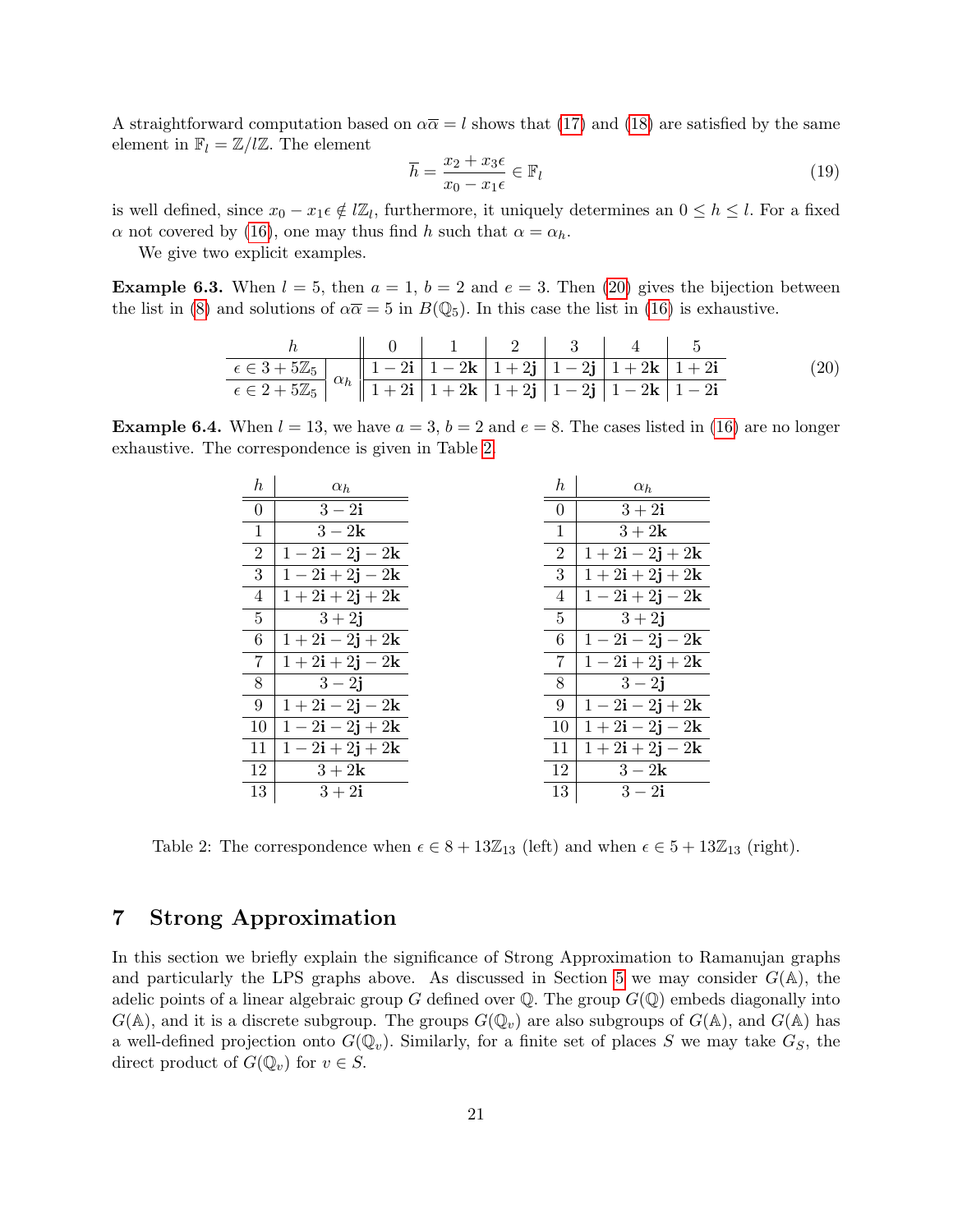A straightforward computation based on $\alpha\overline{\alpha} = l$ shows that (17) and (18) are satisfied by the same element in $\mathbb{F}_l = \mathbb{Z}/l\mathbb{Z}$. The element

$$\overline{h} = \frac{x_2 + x_3\epsilon}{x_0 - x_1\epsilon} \in \mathbb{F}_l \tag{19}$$

is well defined, since $x_0 - x_1\epsilon \notin l\mathbb{Z}_l$, furthermore, it uniquely determines an $0 \leq h \leq l$. For a fixed $\alpha$ not covered by (16), one may thus find $h$ such that $\alpha = \alpha_h$.

We give two explicit examples.

**Example 6.3.** When $l = 5$, then $a = 1$, $b = 2$ and $e = 3$. Then (20) gives the bijection between the list in (8) and solutions of $\alpha\overline{\alpha} = 5$ in $B(\mathbb{Q}_5)$. In this case the list in (16) is exhaustive.

| $h$ | | 0 | 1 | 2 | 3 | 4 | 5 |
|---|---|---|---|---|---|---|---|
| $\epsilon \in 3 + 5\mathbb{Z}_5$ | $\alpha_h$ | $1 - 2\mathbf{i}$ | $1 - 2\mathbf{k}$ | $1 + 2\mathbf{j}$ | $1 - 2\mathbf{j}$ | $1 + 2\mathbf{k}$ | $1 + 2\mathbf{i}$ |
| $\epsilon \in 2 + 5\mathbb{Z}_5$ | $\alpha_h$ | $1 + 2\mathbf{i}$ | $1 + 2\mathbf{k}$ | $1 + 2\mathbf{j}$ | $1 - 2\mathbf{j}$ | $1 - 2\mathbf{k}$ | $1 - 2\mathbf{i}$ |

(20)

**Example 6.4.** When $l = 13$, we have $a = 3$, $b = 2$ and $e = 8$. The cases listed in (16) are no longer exhaustive. The correspondence is given in Table 2.

| $h$ | $\alpha_h$ |
|---|---|
| 0 | $3 - 2\mathbf{i}$ |
| 1 | $3 - 2\mathbf{k}$ |
| 2 | $1 - 2\mathbf{i} - 2\mathbf{j} - 2\mathbf{k}$ |
| 3 | $1 - 2\mathbf{i} + 2\mathbf{j} - 2\mathbf{k}$ |
| 4 | $1 + 2\mathbf{i} + 2\mathbf{j} + 2\mathbf{k}$ |
| 5 | $3 + 2\mathbf{j}$ |
| 6 | $1 + 2\mathbf{i} - 2\mathbf{j} + 2\mathbf{k}$ |
| 7 | $1 + 2\mathbf{i} + 2\mathbf{j} - 2\mathbf{k}$ |
| 8 | $3 - 2\mathbf{j}$ |
| 9 | $1 + 2\mathbf{i} - 2\mathbf{j} - 2\mathbf{k}$ |
| 10 | $1 - 2\mathbf{i} - 2\mathbf{j} + 2\mathbf{k}$ |
| 11 | $1 - 2\mathbf{i} + 2\mathbf{j} + 2\mathbf{k}$ |
| 12 | $3 + 2\mathbf{k}$ |
| 13 | $3 + 2\mathbf{i}$ |

| $h$ | $\alpha_h$ |
|---|---|
| 0 | $3 + 2\mathbf{i}$ |
| 1 | $3 + 2\mathbf{k}$ |
| 2 | $1 + 2\mathbf{i} - 2\mathbf{j} + 2\mathbf{k}$ |
| 3 | $1 + 2\mathbf{i} + 2\mathbf{j} + 2\mathbf{k}$ |
| 4 | $1 - 2\mathbf{i} + 2\mathbf{j} - 2\mathbf{k}$ |
| 5 | $3 + 2\mathbf{j}$ |
| 6 | $1 - 2\mathbf{i} - 2\mathbf{j} - 2\mathbf{k}$ |
| 7 | $1 - 2\mathbf{i} + 2\mathbf{j} + 2\mathbf{k}$ |
| 8 | $3 - 2\mathbf{j}$ |
| 9 | $1 - 2\mathbf{i} - 2\mathbf{j} + 2\mathbf{k}$ |
| 10 | $1 + 2\mathbf{i} - 2\mathbf{j} - 2\mathbf{k}$ |
| 11 | $1 + 2\mathbf{i} + 2\mathbf{j} - 2\mathbf{k}$ |
| 12 | $3 - 2\mathbf{k}$ |
| 13 | $3 - 2\mathbf{i}$ |

Table 2: The correspondence when $\epsilon \in 8 + 13\mathbb{Z}_{13}$ (left) and when $\epsilon \in 5 + 13\mathbb{Z}_{13}$ (right).

## 7 Strong Approximation

In this section we briefly explain the significance of Strong Approximation to Ramanujan graphs and particularly the LPS graphs above. As discussed in Section 5 we may consider $G(\mathbb{A})$, the adelic points of a linear algebraic group $G$ defined over $\mathbb{Q}$. The group $G(\mathbb{Q})$ embeds diagonally into $G(\mathbb{A})$, and it is a discrete subgroup. The groups $G(\mathbb{Q}_v)$ are also subgroups of $G(\mathbb{A})$, and $G(\mathbb{A})$ has a well-defined projection onto $G(\mathbb{Q}_v)$. Similarly, for a finite set of places $S$ we may take $G_S$, the direct product of $G(\mathbb{Q}_v)$ for $v \in S$.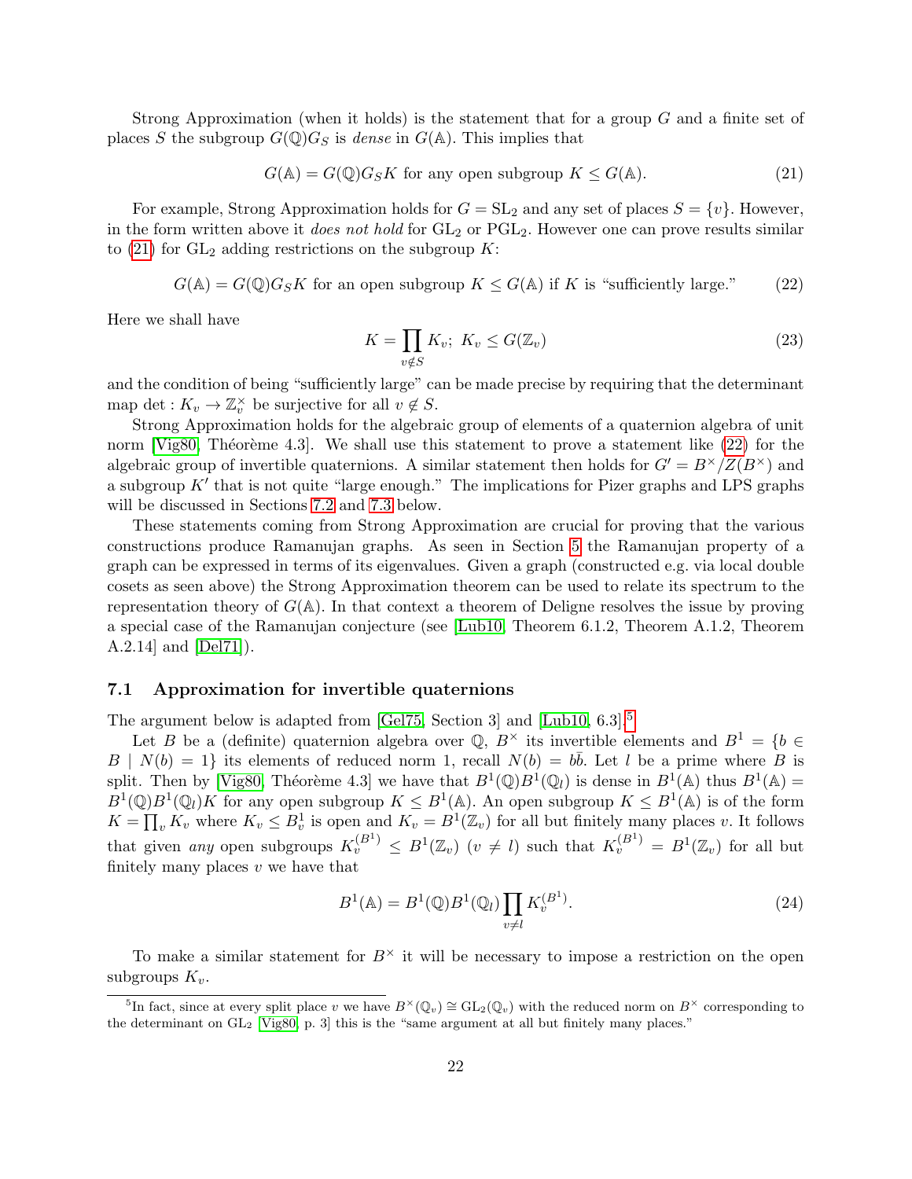Strong Approximation (when it holds) is the statement that for a group $G$ and a finite set of places $S$ the subgroup $G(\mathbb{Q})G_S$ is *dense* in $G(\mathbb{A})$. This implies that

$$G(\mathbb{A}) = G(\mathbb{Q})G_S K \text{ for any open subgroup } K \leq G(\mathbb{A}). \tag{21}$$

For example, Strong Approximation holds for $G = \mathrm{SL}_2$ and any set of places $S = \{v\}$. However, in the form written above it *does not hold* for $\mathrm{GL}_2$ or $\mathrm{PGL}_2$. However one can prove results similar to (21) for $\mathrm{GL}_2$ adding restrictions on the subgroup $K$:

$$G(\mathbb{A}) = G(\mathbb{Q})G_S K \text{ for an open subgroup } K \leq G(\mathbb{A}) \text{ if } K \text{ is "sufficiently large."} \tag{22}$$

Here we shall have

$$K = \prod_{v \notin S} K_v;\ K_v \leq G(\mathbb{Z}_v) \tag{23}$$

and the condition of being "sufficiently large" can be made precise by requiring that the determinant map $\det : K_v \to \mathbb{Z}_v^\times$ be surjective for all $v \notin S$.

Strong Approximation holds for the algebraic group of elements of a quaternion algebra of unit norm [Vig80, Théorème 4.3]. We shall use this statement to prove a statement like (22) for the algebraic group of invertible quaternions. A similar statement then holds for $G' = B^\times / Z(B^\times)$ and a subgroup $K'$ that is not quite "large enough." The implications for Pizer graphs and LPS graphs will be discussed in Sections 7.2 and 7.3 below.

These statements coming from Strong Approximation are crucial for proving that the various constructions produce Ramanujan graphs. As seen in Section 5 the Ramanujan property of a graph can be expressed in terms of its eigenvalues. Given a graph (constructed e.g. via local double cosets as seen above) the Strong Approximation theorem can be used to relate its spectrum to the representation theory of $G(\mathbb{A})$. In that context a theorem of Deligne resolves the issue by proving a special case of the Ramanujan conjecture (see [Lub10, Theorem 6.1.2, Theorem A.1.2, Theorem A.2.14] and [Del71]).

### 7.1 Approximation for invertible quaternions

The argument below is adapted from [Gel75, Section 3] and [Lub10, 6.3].[5]

Let $B$ be a (definite) quaternion algebra over $\mathbb{Q}$, $B^\times$ its invertible elements and $B^1 = \{b \in B \mid N(b) = 1\}$ its elements of reduced norm 1, recall $N(b) = b\bar{b}$. Let $l$ be a prime where $B$ is split. Then by [Vig80, Théorème 4.3] we have that $B^1(\mathbb{Q})B^1(\mathbb{Q}_l)$ is dense in $B^1(\mathbb{A})$ thus $B^1(\mathbb{A}) = B^1(\mathbb{Q})B^1(\mathbb{Q}_l)K$ for any open subgroup $K \leq B^1(\mathbb{A})$. An open subgroup $K \leq B^1(\mathbb{A})$ is of the form $K = \prod_v K_v$ where $K_v \leq B^1_v$ is open and $K_v = B^1(\mathbb{Z}_v)$ for all but finitely many places $v$. It follows that given *any* open subgroups $K_v^{(B^1)} \leq B^1(\mathbb{Z}_v)$ $(v \neq l)$ such that $K_v^{(B^1)} = B^1(\mathbb{Z}_v)$ for all but finitely many places $v$ we have that

$$B^1(\mathbb{A}) = B^1(\mathbb{Q})B^1(\mathbb{Q}_l)\prod_{v \neq l} K_v^{(B^1)}. \tag{24}$$

To make a similar statement for $B^\times$ it will be necessary to impose a restriction on the open subgroups $K_v$.

[5] In fact, since at every split place $v$ we have $B^\times(\mathbb{Q}_v) \cong \mathrm{GL}_2(\mathbb{Q}_v)$ with the reduced norm on $B^\times$ corresponding to the determinant on $\mathrm{GL}_2$ [Vig80, p. 3] this is the "same argument at all but finitely many places."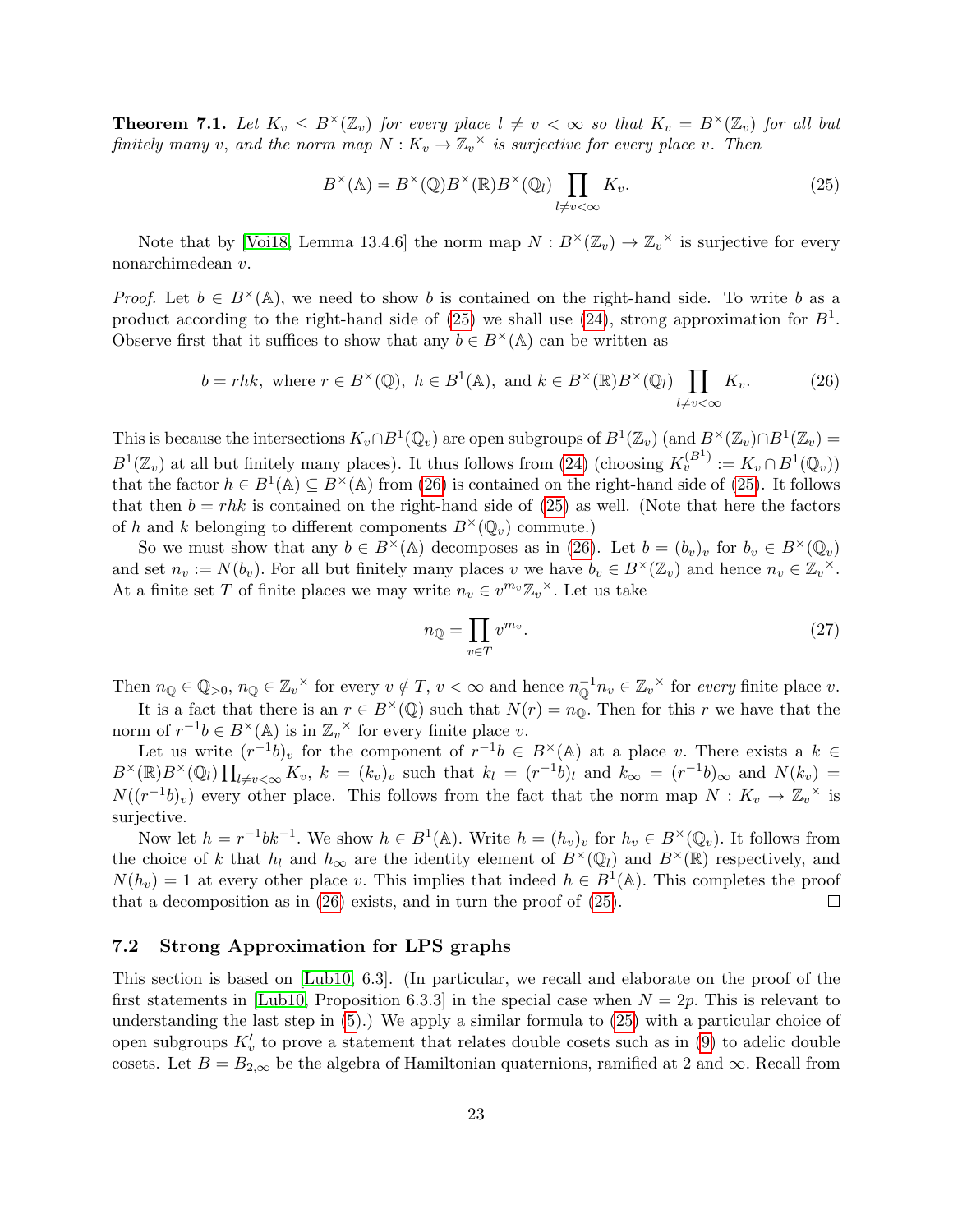**Theorem 7.1.** *Let $K_v \leq B^\times(\mathbb{Z}_v)$ for every place $l \neq v < \infty$ so that $K_v = B^\times(\mathbb{Z}_v)$ for all but finitely many $v$, and the norm map $N : K_v \to {\mathbb{Z}_v}^\times$ is surjective for every place $v$. Then*

$$B^\times(\mathbb{A}) = B^\times(\mathbb{Q}) B^\times(\mathbb{R}) B^\times(\mathbb{Q}_l) \prod_{l \neq v < \infty} K_v. \tag{25}$$

Note that by [Voi18, Lemma 13.4.6] the norm map $N : B^\times(\mathbb{Z}_v) \to {\mathbb{Z}_v}^\times$ is surjective for every nonarchimedean $v$.

*Proof.* Let $b \in B^\times(\mathbb{A})$, we need to show $b$ is contained on the right-hand side. To write $b$ as a product according to the right-hand side of (25) we shall use (24), strong approximation for $B^1$. Observe first that it suffices to show that any $b \in B^\times(\mathbb{A})$ can be written as

$$b = rhk, \text{ where } r \in B^\times(\mathbb{Q}),\ h \in B^1(\mathbb{A}), \text{ and } k \in B^\times(\mathbb{R}) B^\times(\mathbb{Q}_l) \prod_{l \neq v < \infty} K_v. \tag{26}$$

This is because the intersections $K_v \cap B^1(\mathbb{Q}_v)$ are open subgroups of $B^1(\mathbb{Z}_v)$ (and $B^\times(\mathbb{Z}_v) \cap B^1(\mathbb{Z}_v) = B^1(\mathbb{Z}_v)$ at all but finitely many places). It thus follows from (24) (choosing $K_v^{(B^1)} := K_v \cap B^1(\mathbb{Q}_v)$) that the factor $h \in B^1(\mathbb{A}) \subseteq B^\times(\mathbb{A})$ from (26) is contained on the right-hand side of (25). It follows that then $b = rhk$ is contained on the right-hand side of (25) as well. (Note that here the factors of $h$ and $k$ belonging to different components $B^\times(\mathbb{Q}_v)$ commute.)

So we must show that any $b \in B^\times(\mathbb{A})$ decomposes as in (26). Let $b = (b_v)_v$ for $b_v \in B^\times(\mathbb{Q}_v)$ and set $n_v := N(b_v)$. For all but finitely many places $v$ we have $b_v \in B^\times(\mathbb{Z}_v)$ and hence $n_v \in {\mathbb{Z}_v}^\times$. At a finite set $T$ of finite places we may write $n_v \in v^{m_v} {\mathbb{Z}_v}^\times$. Let us take

$$n_\mathbb{Q} = \prod_{v \in T} v^{m_v}. \tag{27}$$

Then $n_\mathbb{Q} \in \mathbb{Q}_{>0}$, $n_\mathbb{Q} \in {\mathbb{Z}_v}^\times$ for every $v \notin T$, $v < \infty$ and hence $n_\mathbb{Q}^{-1} n_v \in {\mathbb{Z}_v}^\times$ for *every* finite place $v$.

It is a fact that there is an $r \in B^\times(\mathbb{Q})$ such that $N(r) = n_\mathbb{Q}$. Then for this $r$ we have that the norm of $r^{-1}b \in B^\times(\mathbb{A})$ is in ${\mathbb{Z}_v}^\times$ for every finite place $v$.

Let us write $(r^{-1}b)_v$ for the component of $r^{-1}b \in B^\times(\mathbb{A})$ at a place $v$. There exists a $k \in B^\times(\mathbb{R}) B^\times(\mathbb{Q}_l) \prod_{l \neq v < \infty} K_v$, $k = (k_v)_v$ such that $k_l = (r^{-1}b)_l$ and $k_\infty = (r^{-1}b)_\infty$ and $N(k_v) = N((r^{-1}b)_v)$ every other place. This follows from the fact that the norm map $N : K_v \to {\mathbb{Z}_v}^\times$ is surjective.

Now let $h = r^{-1}bk^{-1}$. We show $h \in B^1(\mathbb{A})$. Write $h = (h_v)_v$ for $h_v \in B^\times(\mathbb{Q}_v)$. It follows from the choice of $k$ that $h_l$ and $h_\infty$ are the identity element of $B^\times(\mathbb{Q}_l)$ and $B^\times(\mathbb{R})$ respectively, and $N(h_v) = 1$ at every other place $v$. This implies that indeed $h \in B^1(\mathbb{A})$. This completes the proof that a decomposition as in (26) exists, and in turn the proof of (25). ∎

### 7.2 Strong Approximation for LPS graphs

This section is based on [Lub10, 6.3]. (In particular, we recall and elaborate on the proof of the first statements in [Lub10, Proposition 6.3.3] in the special case when $N = 2p$. This is relevant to understanding the last step in (5).) We apply a similar formula to (25) with a particular choice of open subgroups $K'_v$ to prove a statement that relates double cosets such as in (9) to adelic double cosets. Let $B = B_{2,\infty}$ be the algebra of Hamiltonian quaternions, ramified at 2 and $\infty$. Recall from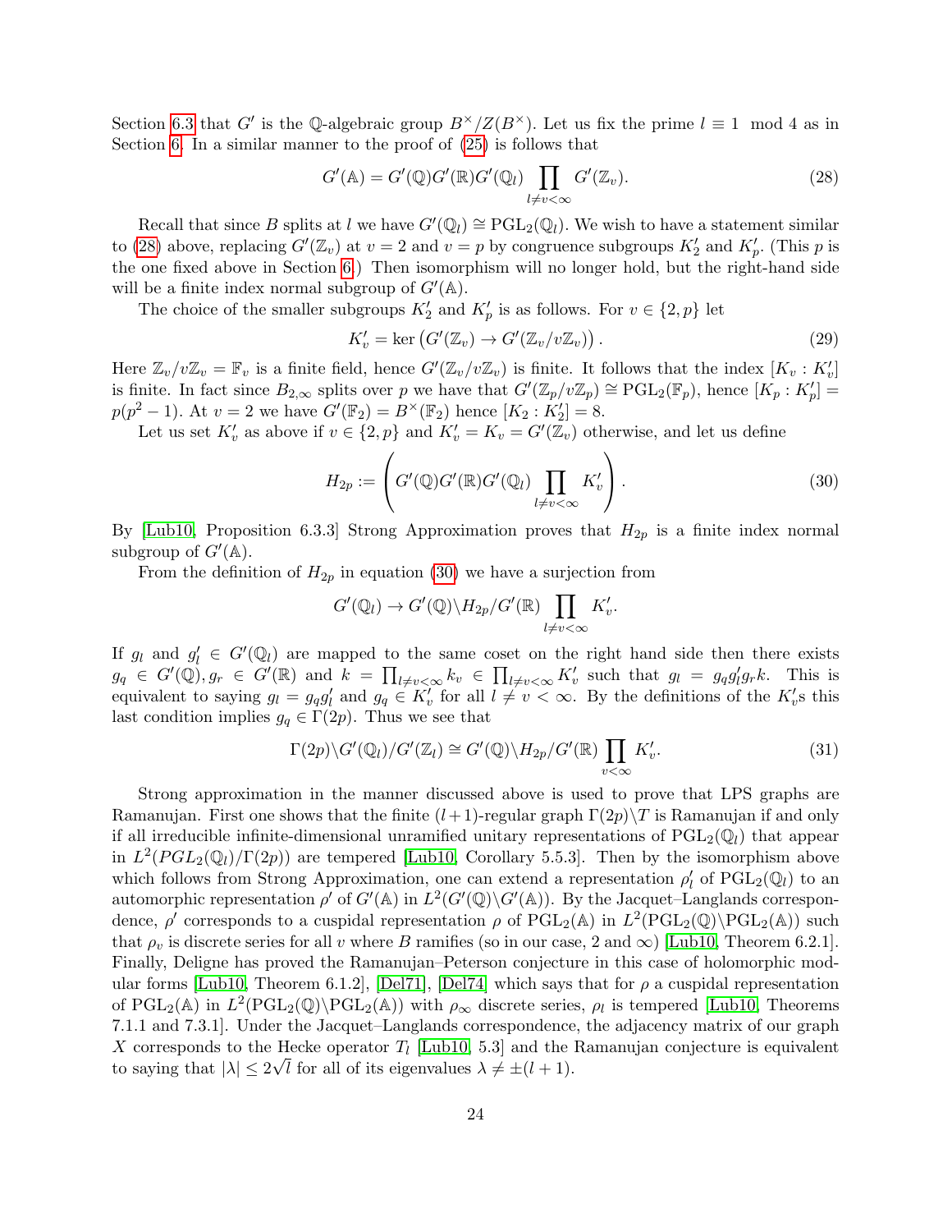Section 6.3 that $G'$ is the $\mathbb{Q}$-algebraic group $B^\times/Z(B^\times)$. Let us fix the prime $l \equiv 1 \mod 4$ as in Section 6. In a similar manner to the proof of (25) is follows that

$$G'(\mathbb{A}) = G'(\mathbb{Q})G'(\mathbb{R})G'(\mathbb{Q}_l)\prod_{l\neq v<\infty} G'(\mathbb{Z}_v). \tag{28}$$

Recall that since $B$ splits at $l$ we have $G'(\mathbb{Q}_l) \cong \mathrm{PGL}_2(\mathbb{Q}_l)$. We wish to have a statement similar to (28) above, replacing $G'(\mathbb{Z}_v)$ at $v = 2$ and $v = p$ by congruence subgroups $K'_2$ and $K'_p$. (This $p$ is the one fixed above in Section 6.) Then isomorphism will no longer hold, but the right-hand side will be a finite index normal subgroup of $G'(\mathbb{A})$.

The choice of the smaller subgroups $K'_2$ and $K'_p$ is as follows. For $v \in \{2, p\}$ let

$$K'_v = \ker\left(G'(\mathbb{Z}_v) \to G'(\mathbb{Z}_v/v\mathbb{Z}_v)\right). \tag{29}$$

Here $\mathbb{Z}_v/v\mathbb{Z}_v = \mathbb{F}_v$ is a finite field, hence $G'(\mathbb{Z}_v/v\mathbb{Z}_v)$ is finite. It follows that the index $[K_v : K'_v]$ is finite. In fact since $B_{2,\infty}$ splits over $p$ we have that $G'(\mathbb{Z}_p/v\mathbb{Z}_p) \cong \mathrm{PGL}_2(\mathbb{F}_p)$, hence $[K_p : K'_p] = p(p^2-1)$. At $v = 2$ we have $G'(\mathbb{F}_2) = B^\times(\mathbb{F}_2)$ hence $[K_2 : K'_2] = 8$.

Let us set $K'_v$ as above if $v \in \{2, p\}$ and $K'_v = K_v = G'(\mathbb{Z}_v)$ otherwise, and let us define

$$H_{2p} := \left(G'(\mathbb{Q})G'(\mathbb{R})G'(\mathbb{Q}_l)\prod_{l\neq v<\infty} K'_v\right). \tag{30}$$

By [Lub10, Proposition 6.3.3] Strong Approximation proves that $H_{2p}$ is a finite index normal subgroup of $G'(\mathbb{A})$.

From the definition of $H_{2p}$ in equation (30) we have a surjection from

$$G'(\mathbb{Q}_l) \to G'(\mathbb{Q})\backslash H_{2p}/G'(\mathbb{R})\prod_{l\neq v<\infty} K'_v.$$

If $g_l$ and $g'_l \in G'(\mathbb{Q}_l)$ are mapped to the same coset on the right hand side then there exists $g_q \in G'(\mathbb{Q}), g_r \in G'(\mathbb{R})$ and $k = \prod_{l\neq v<\infty} k_v \in \prod_{l\neq v<\infty} K'_v$ such that $g_l = g_q g'_l g_r k$. This is equivalent to saying $g_l = g_q g'_l$ and $g_q \in K'_v$ for all $l \neq v < \infty$. By the definitions of the $K'_v$s this last condition implies $g_q \in \Gamma(2p)$. Thus we see that

$$\Gamma(2p)\backslash G'(\mathbb{Q}_l)/G'(\mathbb{Z}_l) \cong G'(\mathbb{Q})\backslash H_{2p}/G'(\mathbb{R})\prod_{v<\infty} K'_v. \tag{31}$$

Strong approximation in the manner discussed above is used to prove that LPS graphs are Ramanujan. First one shows that the finite $(l+1)$-regular graph $\Gamma(2p)\backslash T$ is Ramanujan if and only if all irreducible infinite-dimensional unramified unitary representations of $\mathrm{PGL}_2(\mathbb{Q}_l)$ that appear in $L^2(PGL_2(\mathbb{Q}_l)/\Gamma(2p))$ are tempered [Lub10, Corollary 5.5.3]. Then by the isomorphism above which follows from Strong Approximation, one can extend a representation $\rho'_l$ of $\mathrm{PGL}_2(\mathbb{Q}_l)$ to an automorphic representation $\rho'$ of $G'(\mathbb{A})$ in $L^2(G'(\mathbb{Q})\backslash G'(\mathbb{A}))$. By the Jacquet–Langlands correspondence, $\rho'$ corresponds to a cuspidal representation $\rho$ of $\mathrm{PGL}_2(\mathbb{A})$ in $L^2(\mathrm{PGL}_2(\mathbb{Q})\backslash \mathrm{PGL}_2(\mathbb{A}))$ such that $\rho_v$ is discrete series for all $v$ where $B$ ramifies (so in our case, 2 and $\infty$) [Lub10, Theorem 6.2.1]. Finally, Deligne has proved the Ramanujan–Peterson conjecture in this case of holomorphic modular forms [Lub10, Theorem 6.1.2], [Del71], [Del74] which says that for $\rho$ a cuspidal representation of $\mathrm{PGL}_2(\mathbb{A})$ in $L^2(\mathrm{PGL}_2(\mathbb{Q})\backslash \mathrm{PGL}_2(\mathbb{A}))$ with $\rho_\infty$ discrete series, $\rho_l$ is tempered [Lub10, Theorems 7.1.1 and 7.3.1]. Under the Jacquet–Langlands correspondence, the adjacency matrix of our graph $X$ corresponds to the Hecke operator $T_l$ [Lub10, 5.3] and the Ramanujan conjecture is equivalent to saying that $|\lambda| \leq 2\sqrt{l}$ for all of its eigenvalues $\lambda \neq \pm(l+1)$.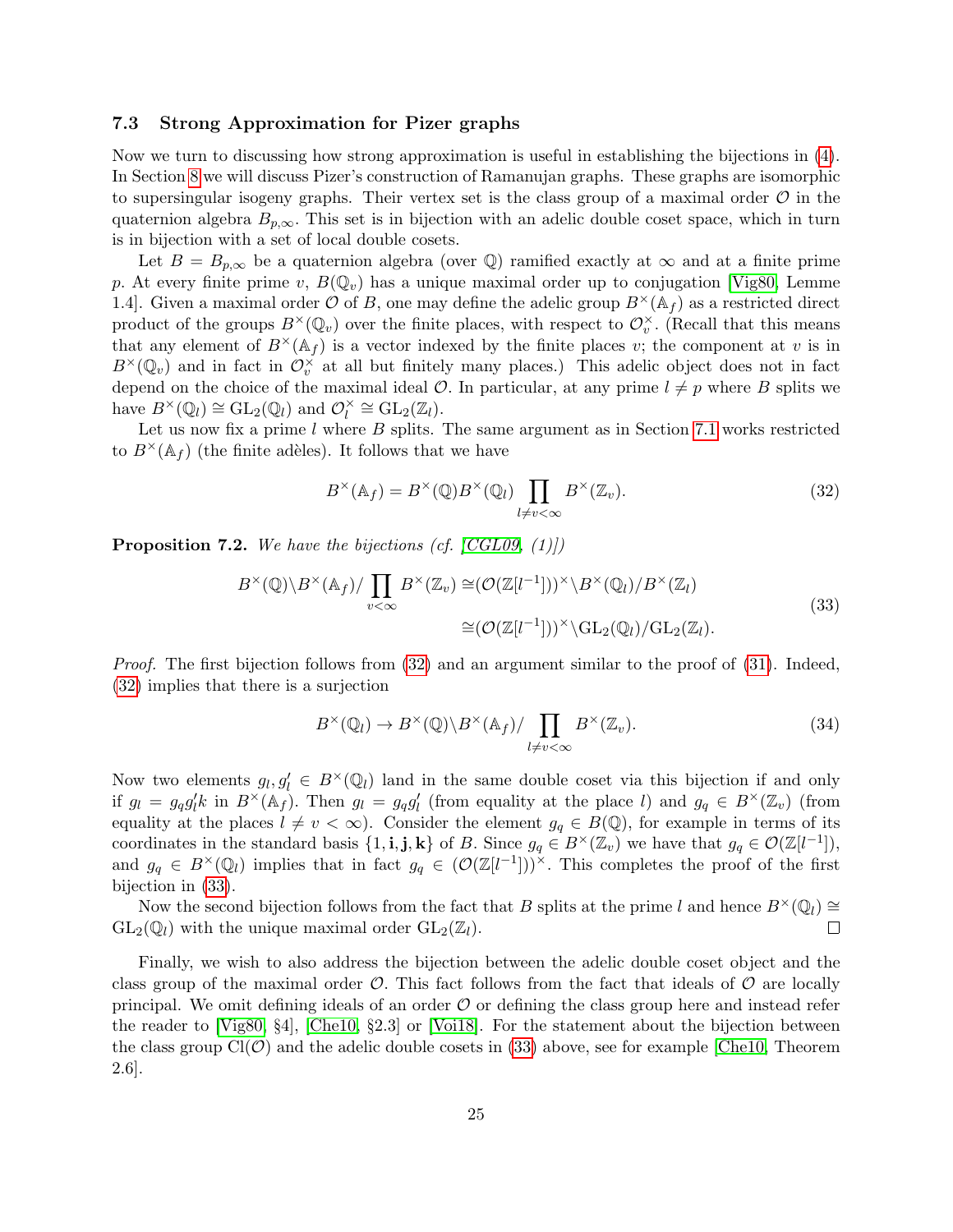### 7.3 Strong Approximation for Pizer graphs

Now we turn to discussing how strong approximation is useful in establishing the bijections in (4). In Section 8 we will discuss Pizer's construction of Ramanujan graphs. These graphs are isomorphic to supersingular isogeny graphs. Their vertex set is the class group of a maximal order $\mathcal{O}$ in the quaternion algebra $B_{p,\infty}$. This set is in bijection with an adelic double coset space, which in turn is in bijection with a set of local double cosets.

Let $B = B_{p,\infty}$ be a quaternion algebra (over $\mathbb{Q}$) ramified exactly at $\infty$ and at a finite prime $p$. At every finite prime $v$, $B(\mathbb{Q}_v)$ has a unique maximal order up to conjugation [Vig80, Lemme 1.4]. Given a maximal order $\mathcal{O}$ of $B$, one may define the adelic group $B^\times(\mathbb{A}_f)$ as a restricted direct product of the groups $B^\times(\mathbb{Q}_v)$ over the finite places, with respect to $\mathcal{O}_v^\times$. (Recall that this means that any element of $B^\times(\mathbb{A}_f)$ is a vector indexed by the finite places $v$; the component at $v$ is in $B^\times(\mathbb{Q}_v)$ and in fact in $\mathcal{O}_v^\times$ at all but finitely many places.) This adelic object does not in fact depend on the choice of the maximal ideal $\mathcal{O}$. In particular, at any prime $l \neq p$ where $B$ splits we have $B^\times(\mathbb{Q}_l) \cong \mathrm{GL}_2(\mathbb{Q}_l)$ and $\mathcal{O}_l^\times \cong \mathrm{GL}_2(\mathbb{Z}_l)$.

Let us now fix a prime $l$ where $B$ splits. The same argument as in Section 7.1 works restricted to $B^\times(\mathbb{A}_f)$ (the finite adèles). It follows that we have

$$B^\times(\mathbb{A}_f) = B^\times(\mathbb{Q}) B^\times(\mathbb{Q}_l) \prod_{l \neq v < \infty} B^\times(\mathbb{Z}_v). \tag{32}$$

**Proposition 7.2.** *We have the bijections (cf. [CGL09, (1)])*

$$\begin{aligned} B^\times(\mathbb{Q}) \backslash B^\times(\mathbb{A}_f) / \prod_{v<\infty} B^\times(\mathbb{Z}_v) &\cong (\mathcal{O}(\mathbb{Z}[l^{-1}]))^\times \backslash B^\times(\mathbb{Q}_l) / B^\times(\mathbb{Z}_l) \\ &\cong (\mathcal{O}(\mathbb{Z}[l^{-1}]))^\times \backslash \mathrm{GL}_2(\mathbb{Q}_l) / \mathrm{GL}_2(\mathbb{Z}_l). \end{aligned} \tag{33}$$

*Proof.* The first bijection follows from (32) and an argument similar to the proof of (31). Indeed, (32) implies that there is a surjection

$$B^\times(\mathbb{Q}_l) \to B^\times(\mathbb{Q}) \backslash B^\times(\mathbb{A}_f) / \prod_{l \neq v < \infty} B^\times(\mathbb{Z}_v). \tag{34}$$

Now two elements $g_l, g_l' \in B^\times(\mathbb{Q}_l)$ land in the same double coset via this bijection if and only if $g_l = g_q g_l' k$ in $B^\times(\mathbb{A}_f)$. Then $g_l = g_q g_l'$ (from equality at the place $l$) and $g_q \in B^\times(\mathbb{Z}_v)$ (from equality at the places $l \neq v < \infty$). Consider the element $g_q \in B(\mathbb{Q})$, for example in terms of its coordinates in the standard basis $\{1, \mathbf{i}, \mathbf{j}, \mathbf{k}\}$ of $B$. Since $g_q \in B^\times(\mathbb{Z}_v)$ we have that $g_q \in \mathcal{O}(\mathbb{Z}[l^{-1}])$, and $g_q \in B^\times(\mathbb{Q}_l)$ implies that in fact $g_q \in (\mathcal{O}(\mathbb{Z}[l^{-1}]))^\times$. This completes the proof of the first bijection in (33).

Now the second bijection follows from the fact that $B$ splits at the prime $l$ and hence $B^\times(\mathbb{Q}_l) \cong \mathrm{GL}_2(\mathbb{Q}_l)$ with the unique maximal order $\mathrm{GL}_2(\mathbb{Z}_l)$. □

Finally, we wish to also address the bijection between the adelic double coset object and the class group of the maximal order $\mathcal{O}$. This fact follows from the fact that ideals of $\mathcal{O}$ are locally principal. We omit defining ideals of an order $\mathcal{O}$ or defining the class group here and instead refer the reader to [Vig80, §4], [Che10, §2.3] or [Voi18]. For the statement about the bijection between the class group $\mathrm{Cl}(\mathcal{O})$ and the adelic double cosets in (33) above, see for example [Che10, Theorem 2.6].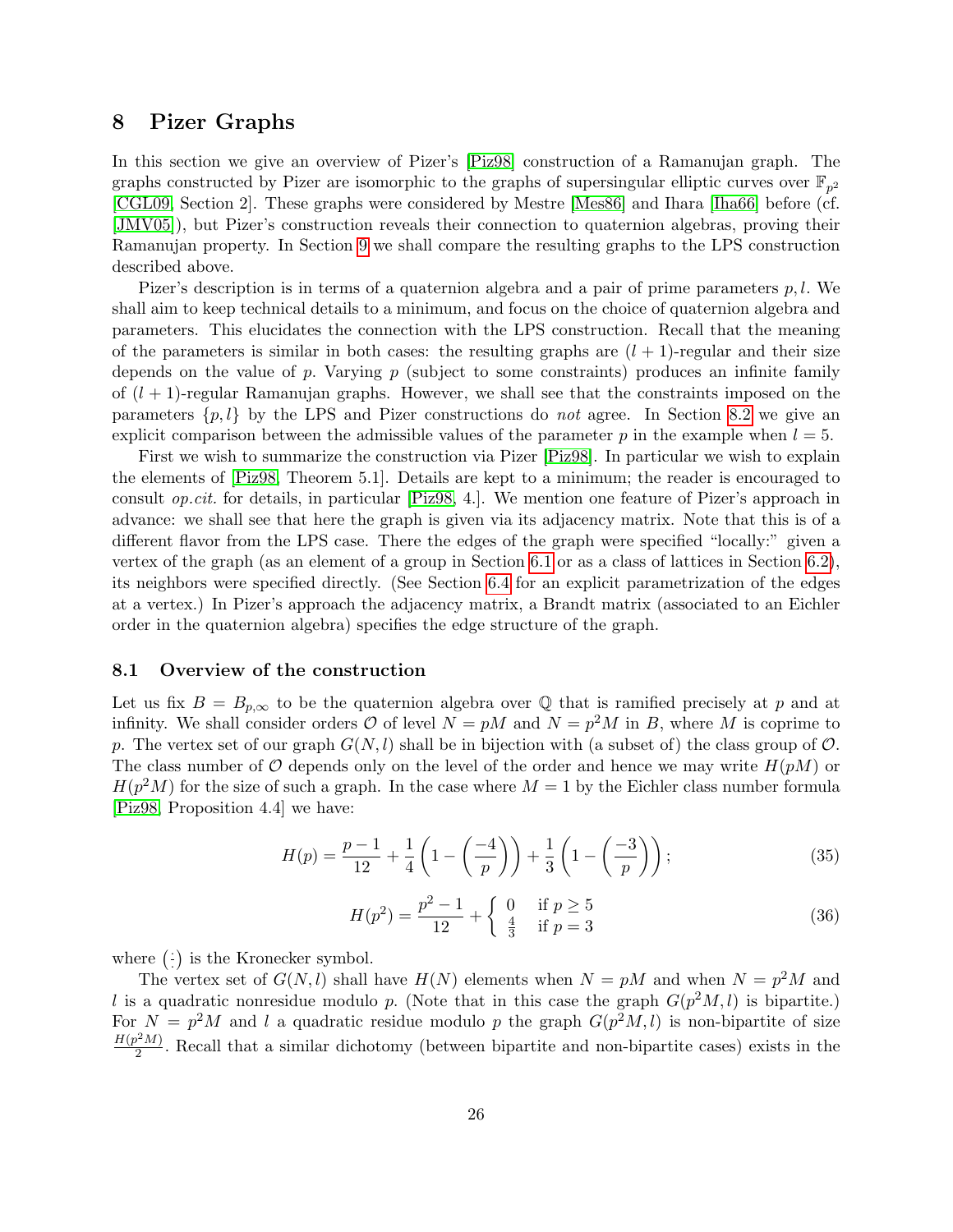## 8 Pizer Graphs

In this section we give an overview of Pizer's [Piz98] construction of a Ramanujan graph. The graphs constructed by Pizer are isomorphic to the graphs of supersingular elliptic curves over $\mathbb{F}_{p^2}$ [CGL09, Section 2]. These graphs were considered by Mestre [Mes86] and Ihara [Iha66] before (cf. [JMV05]), but Pizer's construction reveals their connection to quaternion algebras, proving their Ramanujan property. In Section 9 we shall compare the resulting graphs to the LPS construction described above.

Pizer's description is in terms of a quaternion algebra and a pair of prime parameters $p, l$. We shall aim to keep technical details to a minimum, and focus on the choice of quaternion algebra and parameters. This elucidates the connection with the LPS construction. Recall that the meaning of the parameters is similar in both cases: the resulting graphs are $(l+1)$-regular and their size depends on the value of $p$. Varying $p$ (subject to some constraints) produces an infinite family of $(l+1)$-regular Ramanujan graphs. However, we shall see that the constraints imposed on the parameters $\{p, l\}$ by the LPS and Pizer constructions do *not* agree. In Section 8.2 we give an explicit comparison between the admissible values of the parameter $p$ in the example when $l = 5$.

First we wish to summarize the construction via Pizer [Piz98]. In particular we wish to explain the elements of [Piz98, Theorem 5.1]. Details are kept to a minimum; the reader is encouraged to consult *op.cit.* for details, in particular [Piz98, 4.]. We mention one feature of Pizer's approach in advance: we shall see that here the graph is given via its adjacency matrix. Note that this is of a different flavor from the LPS case. There the edges of the graph were specified "locally:" given a vertex of the graph (as an element of a group in Section 6.1 or as a class of lattices in Section 6.2), its neighbors were specified directly. (See Section 6.4 for an explicit parametrization of the edges at a vertex.) In Pizer's approach the adjacency matrix, a Brandt matrix (associated to an Eichler order in the quaternion algebra) specifies the edge structure of the graph.

### 8.1 Overview of the construction

Let us fix $B = B_{p,\infty}$ to be the quaternion algebra over $\mathbb{Q}$ that is ramified precisely at $p$ and at infinity. We shall consider orders $\mathcal{O}$ of level $N = pM$ and $N = p^2M$ in $B$, where $M$ is coprime to $p$. The vertex set of our graph $G(N, l)$ shall be in bijection with (a subset of) the class group of $\mathcal{O}$. The class number of $\mathcal{O}$ depends only on the level of the order and hence we may write $H(pM)$ or $H(p^2M)$ for the size of such a graph. In the case where $M = 1$ by the Eichler class number formula [Piz98, Proposition 4.4] we have:

$$H(p) = \frac{p-1}{12} + \frac{1}{4}\left(1 - \left(\frac{-4}{p}\right)\right) + \frac{1}{3}\left(1 - \left(\frac{-3}{p}\right)\right); \tag{35}$$

$$H(p^2) = \frac{p^2-1}{12} + \begin{cases} 0 & \text{if } p \geq 5 \\ \frac{4}{3} & \text{if } p = 3 \end{cases} \tag{36}$$

where $\left(\frac{\cdot}{\cdot}\right)$ is the Kronecker symbol.

The vertex set of $G(N, l)$ shall have $H(N)$ elements when $N = pM$ and when $N = p^2M$ and $l$ is a quadratic nonresidue modulo $p$. (Note that in this case the graph $G(p^2M, l)$ is bipartite.) For $N = p^2M$ and $l$ a quadratic residue modulo $p$ the graph $G(p^2M, l)$ is non-bipartite of size $\frac{H(p^2M)}{2}$. Recall that a similar dichotomy (between bipartite and non-bipartite cases) exists in the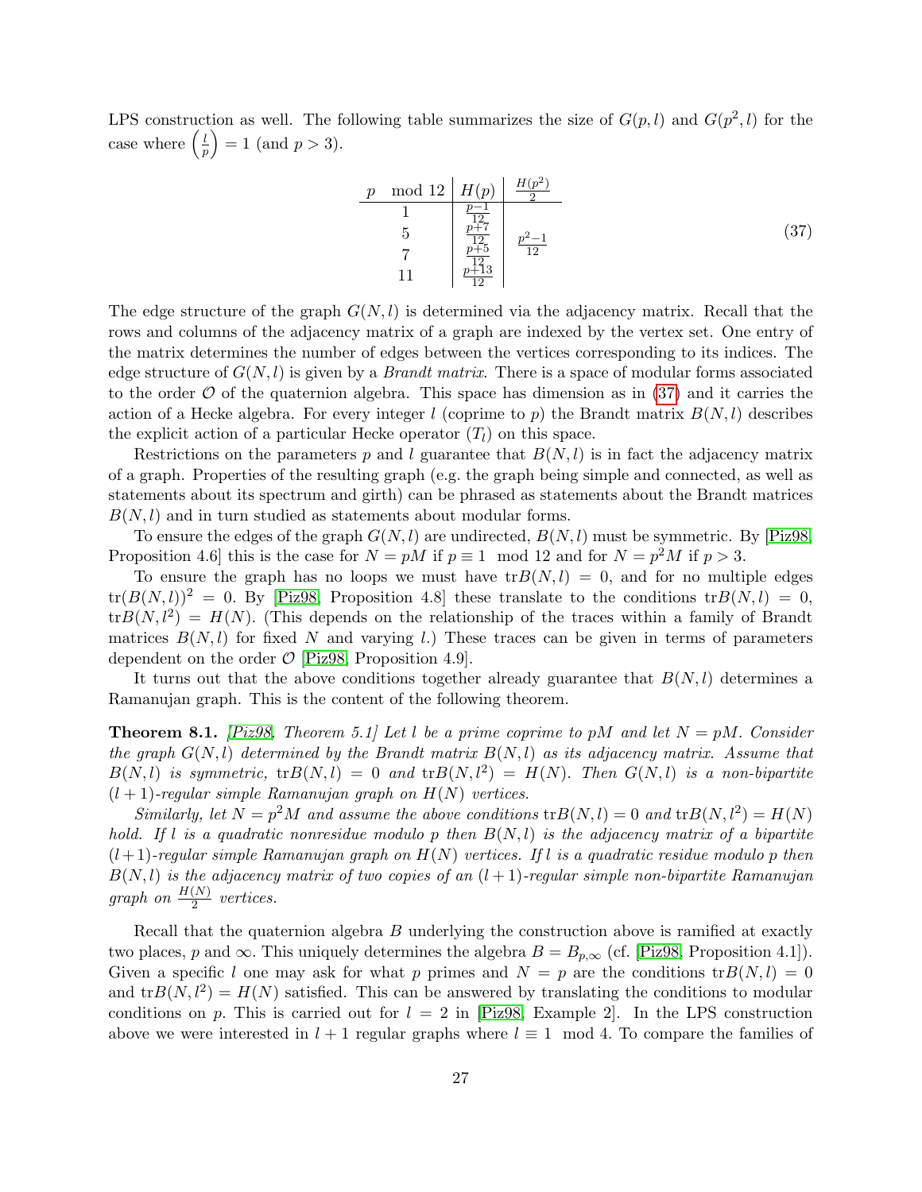LPS construction as well. The following table summarizes the size of $G(p,l)$ and $G(p^2,l)$ for the case where $\left(\frac{l}{p}\right) = 1$ (and $p > 3$).

| $p \mod 12$ | $H(p)$ | $\frac{H(p^2)}{2}$ |
|---|---|---|
| 1 | $\frac{p-1}{12}$ | |
| 5 | $\frac{p+7}{12}$ | $\frac{p^2-1}{12}$ |
| 7 | $\frac{p+5}{12}$ | |
| 11 | $\frac{p+13}{12}$ | |

(37)

The edge structure of the graph $G(N,l)$ is determined via the adjacency matrix. Recall that the rows and columns of the adjacency matrix of a graph are indexed by the vertex set. One entry of the matrix determines the number of edges between the vertices corresponding to its indices. The edge structure of $G(N,l)$ is given by a *Brandt matrix*. There is a space of modular forms associated to the order $\mathcal{O}$ of the quaternion algebra. This space has dimension as in (37) and it carries the action of a Hecke algebra. For every integer $l$ (coprime to $p$) the Brandt matrix $B(N,l)$ describes the explicit action of a particular Hecke operator ($T_l$) on this space.

Restrictions on the parameters $p$ and $l$ guarantee that $B(N,l)$ is in fact the adjacency matrix of a graph. Properties of the resulting graph (e.g. the graph being simple and connected, as well as statements about its spectrum and girth) can be phrased as statements about the Brandt matrices $B(N,l)$ and in turn studied as statements about modular forms.

To ensure the edges of the graph $G(N,l)$ are undirected, $B(N,l)$ must be symmetric. By [Piz98, Proposition 4.6] this is the case for $N = pM$ if $p \equiv 1 \mod 12$ and for $N = p^2M$ if $p > 3$.

To ensure the graph has no loops we must have $\mathrm{tr}B(N,l) = 0$, and for no multiple edges $\mathrm{tr}(B(N,l))^2 = 0$. By [Piz98, Proposition 4.8] these translate to the conditions $\mathrm{tr}B(N,l) = 0$, $\mathrm{tr}B(N,l^2) = H(N)$. (This depends on the relationship of the traces within a family of Brandt matrices $B(N,l)$ for fixed $N$ and varying $l$.) These traces can be given in terms of parameters dependent on the order $\mathcal{O}$ [Piz98, Proposition 4.9].

It turns out that the above conditions together already guarantee that $B(N,l)$ determines a Ramanujan graph. This is the content of the following theorem.

**Theorem 8.1.** *[Piz98, Theorem 5.1] Let $l$ be a prime coprime to $pM$ and let $N = pM$. Consider the graph $G(N,l)$ determined by the Brandt matrix $B(N,l)$ as its adjacency matrix. Assume that $B(N,l)$ is symmetric, $\mathrm{tr}B(N,l) = 0$ and $\mathrm{tr}B(N,l^2) = H(N)$. Then $G(N,l)$ is a non-bipartite $(l+1)$-regular simple Ramanujan graph on $H(N)$ vertices.*

*Similarly, let $N = p^2M$ and assume the above conditions $\mathrm{tr}B(N,l) = 0$ and $\mathrm{tr}B(N,l^2) = H(N)$ hold. If $l$ is a quadratic nonresidue modulo $p$ then $B(N,l)$ is the adjacency matrix of a bipartite $(l+1)$-regular simple Ramanujan graph on $H(N)$ vertices. If $l$ is a quadratic residue modulo $p$ then $B(N,l)$ is the adjacency matrix of two copies of an $(l+1)$-regular simple non-bipartite Ramanujan graph on $\frac{H(N)}{2}$ vertices.*

Recall that the quaternion algebra $B$ underlying the construction above is ramified at exactly two places, $p$ and $\infty$. This uniquely determines the algebra $B = B_{p,\infty}$ (cf. [Piz98, Proposition 4.1]). Given a specific $l$ one may ask for what $p$ primes and $N = p$ are the conditions $\mathrm{tr}B(N,l) = 0$ and $\mathrm{tr}B(N,l^2) = H(N)$ satisfied. This can be answered by translating the conditions to modular conditions on $p$. This is carried out for $l = 2$ in [Piz98, Example 2]. In the LPS construction above we were interested in $l + 1$ regular graphs where $l \equiv 1 \mod 4$. To compare the families of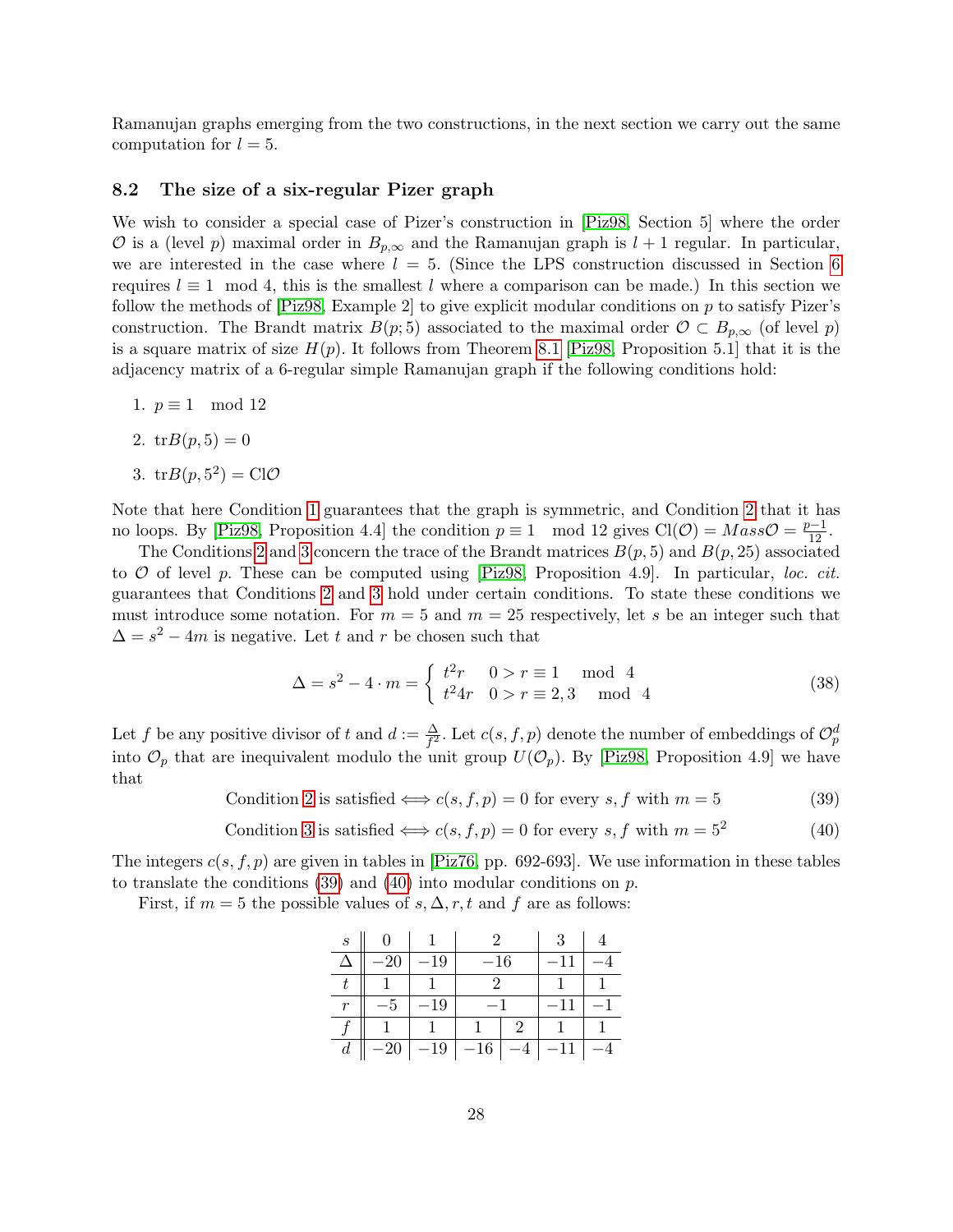Ramanujan graphs emerging from the two constructions, in the next section we carry out the same computation for $l = 5$.

### 8.2 The size of a six-regular Pizer graph

We wish to consider a special case of Pizer's construction in [Piz98, Section 5] where the order $\mathcal{O}$ is a (level $p$) maximal order in $B_{p,\infty}$ and the Ramanujan graph is $l+1$ regular. In particular, we are interested in the case where $l = 5$. (Since the LPS construction discussed in Section 6 requires $l \equiv 1 \mod 4$, this is the smallest $l$ where a comparison can be made.) In this section we follow the methods of [Piz98, Example 2] to give explicit modular conditions on $p$ to satisfy Pizer's construction. The Brandt matrix $B(p; 5)$ associated to the maximal order $\mathcal{O} \subset B_{p,\infty}$ (of level $p$) is a square matrix of size $H(p)$. It follows from Theorem 8.1 [Piz98, Proposition 5.1] that it is the adjacency matrix of a 6-regular simple Ramanujan graph if the following conditions hold:

1. $p \equiv 1 \mod 12$
2. $\mathrm{tr}B(p, 5) = 0$
3. $\mathrm{tr}B(p, 5^2) = \mathrm{Cl}\mathcal{O}$

Note that here Condition 1 guarantees that the graph is symmetric, and Condition 2 that it has no loops. By [Piz98, Proposition 4.4] the condition $p \equiv 1 \mod 12$ gives $\mathrm{Cl}(\mathcal{O}) = Mass\mathcal{O} = \frac{p-1}{12}$.

The Conditions 2 and 3 concern the trace of the Brandt matrices $B(p, 5)$ and $B(p, 25)$ associated to $\mathcal{O}$ of level $p$. These can be computed using [Piz98, Proposition 4.9]. In particular, *loc. cit.* guarantees that Conditions 2 and 3 hold under certain conditions. To state these conditions we must introduce some notation. For $m = 5$ and $m = 25$ respectively, let $s$ be an integer such that $\Delta = s^2 - 4m$ is negative. Let $t$ and $r$ be chosen such that

$$\Delta = s^2 - 4 \cdot m = \begin{cases} t^2 r & 0 > r \equiv 1 \mod 4 \\ t^2 4r & 0 > r \equiv 2, 3 \mod 4 \end{cases} \tag{38}$$

Let $f$ be any positive divisor of $t$ and $d := \frac{\Delta}{f^2}$. Let $c(s, f, p)$ denote the number of embeddings of $\mathcal{O}_p^d$ into $\mathcal{O}_p$ that are inequivalent modulo the unit group $U(\mathcal{O}_p)$. By [Piz98, Proposition 4.9] we have that

$$\text{Condition 2 is satisfied} \iff c(s, f, p) = 0 \text{ for every } s, f \text{ with } m = 5 \tag{39}$$

$$\text{Condition 3 is satisfied} \iff c(s, f, p) = 0 \text{ for every } s, f \text{ with } m = 5^2 \tag{40}$$

The integers $c(s, f, p)$ are given in tables in [Piz76, pp. 692-693]. We use information in these tables to translate the conditions (39) and (40) into modular conditions on $p$.

First, if $m = 5$ the possible values of $s, \Delta, r, t$ and $f$ are as follows:

| $s$ | 0 | 1 | 2 | | 3 | 4 |
|---|---|---|---|---|---|---|
| $\Delta$ | $-20$ | $-19$ | $-16$ | | $-11$ | $-4$ |
| $t$ | 1 | 1 | 2 | | 1 | 1 |
| $r$ | $-5$ | $-19$ | $-1$ | | $-11$ | $-1$ |
| $f$ | 1 | 1 | 1 | 2 | 1 | 1 |
| $d$ | $-20$ | $-19$ | $-16$ | $-4$ | $-11$ | $-4$ |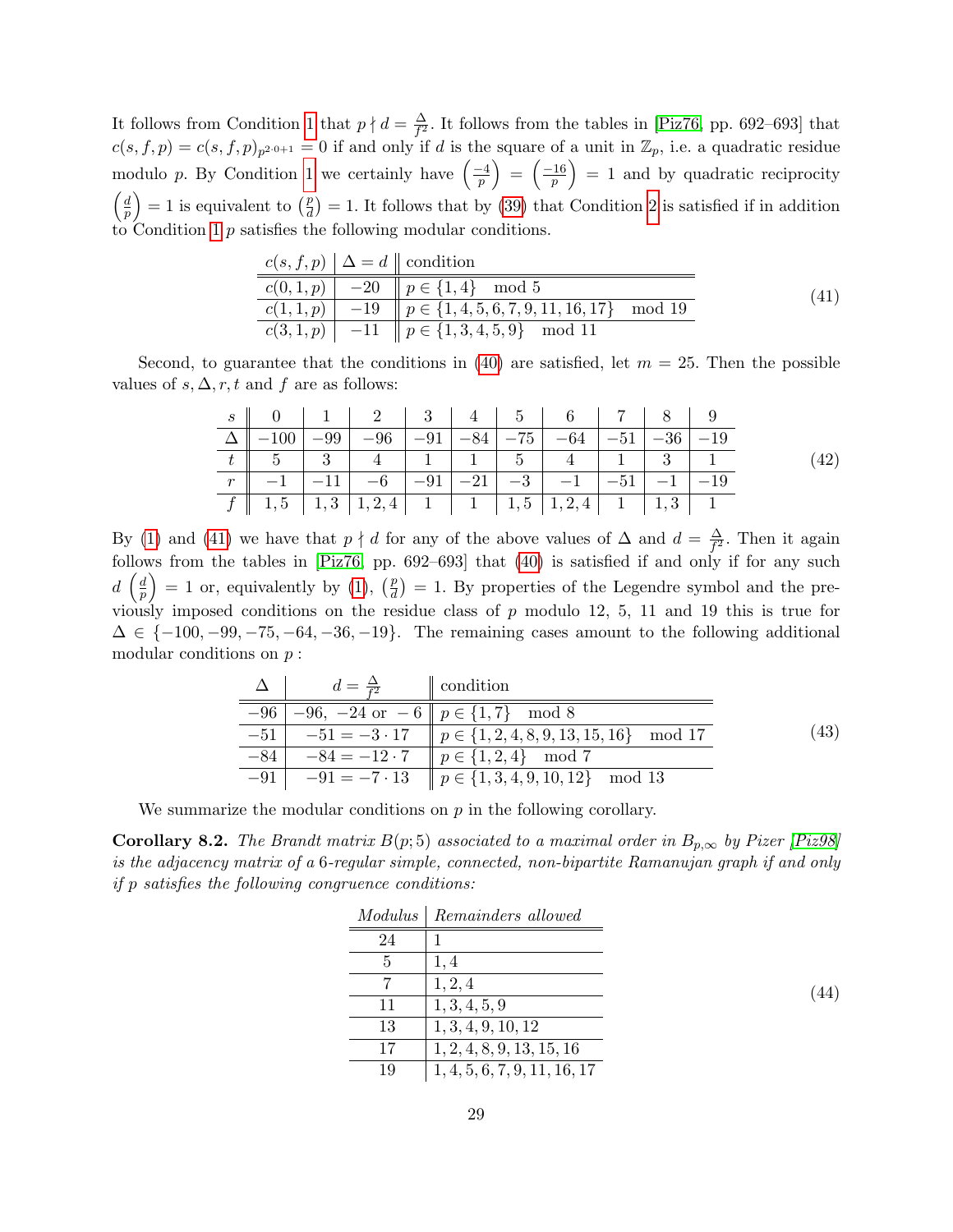It follows from Condition 1 that $p \nmid d = \frac{\Delta}{f^2}$. It follows from the tables in [Piz76, pp. 692–693] that $c(s,f,p) = c(s,f,p)_{p^{2\cdot 0+1}} = 0$ if and only if $d$ is the square of a unit in $\mathbb{Z}_p$, i.e. a quadratic residue modulo $p$. By Condition 1 we certainly have $\left(\frac{-4}{p}\right) = \left(\frac{-16}{p}\right) = 1$ and by quadratic reciprocity $\left(\frac{d}{p}\right) = 1$ is equivalent to $\left(\frac{p}{d}\right) = 1$. It follows that by (39) that Condition 2 is satisfied if in addition to Condition 1 $p$ satisfies the following modular conditions.

$$(41)$$

| $c(s,f,p)$ | $\Delta = d$ | condition |
|---|---|---|
| $c(0,1,p)$ | $-20$ | $p \in \{1,4\} \mod 5$ |
| $c(1,1,p)$ | $-19$ | $p \in \{1,4,5,6,7,9,11,16,17\} \mod 19$ |
| $c(3,1,p)$ | $-11$ | $p \in \{1,3,4,5,9\} \mod 11$ |

Second, to guarantee that the conditions in (40) are satisfied, let $m = 25$. Then the possible values of $s, \Delta, r, t$ and $f$ are as follows:

$$(42)$$

| $s$ | 0 | 1 | 2 | 3 | 4 | 5 | 6 | 7 | 8 | 9 |
|---|---|---|---|---|---|---|---|---|---|---|
| $\Delta$ | $-100$ | $-99$ | $-96$ | $-91$ | $-84$ | $-75$ | $-64$ | $-51$ | $-36$ | $-19$ |
| $t$ | 5 | 3 | 4 | 1 | 1 | 5 | 4 | 1 | 3 | 1 |
| $r$ | $-1$ | $-11$ | $-6$ | $-91$ | $-21$ | $-3$ | $-1$ | $-51$ | $-1$ | $-19$ |
| $f$ | $1,5$ | $1,3$ | $1,2,4$ | 1 | 1 | $1,5$ | $1,2,4$ | 1 | $1,3$ | 1 |

By (1) and (41) we have that $p \nmid d$ for any of the above values of $\Delta$ and $d = \frac{\Delta}{f^2}$. Then it again follows from the tables in [Piz76, pp. 692–693] that (40) is satisfied if and only if for any such $d$ $\left(\frac{d}{p}\right) = 1$ or, equivalently by (1), $\left(\frac{p}{d}\right) = 1$. By properties of the Legendre symbol and the previously imposed conditions on the residue class of $p$ modulo 12, 5, 11 and 19 this is true for $\Delta \in \{-100, -99, -75, -64, -36, -19\}$. The remaining cases amount to the following additional modular conditions on $p$ :

$$(43)$$

| $\Delta$ | $d = \frac{\Delta}{f^2}$ | condition |
|---|---|---|
| $-96$ | $-96,\ -24$ or $-6$ | $p \in \{1,7\} \mod 8$ |
| $-51$ | $-51 = -3 \cdot 17$ | $p \in \{1,2,4,8,9,13,15,16\} \mod 17$ |
| $-84$ | $-84 = -12 \cdot 7$ | $p \in \{1,2,4\} \mod 7$ |
| $-91$ | $-91 = -7 \cdot 13$ | $p \in \{1,3,4,9,10,12\} \mod 13$ |

We summarize the modular conditions on $p$ in the following corollary.

**Corollary 8.2.** *The Brandt matrix $B(p;5)$ associated to a maximal order in $B_{p,\infty}$ by Pizer [Piz98] is the adjacency matrix of a 6-regular simple, connected, non-bipartite Ramanujan graph if and only if $p$ satisfies the following congruence conditions:*

$$(44)$$

| *Modulus* | *Remainders allowed* |
|---|---|
| 24 | 1 |
| 5 | 1, 4 |
| 7 | 1, 2, 4 |
| 11 | 1, 3, 4, 5, 9 |
| 13 | 1, 3, 4, 9, 10, 12 |
| 17 | 1, 2, 4, 8, 9, 13, 15, 16 |
| 19 | 1, 4, 5, 6, 7, 9, 11, 16, 17 |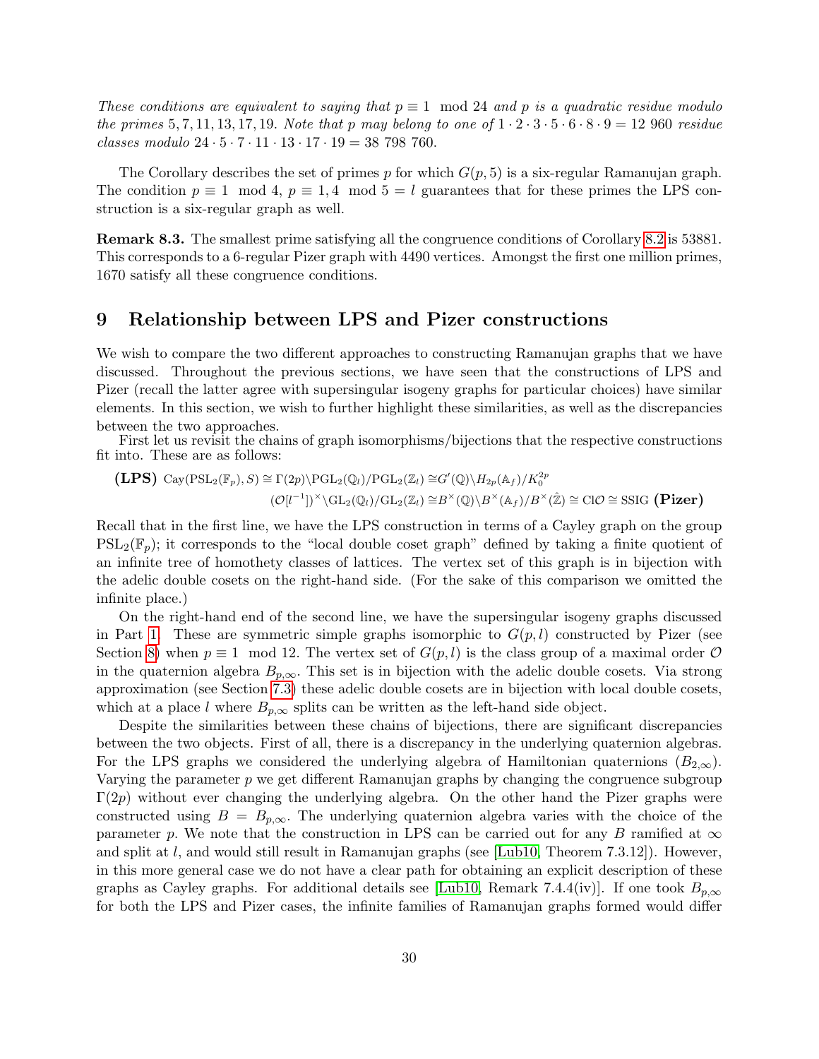*These conditions are equivalent to saying that $p \equiv 1 \mod 24$ and $p$ is a quadratic residue modulo the primes $5, 7, 11, 13, 17, 19$. Note that $p$ may belong to one of $1 \cdot 2 \cdot 3 \cdot 5 \cdot 6 \cdot 8 \cdot 9 = 12\,960$ residue classes modulo $24 \cdot 5 \cdot 7 \cdot 11 \cdot 13 \cdot 17 \cdot 19 = 38\,798\,760$.*

The Corollary describes the set of primes $p$ for which $G(p, 5)$ is a six-regular Ramanujan graph. The condition $p \equiv 1 \mod 4$, $p \equiv 1, 4 \mod 5 = l$ guarantees that for these primes the LPS construction is a six-regular graph as well.

**Remark 8.3.** The smallest prime satisfying all the congruence conditions of Corollary 8.2 is 53881. This corresponds to a 6-regular Pizer graph with 4490 vertices. Amongst the first one million primes, 1670 satisfy all these congruence conditions.

# 9 Relationship between LPS and Pizer constructions

We wish to compare the two different approaches to constructing Ramanujan graphs that we have discussed. Throughout the previous sections, we have seen that the constructions of LPS and Pizer (recall the latter agree with supersingular isogeny graphs for particular choices) have similar elements. In this section, we wish to further highlight these similarities, as well as the discrepancies between the two approaches.

First let us revisit the chains of graph isomorphisms/bijections that the respective constructions fit into. These are as follows:

$$\textbf{(LPS)}\ \mathrm{Cay}(\mathrm{PSL}_2(\mathbb{F}_p), S) \cong \Gamma(2p)\backslash \mathrm{PGL}_2(\mathbb{Q}_l)/\mathrm{PGL}_2(\mathbb{Z}_l) \cong G'(\mathbb{Q})\backslash H_{2p}(\mathbb{A}_f)/K_0^{2p}$$

$$(\mathcal{O}[l^{-1}])^\times \backslash \mathrm{GL}_2(\mathbb{Q}_l)/\mathrm{GL}_2(\mathbb{Z}_l) \cong B^\times(\mathbb{Q})\backslash B^\times(\mathbb{A}_f)/B^\times(\hat{\mathbb{Z}}) \cong \mathrm{Cl}\mathcal{O} \cong \mathrm{SSIG}\ \textbf{(Pizer)}$$

Recall that in the first line, we have the LPS construction in terms of a Cayley graph on the group $\mathrm{PSL}_2(\mathbb{F}_p)$; it corresponds to the "local double coset graph" defined by taking a finite quotient of an infinite tree of homothety classes of lattices. The vertex set of this graph is in bijection with the adelic double cosets on the right-hand side. (For the sake of this comparison we omitted the infinite place.)

On the right-hand end of the second line, we have the supersingular isogeny graphs discussed in Part 1. These are symmetric simple graphs isomorphic to $G(p, l)$ constructed by Pizer (see Section 8) when $p \equiv 1 \mod 12$. The vertex set of $G(p, l)$ is the class group of a maximal order $\mathcal{O}$ in the quaternion algebra $B_{p,\infty}$. This set is in bijection with the adelic double cosets. Via strong approximation (see Section 7.3) these adelic double cosets are in bijection with local double cosets, which at a place $l$ where $B_{p,\infty}$ splits can be written as the left-hand side object.

Despite the similarities between these chains of bijections, there are significant discrepancies between the two objects. First of all, there is a discrepancy in the underlying quaternion algebras. For the LPS graphs we considered the underlying algebra of Hamiltonian quaternions ($B_{2,\infty}$). Varying the parameter $p$ we get different Ramanujan graphs by changing the congruence subgroup $\Gamma(2p)$ without ever changing the underlying algebra. On the other hand the Pizer graphs were constructed using $B = B_{p,\infty}$. The underlying quaternion algebra varies with the choice of the parameter $p$. We note that the construction in LPS can be carried out for any $B$ ramified at $\infty$ and split at $l$, and would still result in Ramanujan graphs (see [Lub10, Theorem 7.3.12]). However, in this more general case we do not have a clear path for obtaining an explicit description of these graphs as Cayley graphs. For additional details see [Lub10, Remark 7.4.4(iv)]. If one took $B_{p,\infty}$ for both the LPS and Pizer cases, the infinite families of Ramanujan graphs formed would differ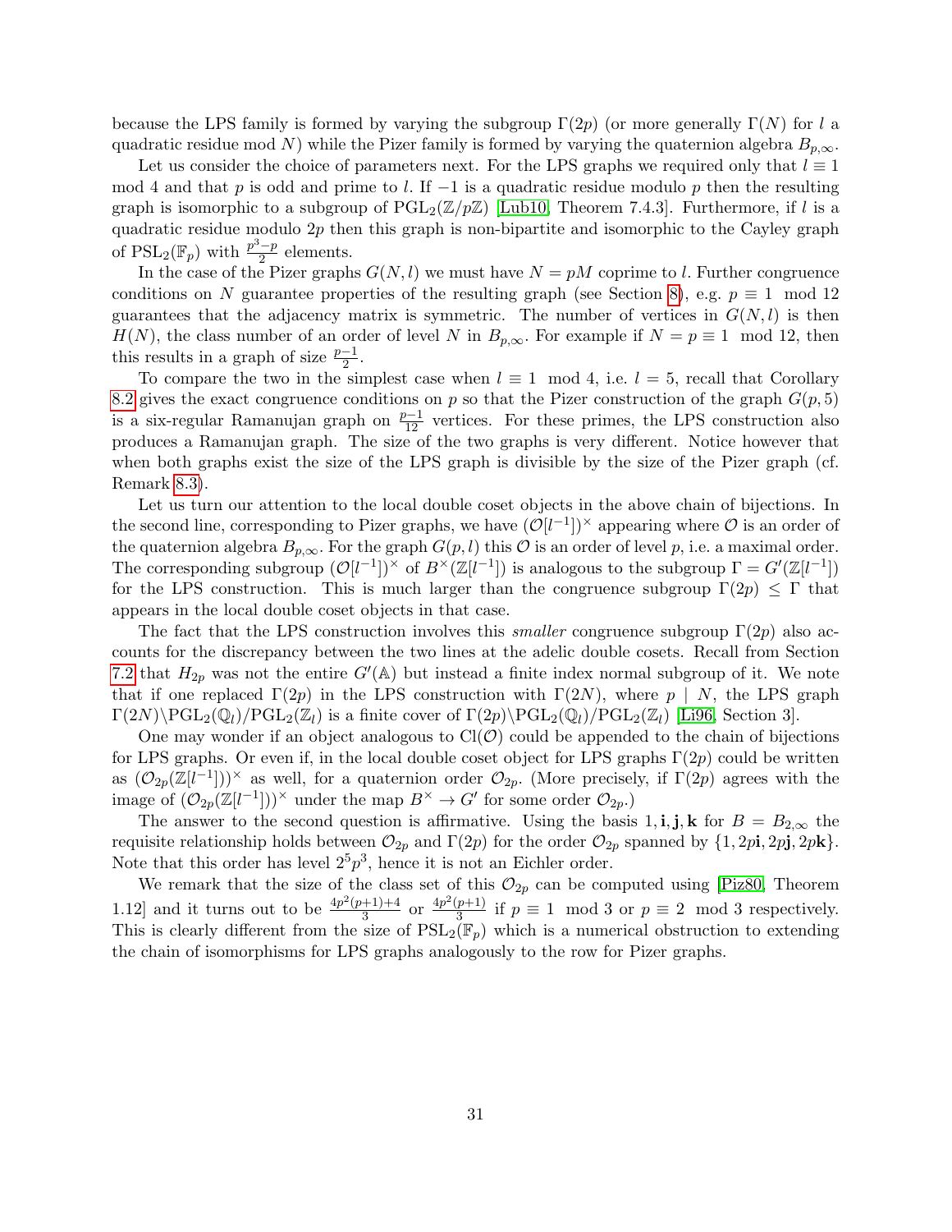because the LPS family is formed by varying the subgroup $\Gamma(2p)$ (or more generally $\Gamma(N)$ for $l$ a quadratic residue mod $N$) while the Pizer family is formed by varying the quaternion algebra $B_{p,\infty}$.

Let us consider the choice of parameters next. For the LPS graphs we required only that $l \equiv 1 \mod 4$ and that $p$ is odd and prime to $l$. If $-1$ is a quadratic residue modulo $p$ then the resulting graph is isomorphic to a subgroup of $\mathrm{PGL}_2(\mathbb{Z}/p\mathbb{Z})$ [Lub10, Theorem 7.4.3]. Furthermore, if $l$ is a quadratic residue modulo $2p$ then this graph is non-bipartite and isomorphic to the Cayley graph of $\mathrm{PSL}_2(\mathbb{F}_p)$ with $\frac{p^3-p}{2}$ elements.

In the case of the Pizer graphs $G(N,l)$ we must have $N = pM$ coprime to $l$. Further congruence conditions on $N$ guarantee properties of the resulting graph (see Section 8), e.g. $p \equiv 1 \mod 12$ guarantees that the adjacency matrix is symmetric. The number of vertices in $G(N,l)$ is then $H(N)$, the class number of an order of level $N$ in $B_{p,\infty}$. For example if $N = p \equiv 1 \mod 12$, then this results in a graph of size $\frac{p-1}{2}$.

To compare the two in the simplest case when $l \equiv 1 \mod 4$, i.e. $l = 5$, recall that Corollary 8.2 gives the exact congruence conditions on $p$ so that the Pizer construction of the graph $G(p,5)$ is a six-regular Ramanujan graph on $\frac{p-1}{12}$ vertices. For these primes, the LPS construction also produces a Ramanujan graph. The size of the two graphs is very different. Notice however that when both graphs exist the size of the LPS graph is divisible by the size of the Pizer graph (cf. Remark 8.3).

Let us turn our attention to the local double coset objects in the above chain of bijections. In the second line, corresponding to Pizer graphs, we have $(\mathcal{O}[l^{-1}])^\times$ appearing where $\mathcal{O}$ is an order of the quaternion algebra $B_{p,\infty}$. For the graph $G(p,l)$ this $\mathcal{O}$ is an order of level $p$, i.e. a maximal order. The corresponding subgroup $(\mathcal{O}[l^{-1}])^\times$ of $B^\times(\mathbb{Z}[l^{-1}])$ is analogous to the subgroup $\Gamma = G'(\mathbb{Z}[l^{-1}])$ for the LPS construction. This is much larger than the congruence subgroup $\Gamma(2p) \leq \Gamma$ that appears in the local double coset objects in that case.

The fact that the LPS construction involves this *smaller* congruence subgroup $\Gamma(2p)$ also accounts for the discrepancy between the two lines at the adelic double cosets. Recall from Section 7.2 that $H_{2p}$ was not the entire $G'(\mathbb{A})$ but instead a finite index normal subgroup of it. We note that if one replaced $\Gamma(2p)$ in the LPS construction with $\Gamma(2N)$, where $p \mid N$, the LPS graph $\Gamma(2N)\backslash\mathrm{PGL}_2(\mathbb{Q}_l)/\mathrm{PGL}_2(\mathbb{Z}_l)$ is a finite cover of $\Gamma(2p)\backslash\mathrm{PGL}_2(\mathbb{Q}_l)/\mathrm{PGL}_2(\mathbb{Z}_l)$ [Li96, Section 3].

One may wonder if an object analogous to $\mathrm{Cl}(\mathcal{O})$ could be appended to the chain of bijections for LPS graphs. Or even if, in the local double coset object for LPS graphs $\Gamma(2p)$ could be written as $(\mathcal{O}_{2p}(\mathbb{Z}[l^{-1}]))^\times$ as well, for a quaternion order $\mathcal{O}_{2p}$. (More precisely, if $\Gamma(2p)$ agrees with the image of $(\mathcal{O}_{2p}(\mathbb{Z}[l^{-1}]))^\times$ under the map $B^\times \to G'$ for some order $\mathcal{O}_{2p}$.)

The answer to the second question is affirmative. Using the basis $1, \mathbf{i}, \mathbf{j}, \mathbf{k}$ for $B = B_{2,\infty}$ the requisite relationship holds between $\mathcal{O}_{2p}$ and $\Gamma(2p)$ for the order $\mathcal{O}_{2p}$ spanned by $\{1, 2p\mathbf{i}, 2p\mathbf{j}, 2p\mathbf{k}\}$. Note that this order has level $2^5p^3$, hence it is not an Eichler order.

We remark that the size of the class set of this $\mathcal{O}_{2p}$ can be computed using [Piz80, Theorem 1.12] and it turns out to be $\frac{4p^2(p+1)+4}{3}$ or $\frac{4p^2(p+1)}{3}$ if $p \equiv 1 \mod 3$ or $p \equiv 2 \mod 3$ respectively. This is clearly different from the size of $\mathrm{PSL}_2(\mathbb{F}_p)$ which is a numerical obstruction to extending the chain of isomorphisms for LPS graphs analogously to the row for Pizer graphs.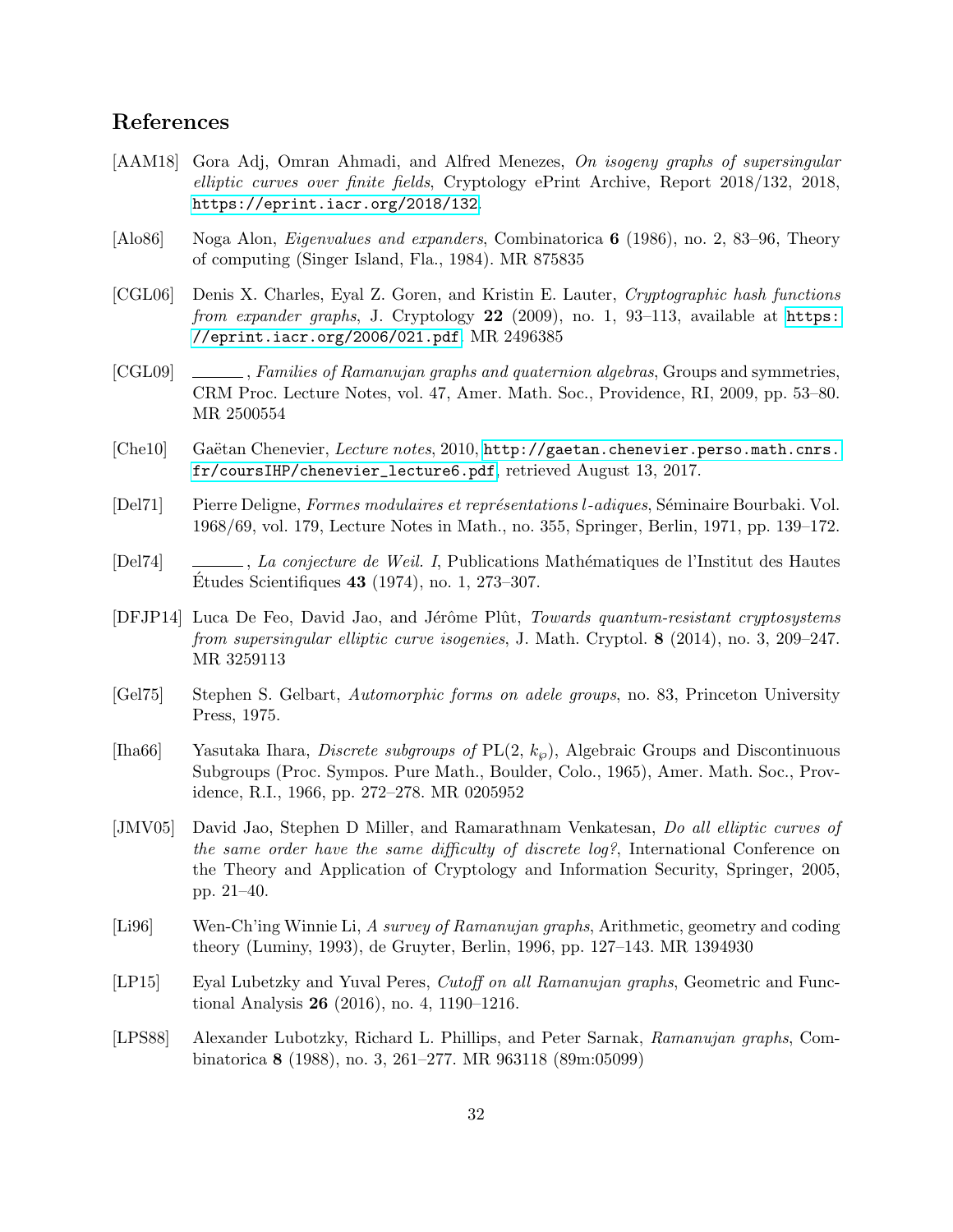## References

[AAM18] Gora Adj, Omran Ahmadi, and Alfred Menezes, *On isogeny graphs of supersingular elliptic curves over finite fields*, Cryptology ePrint Archive, Report 2018/132, 2018, https://eprint.iacr.org/2018/132.

[Alo86] Noga Alon, *Eigenvalues and expanders*, Combinatorica **6** (1986), no. 2, 83–96, Theory of computing (Singer Island, Fla., 1984). MR 875835

[CGL06] Denis X. Charles, Eyal Z. Goren, and Kristin E. Lauter, *Cryptographic hash functions from expander graphs*, J. Cryptology **22** (2009), no. 1, 93–113, available at https://eprint.iacr.org/2006/021.pdf. MR 2496385

[CGL09] ______, *Families of Ramanujan graphs and quaternion algebras*, Groups and symmetries, CRM Proc. Lecture Notes, vol. 47, Amer. Math. Soc., Providence, RI, 2009, pp. 53–80. MR 2500554

[Che10] Gaëtan Chenevier, *Lecture notes*, 2010, http://gaetan.chenevier.perso.math.cnrs.fr/coursIHP/chenevier_lecture6.pdf, retrieved August 13, 2017.

[Del71] Pierre Deligne, *Formes modulaires et représentations l-adiques*, Séminaire Bourbaki. Vol. 1968/69, vol. 179, Lecture Notes in Math., no. 355, Springer, Berlin, 1971, pp. 139–172.

[Del74] ______, *La conjecture de Weil. I*, Publications Mathématiques de l'Institut des Hautes Études Scientifiques **43** (1974), no. 1, 273–307.

[DFJP14] Luca De Feo, David Jao, and Jérôme Plût, *Towards quantum-resistant cryptosystems from supersingular elliptic curve isogenies*, J. Math. Cryptol. **8** (2014), no. 3, 209–247. MR 3259113

[Gel75] Stephen S. Gelbart, *Automorphic forms on adele groups*, no. 83, Princeton University Press, 1975.

[Iha66] Yasutaka Ihara, *Discrete subgroups of* PL(2, $k_\wp$), Algebraic Groups and Discontinuous Subgroups (Proc. Sympos. Pure Math., Boulder, Colo., 1965), Amer. Math. Soc., Providence, R.I., 1966, pp. 272–278. MR 0205952

[JMV05] David Jao, Stephen D Miller, and Ramarathnam Venkatesan, *Do all elliptic curves of the same order have the same difficulty of discrete log?*, International Conference on the Theory and Application of Cryptology and Information Security, Springer, 2005, pp. 21–40.

[Li96] Wen-Ch'ing Winnie Li, *A survey of Ramanujan graphs*, Arithmetic, geometry and coding theory (Luminy, 1993), de Gruyter, Berlin, 1996, pp. 127–143. MR 1394930

[LP15] Eyal Lubetzky and Yuval Peres, *Cutoff on all Ramanujan graphs*, Geometric and Functional Analysis **26** (2016), no. 4, 1190–1216.

[LPS88] Alexander Lubotzky, Richard L. Phillips, and Peter Sarnak, *Ramanujan graphs*, Combinatorica **8** (1988), no. 3, 261–277. MR 963118 (89m:05099)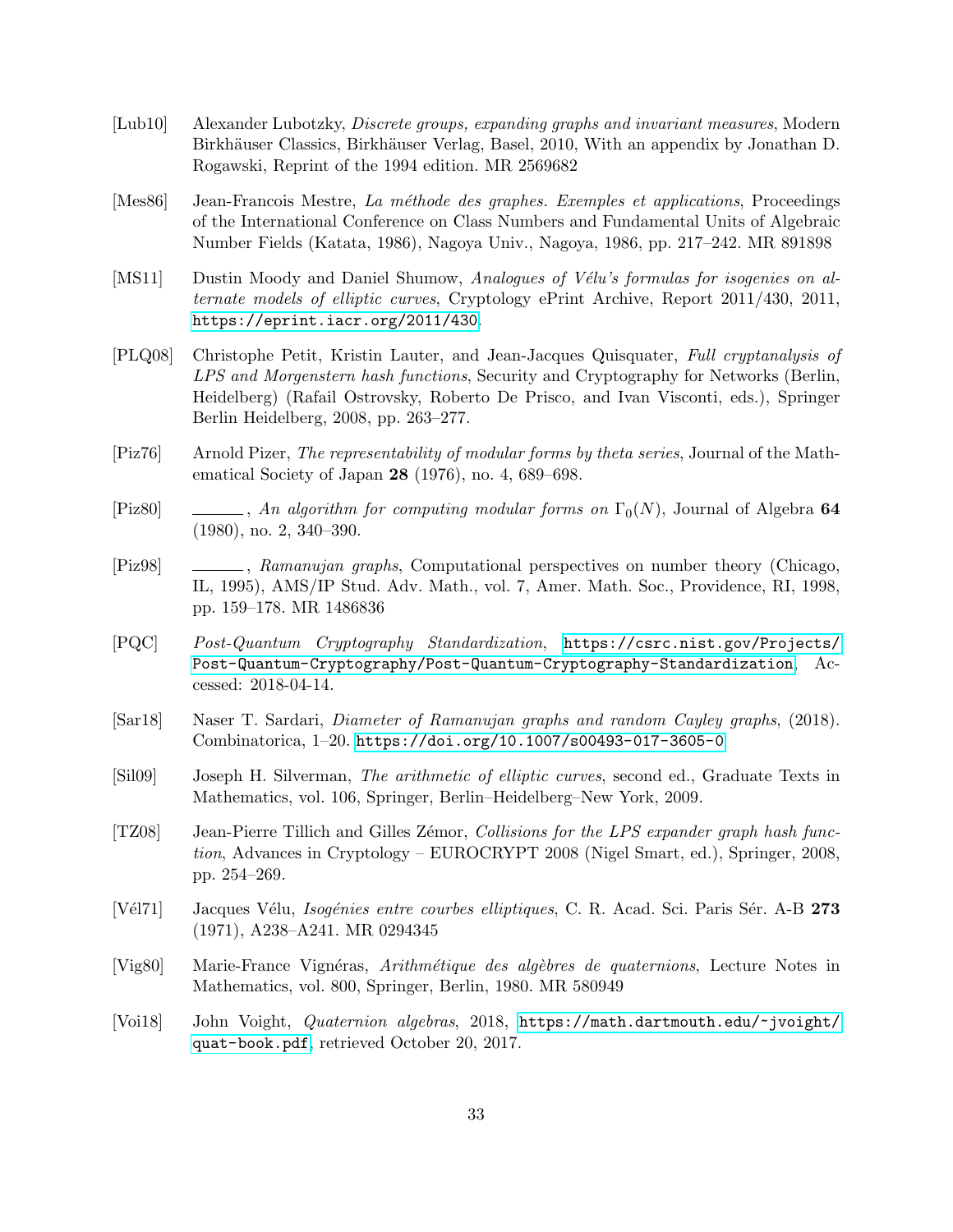[Lub10] Alexander Lubotzky, *Discrete groups, expanding graphs and invariant measures*, Modern Birkhäuser Classics, Birkhäuser Verlag, Basel, 2010, With an appendix by Jonathan D. Rogawski, Reprint of the 1994 edition. MR 2569682

[Mes86] Jean-Francois Mestre, *La méthode des graphes. Exemples et applications*, Proceedings of the International Conference on Class Numbers and Fundamental Units of Algebraic Number Fields (Katata, 1986), Nagoya Univ., Nagoya, 1986, pp. 217–242. MR 891898

[MS11] Dustin Moody and Daniel Shumow, *Analogues of Vélu's formulas for isogenies on alternate models of elliptic curves*, Cryptology ePrint Archive, Report 2011/430, 2011, https://eprint.iacr.org/2011/430.

[PLQ08] Christophe Petit, Kristin Lauter, and Jean-Jacques Quisquater, *Full cryptanalysis of LPS and Morgenstern hash functions*, Security and Cryptography for Networks (Berlin, Heidelberg) (Rafail Ostrovsky, Roberto De Prisco, and Ivan Visconti, eds.), Springer Berlin Heidelberg, 2008, pp. 263–277.

[Piz76] Arnold Pizer, *The representability of modular forms by theta series*, Journal of the Mathematical Society of Japan **28** (1976), no. 4, 689–698.

[Piz80] ______, *An algorithm for computing modular forms on $\Gamma_0(N)$*, Journal of Algebra **64** (1980), no. 2, 340–390.

[Piz98] ______, *Ramanujan graphs*, Computational perspectives on number theory (Chicago, IL, 1995), AMS/IP Stud. Adv. Math., vol. 7, Amer. Math. Soc., Providence, RI, 1998, pp. 159–178. MR 1486836

[PQC] *Post-Quantum Cryptography Standardization*, https://csrc.nist.gov/Projects/Post-Quantum-Cryptography/Post-Quantum-Cryptography-Standardization, Accessed: 2018-04-14.

[Sar18] Naser T. Sardari, *Diameter of Ramanujan graphs and random Cayley graphs*, (2018). Combinatorica, 1–20. https://doi.org/10.1007/s00493-017-3605-0

[Sil09] Joseph H. Silverman, *The arithmetic of elliptic curves*, second ed., Graduate Texts in Mathematics, vol. 106, Springer, Berlin–Heidelberg–New York, 2009.

[TZ08] Jean-Pierre Tillich and Gilles Zémor, *Collisions for the LPS expander graph hash function*, Advances in Cryptology – EUROCRYPT 2008 (Nigel Smart, ed.), Springer, 2008, pp. 254–269.

[Vél71] Jacques Vélu, *Isogénies entre courbes elliptiques*, C. R. Acad. Sci. Paris Sér. A-B **273** (1971), A238–A241. MR 0294345

[Vig80] Marie-France Vignéras, *Arithmétique des algèbres de quaternions*, Lecture Notes in Mathematics, vol. 800, Springer, Berlin, 1980. MR 580949

[Voi18] John Voight, *Quaternion algebras*, 2018, https://math.dartmouth.edu/~jvoight/quat-book.pdf, retrieved October 20, 2017.